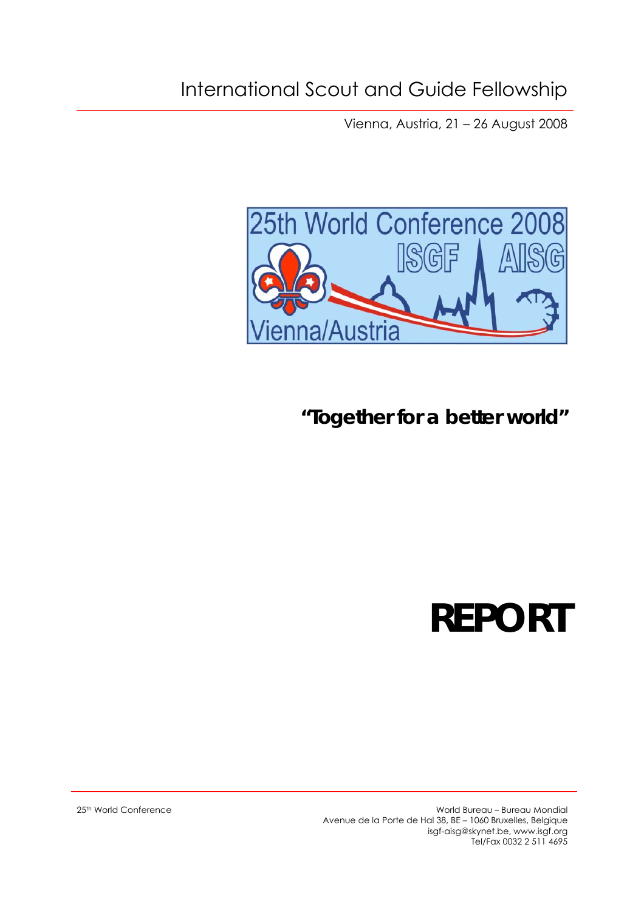# International Scout and Guide Fellowship

Vienna, Austria, 21 – 26 August 2008

25th World Conference 2008

ISGF AISG

Vienna/Austria

**"Together for a better world"**

# REPORT

25th World Conference

World Bureau – Bureau Mondial
Avenue de la Porte de Hal 38, BE – 1060 Bruxelles, Belgique
isgf-aisg@skynet.be, www.isgf.org
Tel/Fax 0032 2 511 4695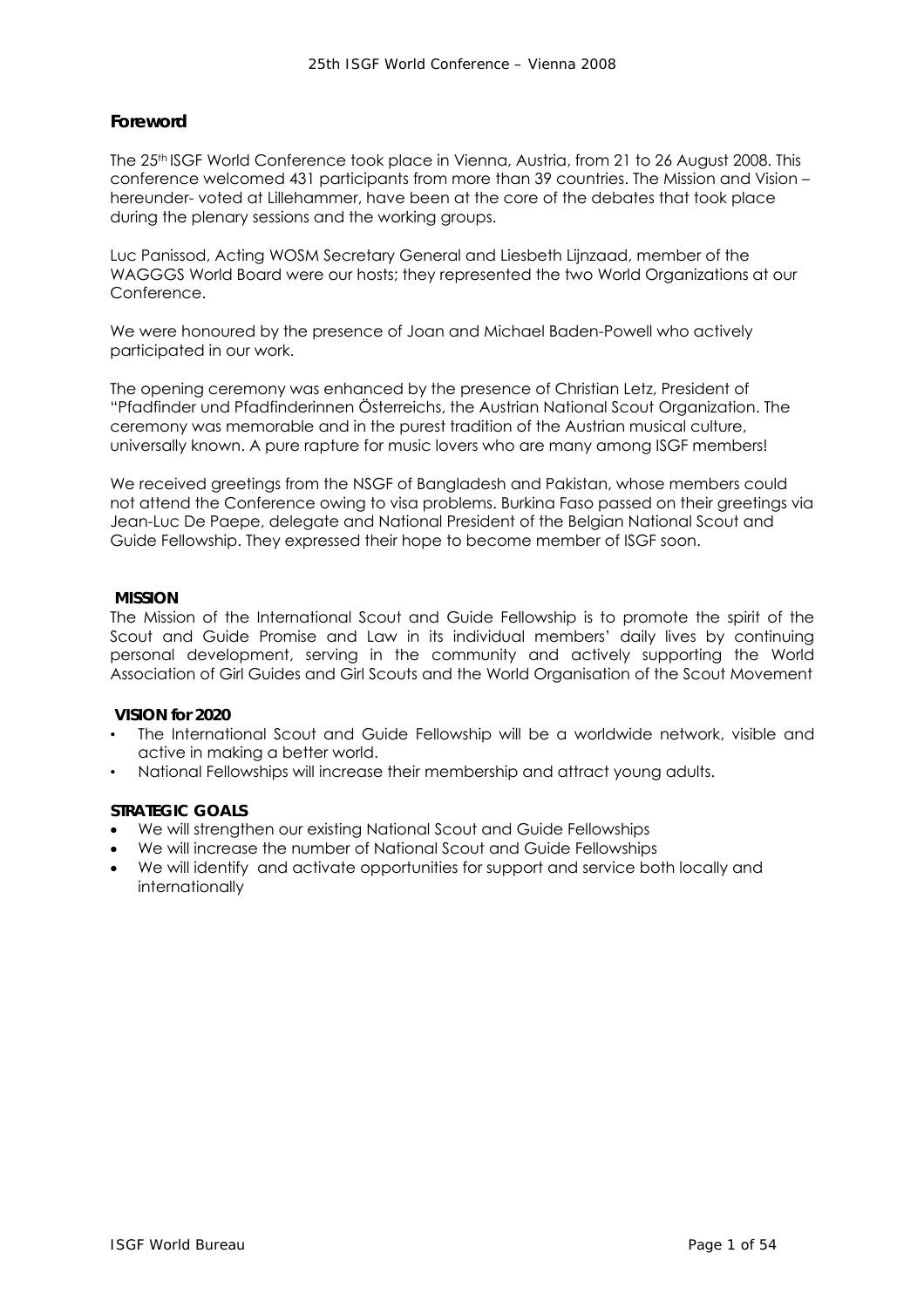## Foreword

The 25th ISGF World Conference took place in Vienna, Austria, from 21 to 26 August 2008. This conference welcomed 431 participants from more than 39 countries. The Mission and Vision – hereunder- voted at Lillehammer, have been at the core of the debates that took place during the plenary sessions and the working groups.

Luc Panissod, Acting WOSM Secretary General and Liesbeth Lijnzaad, member of the WAGGGS World Board were our hosts; they represented the two World Organizations at our Conference.

We were honoured by the presence of Joan and Michael Baden-Powell who actively participated in our work.

The opening ceremony was enhanced by the presence of Christian Letz, President of "Pfadfinder und Pfadfinderinnen Österreichs, the Austrian National Scout Organization. The ceremony was memorable and in the purest tradition of the Austrian musical culture, universally known. A pure rapture for music lovers who are many among ISGF members!

We received greetings from the NSGF of Bangladesh and Pakistan, whose members could not attend the Conference owing to visa problems. Burkina Faso passed on their greetings via Jean-Luc De Paepe, delegate and National President of the Belgian National Scout and Guide Fellowship. They expressed their hope to become member of ISGF soon.

### MISSION

The Mission of the International Scout and Guide Fellowship is to promote the spirit of the Scout and Guide Promise and Law in its individual members' daily lives by continuing personal development, serving in the community and actively supporting the World Association of Girl Guides and Girl Scouts and the World Organisation of the Scout Movement

### VISION for 2020

- The International Scout and Guide Fellowship will be a worldwide network, visible and active in making a better world.
- National Fellowships will increase their membership and attract young adults.

### STRATEGIC GOALS

- We will strengthen our existing National Scout and Guide Fellowships
- We will increase the number of National Scout and Guide Fellowships
- We will identify and activate opportunities for support and service both locally and internationally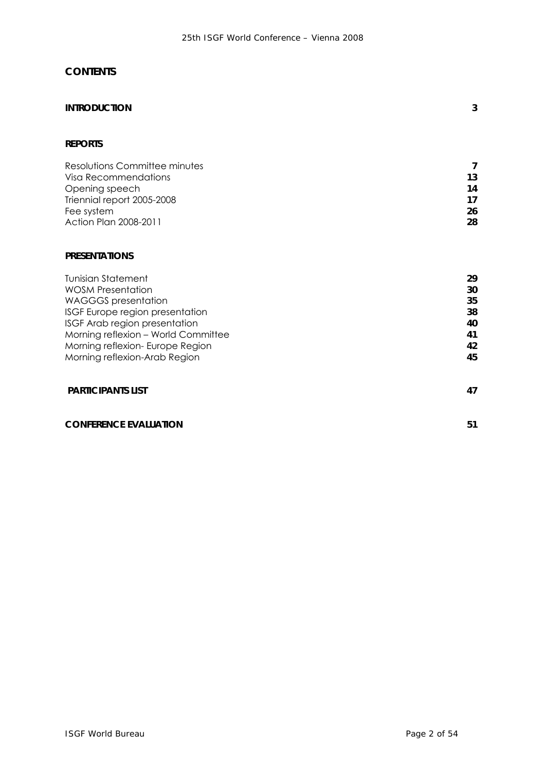## CONTENTS

| | |
|---|---|
| **INTRODUCTION** | **3** |
| **REPORTS** | |
| Resolutions Committee minutes | **7** |
| Visa Recommendations | **13** |
| Opening speech | **14** |
| Triennial report 2005-2008 | **17** |
| Fee system | **26** |
| Action Plan 2008-2011 | **28** |
| **PRESENTATIONS** | |
| Tunisian Statement | **29** |
| WOSM Presentation | **30** |
| WAGGGS presentation | **35** |
| ISGF Europe region presentation | **38** |
| ISGF Arab region presentation | **40** |
| Morning reflexion – World Committee | **41** |
| Morning reflexion- Europe Region | **42** |
| Morning reflexion-Arab Region | **45** |
| **PARTICIPANTS LIST** | **47** |
| **CONFERENCE EVALUATION** | **51** |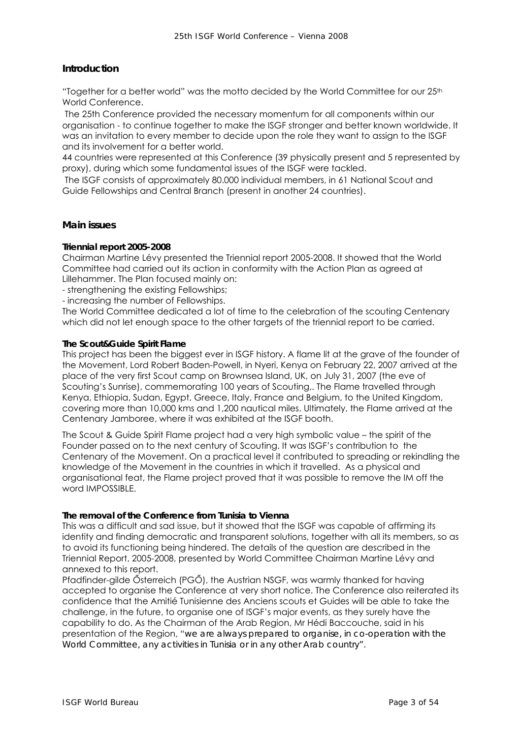## Introduction

"Together for a better world" was the motto decided by the World Committee for our 25th World Conference.

The 25th Conference provided the necessary momentum for all components within our organisation - to continue together to make the ISGF stronger and better known worldwide. It was an invitation to every member to decide upon the role they want to assign to the ISGF and its involvement for a better world.

44 countries were represented at this Conference (39 physically present and 5 represented by proxy), during which some fundamental issues of the ISGF were tackled.

The ISGF consists of approximately 80.000 individual members, in 61 National Scout and Guide Fellowships and Central Branch (present in another 24 countries).

## Main issues

### Triennial report 2005-2008

Chairman Martine Lévy presented the Triennial report 2005-2008. It showed that the World Committee had carried out its action in conformity with the Action Plan as agreed at Lillehammer. The Plan focused mainly on:

- strengthening the existing Fellowships;
- increasing the number of Fellowships.

The World Committee dedicated a lot of time to the celebration of the scouting Centenary which did not let enough space to the other targets of the triennial report to be carried.

### The Scout&Guide Spirit Flame

This project has been the biggest ever in ISGF history. A flame lit at the grave of the founder of the Movement, Lord Robert Baden-Powell, in Nyeri, Kenya on February 22, 2007 arrived at the place of the very first Scout camp on Brownsea Island, UK, on July 31, 2007 (the eve of Scouting's Sunrise), commemorating 100 years of Scouting,. The Flame travelled through Kenya, Ethiopia, Sudan, Egypt, Greece, Italy, France and Belgium, to the United Kingdom, covering more than 10,000 kms and 1,200 nautical miles. Ultimately, the Flame arrived at the Centenary Jamboree, where it was exhibited at the ISGF booth.

The Scout & Guide Spirit Flame project had a very high symbolic value – the spirit of the Founder passed on to the next century of Scouting. It was ISGF's contribution to the Centenary of the Movement. On a practical level it contributed to spreading or rekindling the knowledge of the Movement in the countries in which it travelled. As a physical and organisational feat, the Flame project proved that it was possible to remove the IM off the word IMPOSSIBLE.

### The removal of the Conference from Tunisia to Vienna

This was a difficult and sad issue, but it showed that the ISGF was capable of affirming its identity and finding democratic and transparent solutions, together with all its members, so as to avoid its functioning being hindered. The details of the question are described in the Triennial Report, 2005-2008, presented by World Committee Chairman Martine Lévy and annexed to this report.

Pfadfinder-gilde Őterreich (PGŐ), the Austrian NSGF, was warmly thanked for having accepted to organise the Conference at very short notice. The Conference also reiterated its confidence that the Amitié Tunisienne des Anciens scouts et Guides will be able to take the challenge, in the future, to organise one of ISGF's major events, as they surely have the capability to do. As the Chairman of the Arab Region, Mr Hédi Baccouche, said in his presentation of the Region, "*we are always prepared to organise, in co-operation with the World Committee, any activities in Tunisia or in any other Arab country*".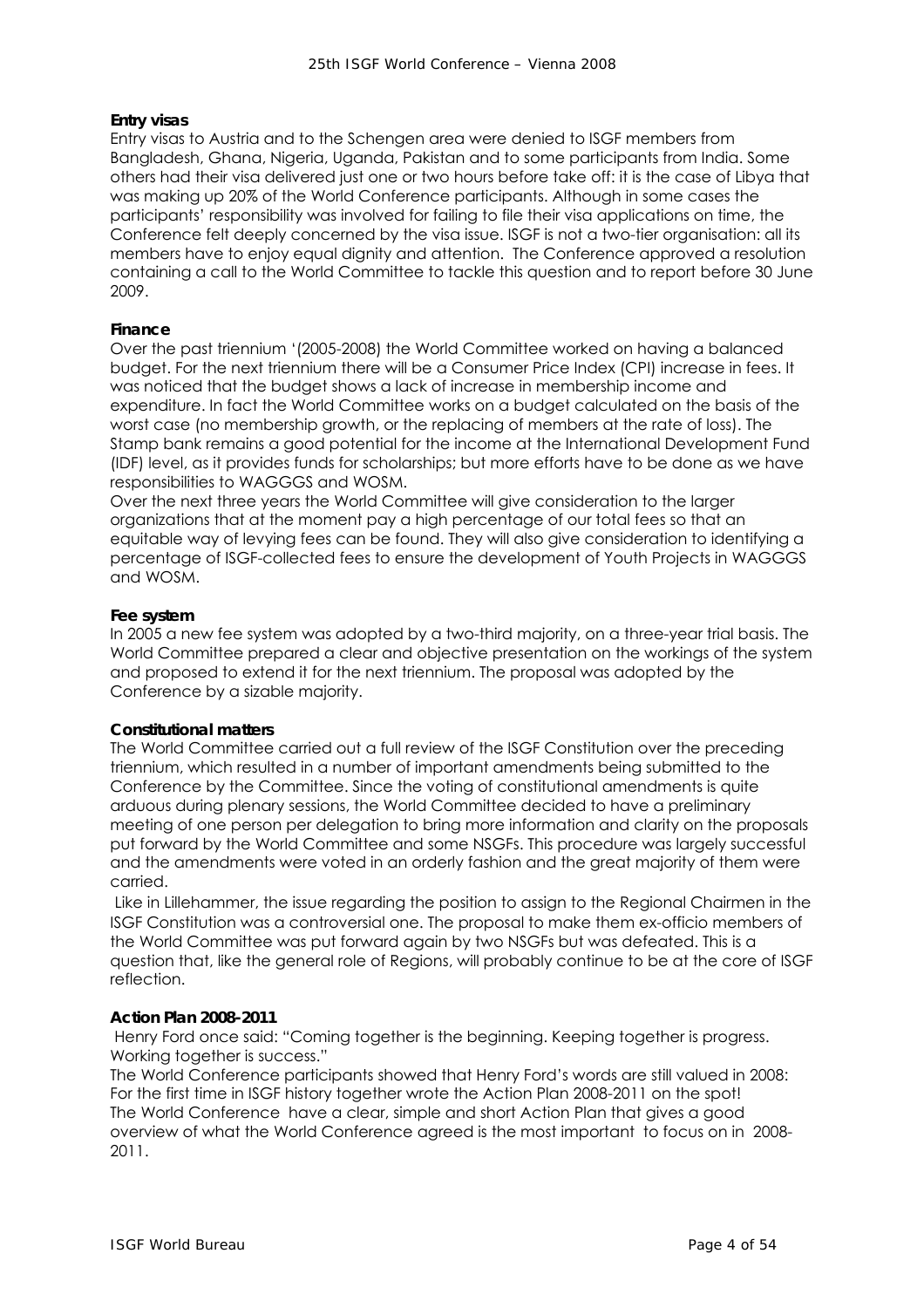**Entry visas**

Entry visas to Austria and to the Schengen area were denied to ISGF members from Bangladesh, Ghana, Nigeria, Uganda, Pakistan and to some participants from India. Some others had their visa delivered just one or two hours before take off: it is the case of Libya that was making up 20% of the World Conference participants. Although in some cases the participants' responsibility was involved for failing to file their visa applications on time, the Conference felt deeply concerned by the visa issue. ISGF is not a two-tier organisation: all its members have to enjoy equal dignity and attention. The Conference approved a resolution containing a call to the World Committee to tackle this question and to report before 30 June 2009.

**Finance**

Over the past triennium '(2005-2008) the World Committee worked on having a balanced budget. For the next triennium there will be a Consumer Price Index (CPI) increase in fees. It was noticed that the budget shows a lack of increase in membership income and expenditure. In fact the World Committee works on a budget calculated on the basis of the worst case (no membership growth, or the replacing of members at the rate of loss). The Stamp bank remains a good potential for the income at the International Development Fund (IDF) level, as it provides funds for scholarships; but more efforts have to be done as we have responsibilities to WAGGGS and WOSM.

Over the next three years the World Committee will give consideration to the larger organizations that at the moment pay a high percentage of our total fees so that an equitable way of levying fees can be found. They will also give consideration to identifying a percentage of ISGF-collected fees to ensure the development of Youth Projects in WAGGGS and WOSM.

**Fee system**

In 2005 a new fee system was adopted by a two-third majority, on a three-year trial basis. The World Committee prepared a clear and objective presentation on the workings of the system and proposed to extend it for the next triennium. The proposal was adopted by the Conference by a sizable majority.

**Constitutional matters**

The World Committee carried out a full review of the ISGF Constitution over the preceding triennium, which resulted in a number of important amendments being submitted to the Conference by the Committee. Since the voting of constitutional amendments is quite arduous during plenary sessions, the World Committee decided to have a preliminary meeting of one person per delegation to bring more information and clarity on the proposals put forward by the World Committee and some NSGFs. This procedure was largely successful and the amendments were voted in an orderly fashion and the great majority of them were carried.

Like in Lillehammer, the issue regarding the position to assign to the Regional Chairmen in the ISGF Constitution was a controversial one. The proposal to make them ex-officio members of the World Committee was put forward again by two NSGFs but was defeated. This is a question that, like the general role of Regions, will probably continue to be at the core of ISGF reflection.

**Action Plan 2008-2011**

Henry Ford once said: "Coming together is the beginning. Keeping together is progress. Working together is success."

The World Conference participants showed that Henry Ford's words are still valued in 2008: For the first time in ISGF history together wrote the Action Plan 2008-2011 on the spot!

The World Conference have a clear, simple and short Action Plan that gives a good overview of what the World Conference agreed is the most important to focus on in 2008-2011.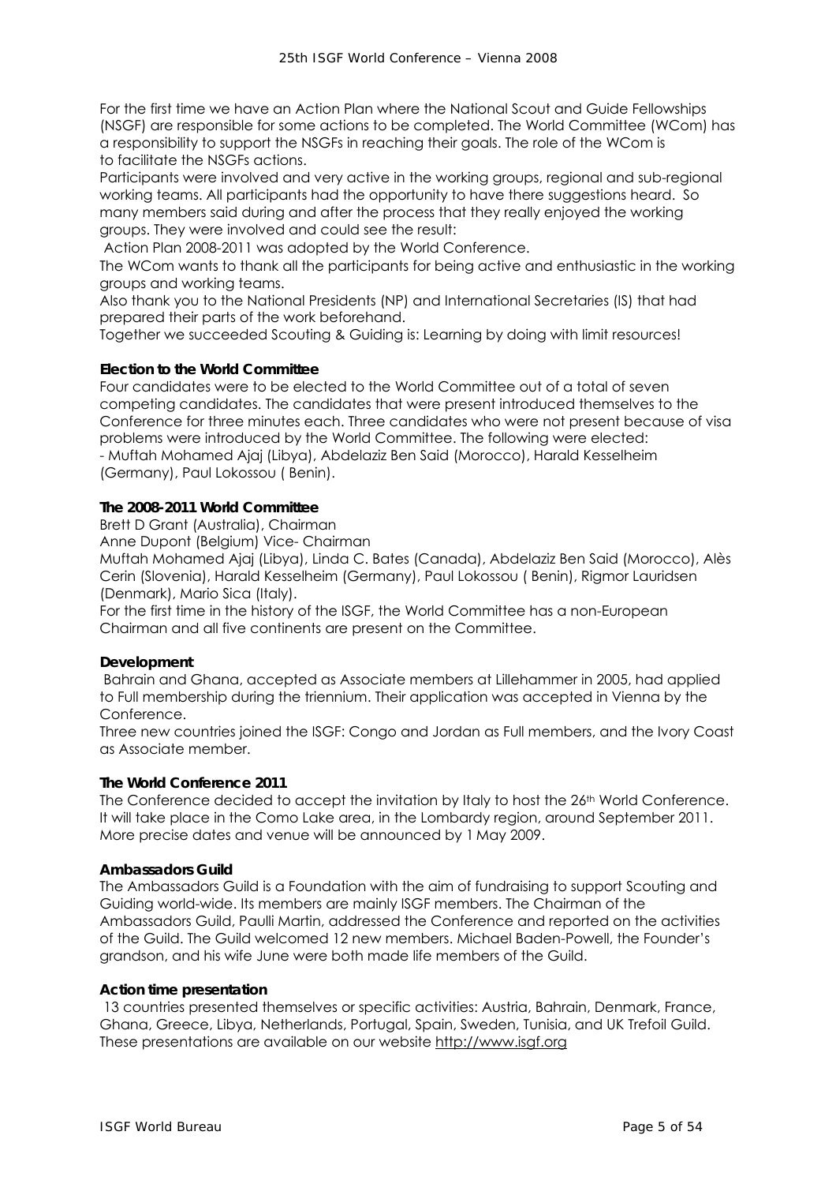For the first time we have an Action Plan where the National Scout and Guide Fellowships (NSGF) are responsible for some actions to be completed. The World Committee (WCom) has a responsibility to support the NSGFs in reaching their goals. The role of the WCom is to facilitate the NSGFs actions.

Participants were involved and very active in the working groups, regional and sub-regional working teams. All participants had the opportunity to have there suggestions heard. So many members said during and after the process that they really enjoyed the working groups. They were involved and could see the result:

Action Plan 2008-2011 was adopted by the World Conference.

The WCom wants to thank all the participants for being active and enthusiastic in the working groups and working teams.

Also thank you to the National Presidents (NP) and International Secretaries (IS) that had prepared their parts of the work beforehand.

Together we succeeded Scouting & Guiding is: Learning by doing with limit resources!

**Election to the World Committee**

Four candidates were to be elected to the World Committee out of a total of seven competing candidates. The candidates that were present introduced themselves to the Conference for three minutes each. Three candidates who were not present because of visa problems were introduced by the World Committee. The following were elected:

- Muftah Mohamed Ajaj (Libya), Abdelaziz Ben Said (Morocco), Harald Kesselheim (Germany), Paul Lokossou ( Benin).

**The 2008-2011 World Committee**

Brett D Grant (Australia), Chairman

Anne Dupont (Belgium) Vice- Chairman

Muftah Mohamed Ajaj (Libya), Linda C. Bates (Canada), Abdelaziz Ben Said (Morocco), Alès Cerin (Slovenia), Harald Kesselheim (Germany), Paul Lokossou ( Benin), Rigmor Lauridsen (Denmark), Mario Sica (Italy).

For the first time in the history of the ISGF, the World Committee has a non-European Chairman and all five continents are present on the Committee.

**Development**

Bahrain and Ghana, accepted as Associate members at Lillehammer in 2005, had applied to Full membership during the triennium. Their application was accepted in Vienna by the Conference.

Three new countries joined the ISGF: Congo and Jordan as Full members, and the Ivory Coast as Associate member.

**The World Conference 2011**

The Conference decided to accept the invitation by Italy to host the 26th World Conference. It will take place in the Como Lake area, in the Lombardy region, around September 2011. More precise dates and venue will be announced by 1 May 2009.

**Ambassadors Guild**

The Ambassadors Guild is a Foundation with the aim of fundraising to support Scouting and Guiding world-wide. Its members are mainly ISGF members. The Chairman of the Ambassadors Guild, Paulli Martin, addressed the Conference and reported on the activities of the Guild. The Guild welcomed 12 new members. Michael Baden-Powell, the Founder's grandson, and his wife June were both made life members of the Guild.

**Action time presentation**

13 countries presented themselves or specific activities: Austria, Bahrain, Denmark, France, Ghana, Greece, Libya, Netherlands, Portugal, Spain, Sweden, Tunisia, and UK Trefoil Guild. These presentations are available on our website http://www.isgf.org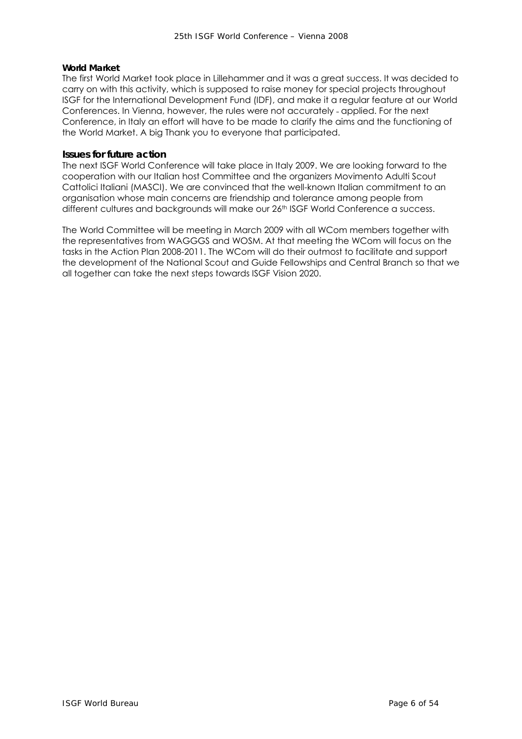### World Market

The first World Market took place in Lillehammer and it was a great success. It was decided to carry on with this activity, which is supposed to raise money for special projects throughout ISGF for the International Development Fund (IDF), and make it a regular feature at our World Conferences. In Vienna, however, the rules were not accurately - applied. For the next Conference, in Italy an effort will have to be made to clarify the aims and the functioning of the World Market. A big Thank you to everyone that participated.

### Issues for future action

The next ISGF World Conference will take place in Italy 2009. We are looking forward to the cooperation with our Italian host Committee and the organizers Movimento Adulti Scout Cattolici Italiani (MASCI). We are convinced that the well-known Italian commitment to an organisation whose main concerns are friendship and tolerance among people from different cultures and backgrounds will make our 26th ISGF World Conference a success.

The World Committee will be meeting in March 2009 with all WCom members together with the representatives from WAGGGS and WOSM. At that meeting the WCom will focus on the tasks in the Action Plan 2008-2011. The WCom will do their outmost to facilitate and support the development of the National Scout and Guide Fellowships and Central Branch so that we all together can take the next steps towards ISGF Vision 2020.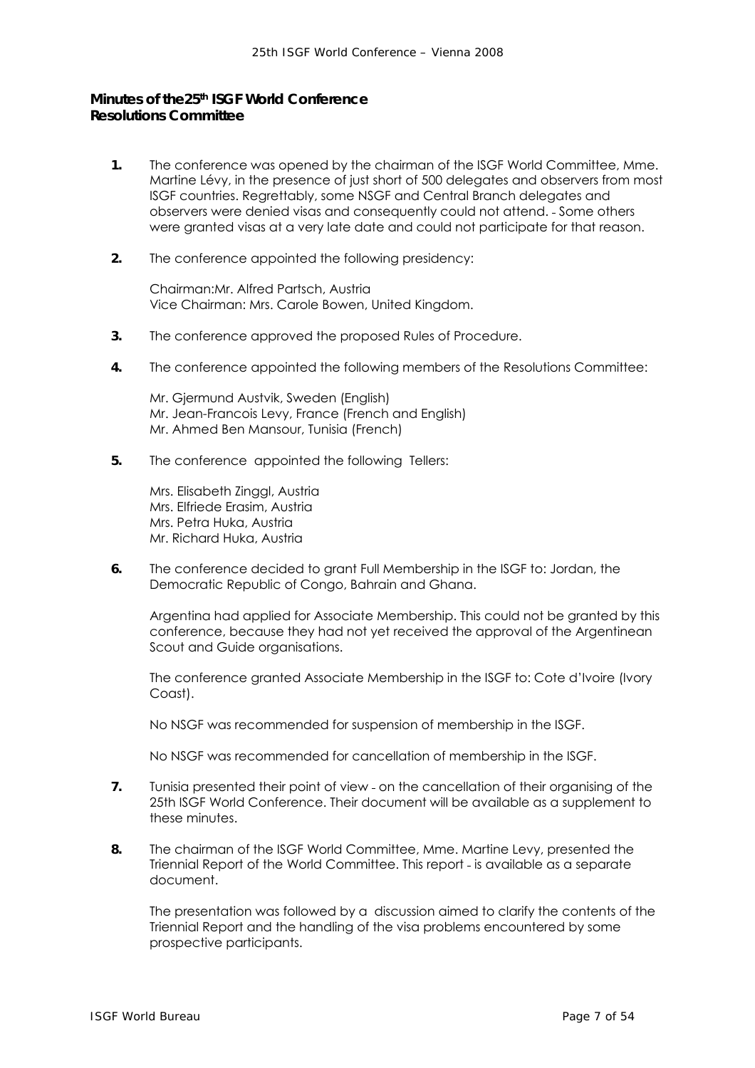**Minutes of the 25th ISGF World Conference**
**Resolutions Committee**

1. The conference was opened by the chairman of the ISGF World Committee, Mme. Martine Lévy, in the presence of just short of 500 delegates and observers from most ISGF countries. Regrettably, some NSGF and Central Branch delegates and observers were denied visas and consequently could not attend. - Some others were granted visas at a very late date and could not participate for that reason.

2. The conference appointed the following presidency:

   Chairman:Mr. Alfred Partsch, Austria
   Vice Chairman: Mrs. Carole Bowen, United Kingdom.

3. The conference approved the proposed Rules of Procedure.

4. The conference appointed the following members of the Resolutions Committee:

   Mr. Gjermund Austvik, Sweden (English)
   Mr. Jean-Francois Levy, France (French and English)
   Mr. Ahmed Ben Mansour, Tunisia (French)

5. The conference appointed the following Tellers:

   Mrs. Elisabeth Zinggl, Austria
   Mrs. Elfriede Erasim, Austria
   Mrs. Petra Huka, Austria
   Mr. Richard Huka, Austria

6. The conference decided to grant Full Membership in the ISGF to: Jordan, the Democratic Republic of Congo, Bahrain and Ghana.

   Argentina had applied for Associate Membership. This could not be granted by this conference, because they had not yet received the approval of the Argentinean Scout and Guide organisations.

   The conference granted Associate Membership in the ISGF to: Cote d'Ivoire (Ivory Coast).

   No NSGF was recommended for suspension of membership in the ISGF.

   No NSGF was recommended for cancellation of membership in the ISGF.

7. Tunisia presented their point of view - on the cancellation of their organising of the 25th ISGF World Conference. Their document will be available as a supplement to these minutes.

8. The chairman of the ISGF World Committee, Mme. Martine Levy, presented the Triennial Report of the World Committee. This report - is available as a separate document.

   The presentation was followed by a discussion aimed to clarify the contents of the Triennial Report and the handling of the visa problems encountered by some prospective participants.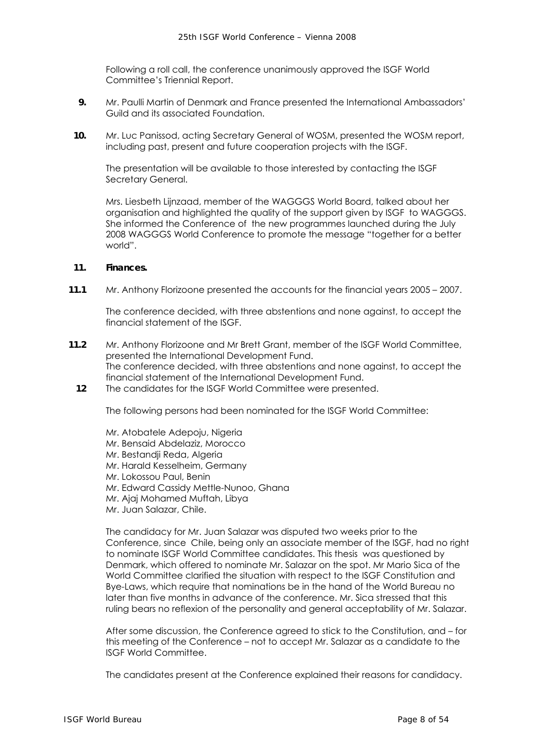Following a roll call, the conference unanimously approved the ISGF World Committee's Triennial Report.

**9.** Mr. Paulli Martin of Denmark and France presented the International Ambassadors' Guild and its associated Foundation.

**10.** Mr. Luc Panissod, acting Secretary General of WOSM, presented the WOSM report, including past, present and future cooperation projects with the ISGF.

The presentation will be available to those interested by contacting the ISGF Secretary General.

Mrs. Liesbeth Lijnzaad, member of the WAGGGS World Board, talked about her organisation and highlighted the quality of the support given by ISGF to WAGGGS. She informed the Conference of the new programmes launched during the July 2008 WAGGGS World Conference to promote the message "together for a better world".

**11. Finances.**

**11.1** Mr. Anthony Florizoone presented the accounts for the financial years 2005 – 2007.

The conference decided, with three abstentions and none against, to accept the financial statement of the ISGF.

**11.2** Mr. Anthony Florizoone and Mr Brett Grant, member of the ISGF World Committee, presented the International Development Fund.
The conference decided, with three abstentions and none against, to accept the financial statement of the International Development Fund.

**12** The candidates for the ISGF World Committee were presented.

The following persons had been nominated for the ISGF World Committee:

Mr. Atobatele Adepoju, Nigeria
Mr. Bensaid Abdelaziz, Morocco
Mr. Bestandji Reda, Algeria
Mr. Harald Kesselheim, Germany
Mr. Lokossou Paul, Benin
Mr. Edward Cassidy Mettle-Nunoo, Ghana
Mr. Ajaj Mohamed Muftah, Libya
Mr. Juan Salazar, Chile.

The candidacy for Mr. Juan Salazar was disputed two weeks prior to the Conference, since Chile, being only an associate member of the ISGF, had no right to nominate ISGF World Committee candidates. This thesis was questioned by Denmark, which offered to nominate Mr. Salazar on the spot. Mr Mario Sica of the World Committee clarified the situation with respect to the ISGF Constitution and Bye-Laws, which require that nominations be in the hand of the World Bureau no later than five months in advance of the conference. Mr. Sica stressed that this ruling bears no reflexion of the personality and general acceptability of Mr. Salazar.

After some discussion, the Conference agreed to stick to the Constitution, and – for this meeting of the Conference – not to accept Mr. Salazar as a candidate to the ISGF World Committee.

The candidates present at the Conference explained their reasons for candidacy.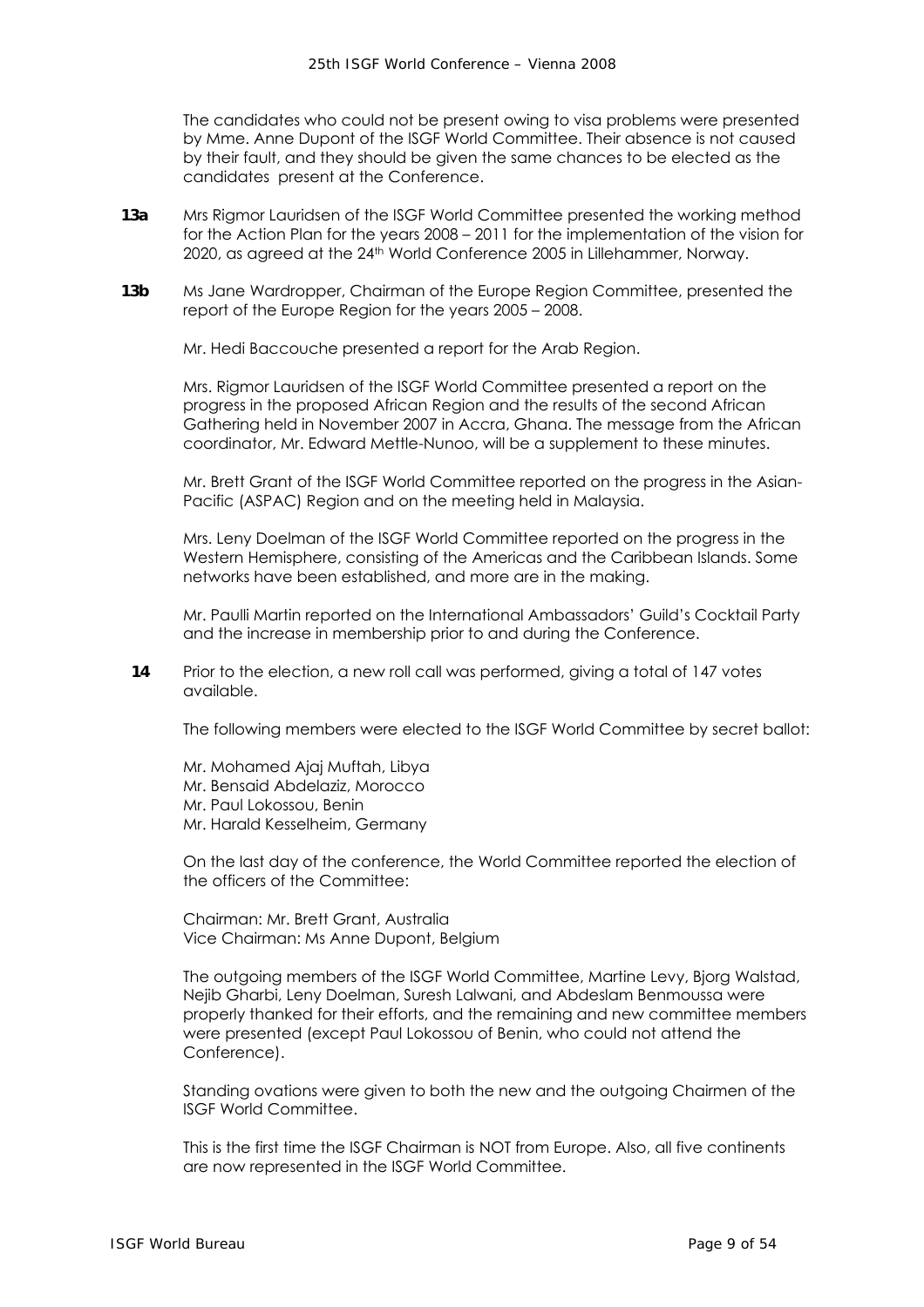The candidates who could not be present owing to visa problems were presented by Mme. Anne Dupont of the ISGF World Committee. Their absence is not caused by their fault, and they should be given the same chances to be elected as the candidates present at the Conference.

**13a** Mrs Rigmor Lauridsen of the ISGF World Committee presented the working method for the Action Plan for the years 2008 – 2011 for the implementation of the vision for 2020, as agreed at the 24th World Conference 2005 in Lillehammer, Norway.

**13b** Ms Jane Wardropper, Chairman of the Europe Region Committee, presented the report of the Europe Region for the years 2005 – 2008.

Mr. Hedi Baccouche presented a report for the Arab Region.

Mrs. Rigmor Lauridsen of the ISGF World Committee presented a report on the progress in the proposed African Region and the results of the second African Gathering held in November 2007 in Accra, Ghana. The message from the African coordinator, Mr. Edward Mettle-Nunoo, will be a supplement to these minutes.

Mr. Brett Grant of the ISGF World Committee reported on the progress in the Asian-Pacific (ASPAC) Region and on the meeting held in Malaysia.

Mrs. Leny Doelman of the ISGF World Committee reported on the progress in the Western Hemisphere, consisting of the Americas and the Caribbean Islands. Some networks have been established, and more are in the making.

Mr. Paulli Martin reported on the International Ambassadors' Guild's Cocktail Party and the increase in membership prior to and during the Conference.

**14** Prior to the election, a new roll call was performed, giving a total of 147 votes available.

The following members were elected to the ISGF World Committee by secret ballot:

Mr. Mohamed Ajaj Muftah, Libya
Mr. Bensaid Abdelaziz, Morocco
Mr. Paul Lokossou, Benin
Mr. Harald Kesselheim, Germany

On the last day of the conference, the World Committee reported the election of the officers of the Committee:

Chairman: Mr. Brett Grant, Australia
Vice Chairman: Ms Anne Dupont, Belgium

The outgoing members of the ISGF World Committee, Martine Levy, Bjorg Walstad, Nejib Gharbi, Leny Doelman, Suresh Lalwani, and Abdeslam Benmoussa were properly thanked for their efforts, and the remaining and new committee members were presented (except Paul Lokossou of Benin, who could not attend the Conference).

Standing ovations were given to both the new and the outgoing Chairmen of the ISGF World Committee.

This is the first time the ISGF Chairman is NOT from Europe. Also, all five continents are now represented in the ISGF World Committee.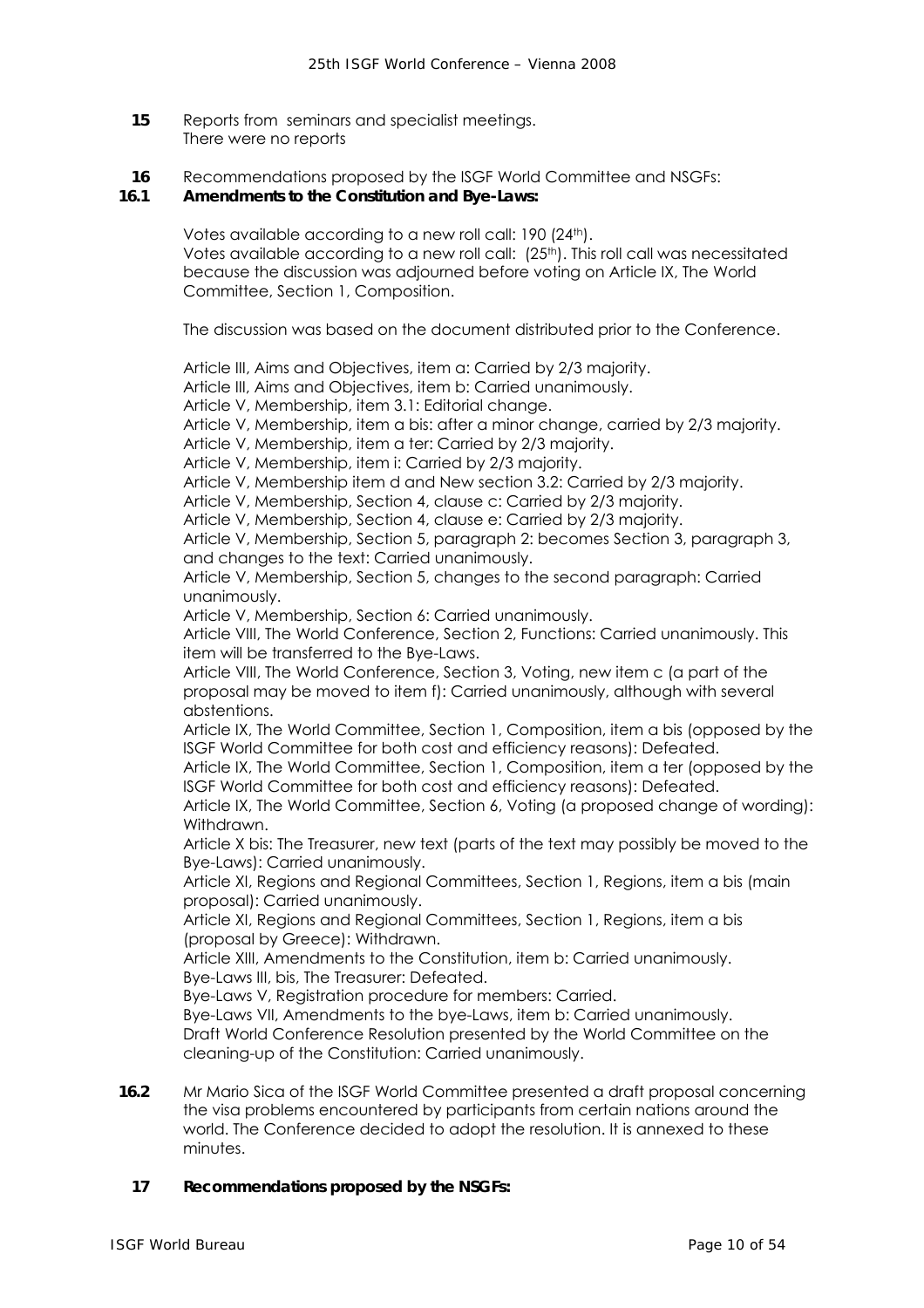**15** Reports from seminars and specialist meetings.
There were no reports

**16** Recommendations proposed by the ISGF World Committee and NSGFs:

**16.1 Amendments to the Constitution and Bye-Laws:**

Votes available according to a new roll call: 190 (24th).
Votes available according to a new roll call: (25th). This roll call was necessitated because the discussion was adjourned before voting on Article IX, The World Committee, Section 1, Composition.

The discussion was based on the document distributed prior to the Conference.

Article III, Aims and Objectives, item a: Carried by 2/3 majority.
Article III, Aims and Objectives, item b: Carried unanimously.
Article V, Membership, item 3.1: Editorial change.
Article V, Membership, item a bis: after a minor change, carried by 2/3 majority.
Article V, Membership, item a ter: Carried by 2/3 majority.
Article V, Membership, item i: Carried by 2/3 majority.
Article V, Membership item d and New section 3.2: Carried by 2/3 majority.
Article V, Membership, Section 4, clause c: Carried by 2/3 majority.
Article V, Membership, Section 4, clause e: Carried by 2/3 majority.
Article V, Membership, Section 5, paragraph 2: becomes Section 3, paragraph 3, and changes to the text: Carried unanimously.
Article V, Membership, Section 5, changes to the second paragraph: Carried unanimously.
Article V, Membership, Section 6: Carried unanimously.
Article VIII, The World Conference, Section 2, Functions: Carried unanimously. This item will be transferred to the Bye-Laws.
Article VIII, The World Conference, Section 3, Voting, new item c (a part of the proposal may be moved to item f): Carried unanimously, although with several abstentions.
Article IX, The World Committee, Section 1, Composition, item a bis (opposed by the ISGF World Committee for both cost and efficiency reasons): Defeated.
Article IX, The World Committee, Section 1, Composition, item a ter (opposed by the ISGF World Committee for both cost and efficiency reasons): Defeated.
Article IX, The World Committee, Section 6, Voting (a proposed change of wording): Withdrawn.
Article X bis: The Treasurer, new text (parts of the text may possibly be moved to the Bye-Laws): Carried unanimously.
Article XI, Regions and Regional Committees, Section 1, Regions, item a bis (main proposal): Carried unanimously.
Article XI, Regions and Regional Committees, Section 1, Regions, item a bis (proposal by Greece): Withdrawn.
Article XIII, Amendments to the Constitution, item b: Carried unanimously.
Bye-Laws III, bis, The Treasurer: Defeated.
Bye-Laws V, Registration procedure for members: Carried.
Bye-Laws VII, Amendments to the bye-Laws, item b: Carried unanimously.
Draft World Conference Resolution presented by the World Committee on the cleaning-up of the Constitution: Carried unanimously.

**16.2** Mr Mario Sica of the ISGF World Committee presented a draft proposal concerning the visa problems encountered by participants from certain nations around the world. The Conference decided to adopt the resolution. It is annexed to these minutes.

**17 Recommendations proposed by the NSGFs:**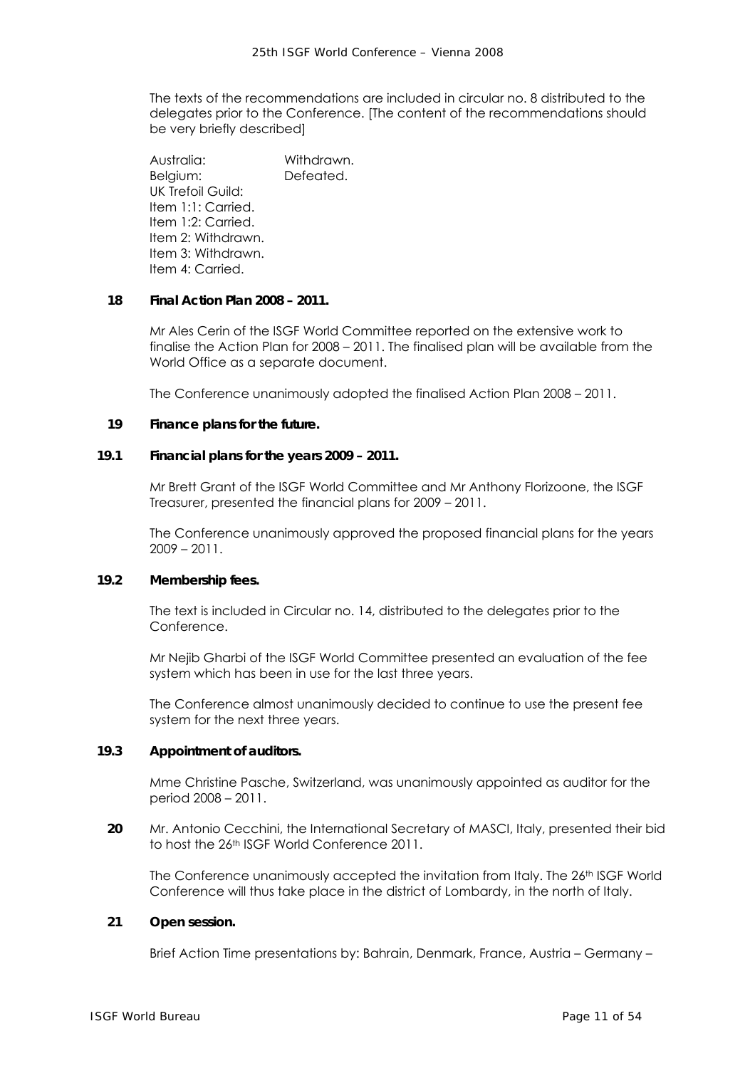The texts of the recommendations are included in circular no. 8 distributed to the delegates prior to the Conference. [The content of the recommendations should be very briefly described]

Australia: Withdrawn.
Belgium: Defeated.
UK Trefoil Guild:
Item 1:1: Carried.
Item 1:2: Carried.
Item 2: Withdrawn.
Item 3: Withdrawn.
Item 4: Carried.

**18 Final Action Plan 2008 – 2011.**

Mr Ales Cerin of the ISGF World Committee reported on the extensive work to finalise the Action Plan for 2008 – 2011. The finalised plan will be available from the World Office as a separate document.

The Conference unanimously adopted the finalised Action Plan 2008 – 2011.

**19 Finance plans for the future.**

**19.1 Financial plans for the years 2009 – 2011.**

Mr Brett Grant of the ISGF World Committee and Mr Anthony Florizoone, the ISGF Treasurer, presented the financial plans for 2009 – 2011.

The Conference unanimously approved the proposed financial plans for the years 2009 – 2011.

**19.2 Membership fees.**

The text is included in Circular no. 14, distributed to the delegates prior to the Conference.

Mr Nejib Gharbi of the ISGF World Committee presented an evaluation of the fee system which has been in use for the last three years.

The Conference almost unanimously decided to continue to use the present fee system for the next three years.

**19.3 Appointment of auditors.**

Mme Christine Pasche, Switzerland, was unanimously appointed as auditor for the period 2008 – 2011.

**20** Mr. Antonio Cecchini, the International Secretary of MASCI, Italy, presented their bid to host the 26th ISGF World Conference 2011.

The Conference unanimously accepted the invitation from Italy. The 26th ISGF World Conference will thus take place in the district of Lombardy, in the north of Italy.

**21 Open session.**

Brief Action Time presentations by: Bahrain, Denmark, France, Austria – Germany –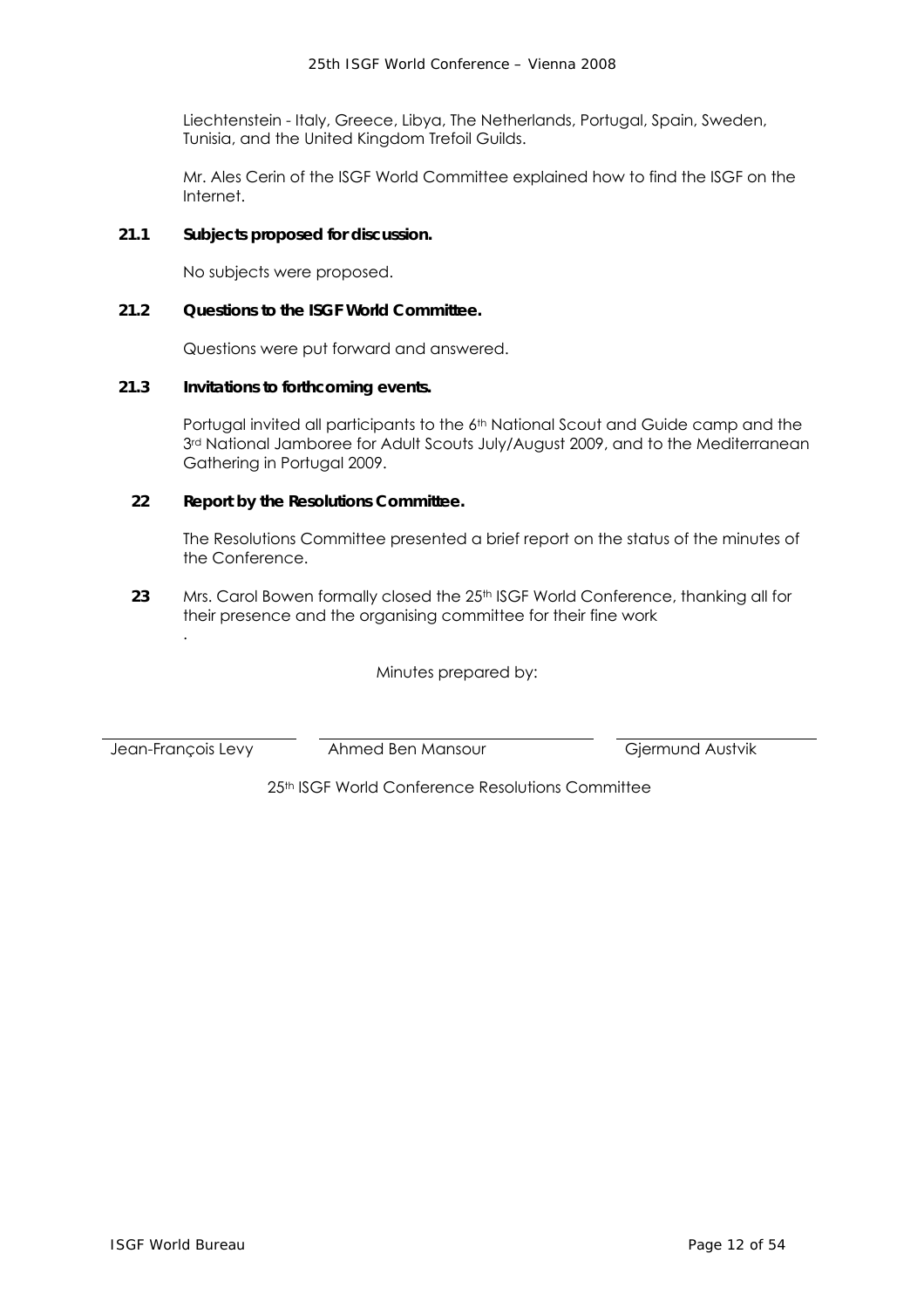Liechtenstein - Italy, Greece, Libya, The Netherlands, Portugal, Spain, Sweden, Tunisia, and the United Kingdom Trefoil Guilds.

Mr. Ales Cerin of the ISGF World Committee explained how to find the ISGF on the Internet.

**21.1 Subjects proposed for discussion.**

No subjects were proposed.

**21.2 Questions to the ISGF World Committee.**

Questions were put forward and answered.

**21.3 Invitations to forthcoming events.**

Portugal invited all participants to the 6th National Scout and Guide camp and the 3rd National Jamboree for Adult Scouts July/August 2009, and to the Mediterranean Gathering in Portugal 2009.

**22 Report by the Resolutions Committee.**

The Resolutions Committee presented a brief report on the status of the minutes of the Conference.

**23** Mrs. Carol Bowen formally closed the 25th ISGF World Conference, thanking all for their presence and the organising committee for their fine work

.

Minutes prepared by:

| Jean-François Levy | Ahmed Ben Mansour | Gjermund Austvik |
|---|---|---|

25th ISGF World Conference Resolutions Committee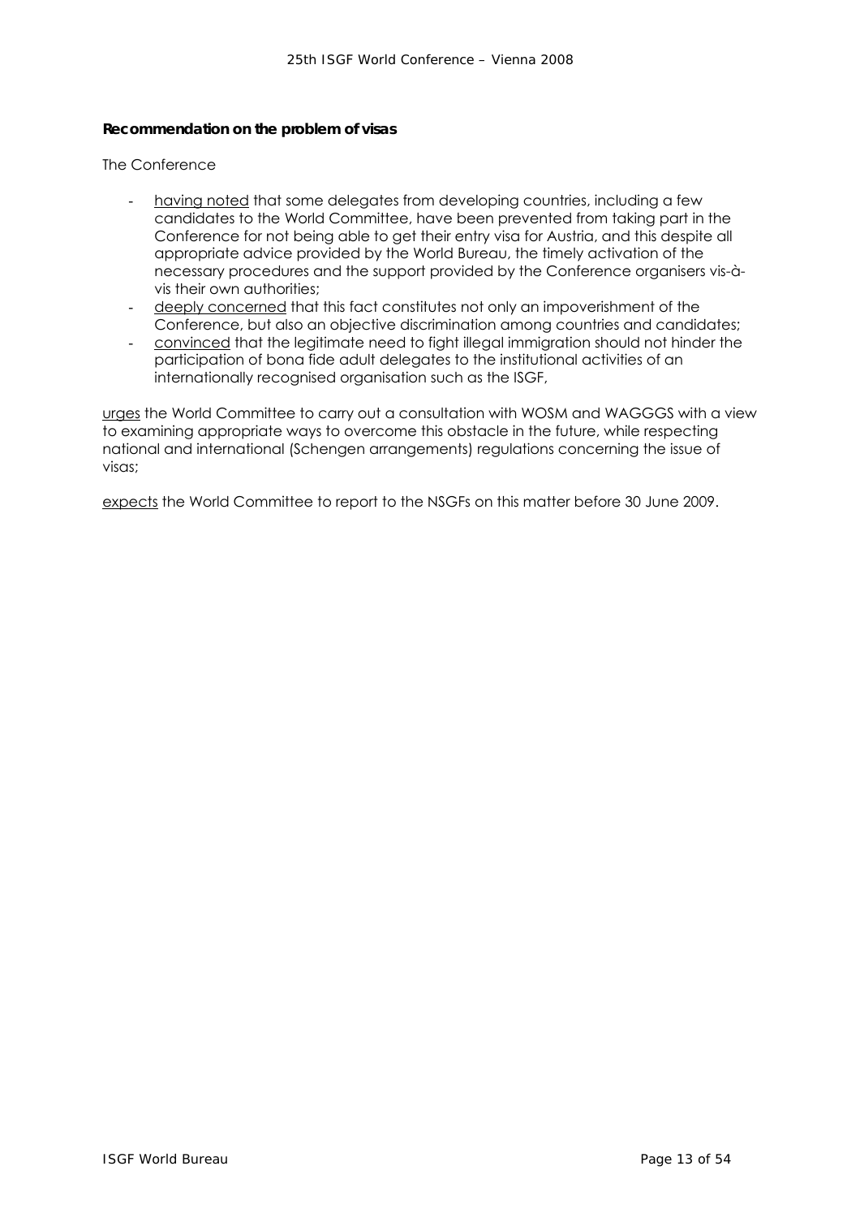**Recommendation on the problem of visas**

The Conference

- having noted that some delegates from developing countries, including a few candidates to the World Committee, have been prevented from taking part in the Conference for not being able to get their entry visa for Austria, and this despite all appropriate advice provided by the World Bureau, the timely activation of the necessary procedures and the support provided by the Conference organisers vis-à-vis their own authorities;
- deeply concerned that this fact constitutes not only an impoverishment of the Conference, but also an objective discrimination among countries and candidates;
- convinced that the legitimate need to fight illegal immigration should not hinder the participation of bona fide adult delegates to the institutional activities of an internationally recognised organisation such as the ISGF,

urges the World Committee to carry out a consultation with WOSM and WAGGGS with a view to examining appropriate ways to overcome this obstacle in the future, while respecting national and international (Schengen arrangements) regulations concerning the issue of visas;

expects the World Committee to report to the NSGFs on this matter before 30 June 2009.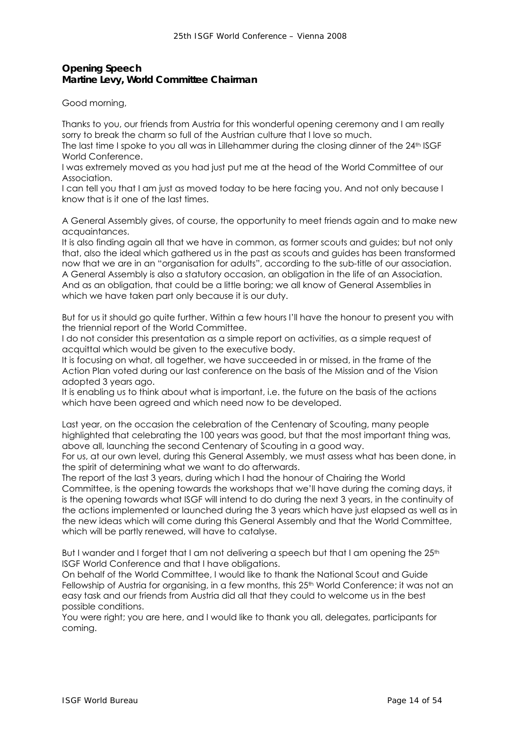## Opening Speech
## Martine Levy, World Committee Chairman

Good morning,

Thanks to you, our friends from Austria for this wonderful opening ceremony and I am really sorry to break the charm so full of the Austrian culture that I love so much.
The last time I spoke to you all was in Lillehammer during the closing dinner of the 24th ISGF World Conference.
I was extremely moved as you had just put me at the head of the World Committee of our Association.
I can tell you that I am just as moved today to be here facing you. And not only because I know that is it one of the last times.

A General Assembly gives, of course, the opportunity to meet friends again and to make new acquaintances.
It is also finding again all that we have in common, as former scouts and guides; but not only that, also the ideal which gathered us in the past as scouts and guides has been transformed now that we are in an "organisation for adults", according to the sub-title of our association.
A General Assembly is also a statutory occasion, an obligation in the life of an Association. And as an obligation, that could be a little boring; we all know of General Assemblies in which we have taken part only because it is our duty.

But for us it should go quite further. Within a few hours I'll have the honour to present you with the triennial report of the World Committee.
I do not consider this presentation as a simple report on activities, as a simple request of acquittal which would be given to the executive body.
It is focusing on what, all together, we have succeeded in or missed, in the frame of the Action Plan voted during our last conference on the basis of the Mission and of the Vision adopted 3 years ago.
It is enabling us to think about what is important, i.e. the future on the basis of the actions which have been agreed and which need now to be developed.

Last year, on the occasion the celebration of the Centenary of Scouting, many people highlighted that celebrating the 100 years was good, but that the most important thing was, above all, launching the second Centenary of Scouting in a good way.
For us, at our own level, during this General Assembly, we must assess what has been done, in the spirit of determining what we want to do afterwards.
The report of the last 3 years, during which I had the honour of Chairing the World Committee, is the opening towards the workshops that we'll have during the coming days, it is the opening towards what ISGF will intend to do during the next 3 years, in the continuity of the actions implemented or launched during the 3 years which have just elapsed as well as in the new ideas which will come during this General Assembly and that the World Committee, which will be partly renewed, will have to catalyse.

But I wander and I forget that I am not delivering a speech but that I am opening the 25th ISGF World Conference and that I have obligations.
On behalf of the World Committee, I would like to thank the National Scout and Guide Fellowship of Austria for organising, in a few months, this 25th World Conference; it was not an easy task and our friends from Austria did all that they could to welcome us in the best possible conditions.
You were right; you are here, and I would like to thank you all, delegates, participants for coming.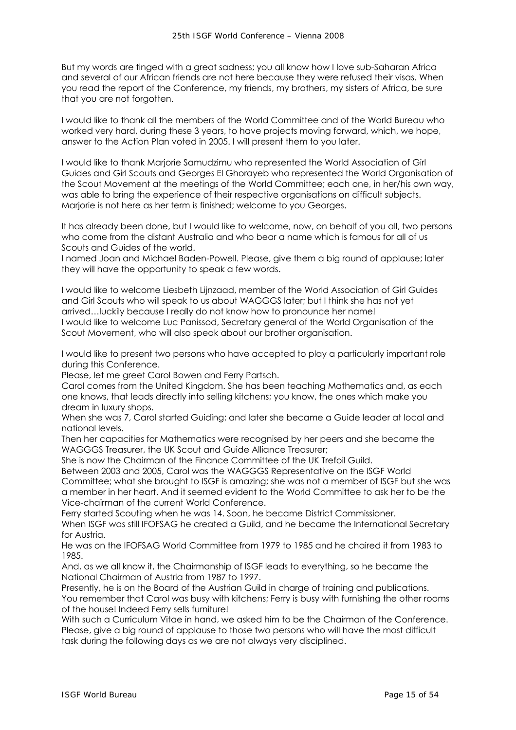But my words are tinged with a great sadness; you all know how I love sub-Saharan Africa and several of our African friends are not here because they were refused their visas. When you read the report of the Conference, my friends, my brothers, my sisters of Africa, be sure that you are not forgotten.

I would like to thank all the members of the World Committee and of the World Bureau who worked very hard, during these 3 years, to have projects moving forward, which, we hope, answer to the Action Plan voted in 2005. I will present them to you later.

I would like to thank Marjorie Samudzimu who represented the World Association of Girl Guides and Girl Scouts and Georges El Ghorayeb who represented the World Organisation of the Scout Movement at the meetings of the World Committee; each one, in her/his own way, was able to bring the experience of their respective organisations on difficult subjects. Marjorie is not here as her term is finished; welcome to you Georges.

It has already been done, but I would like to welcome, now, on behalf of you all, two persons who come from the distant Australia and who bear a name which is famous for all of us Scouts and Guides of the world.
I named Joan and Michael Baden-Powell. Please, give them a big round of applause; later they will have the opportunity to speak a few words.

I would like to welcome Liesbeth Lijnzaad, member of the World Association of Girl Guides and Girl Scouts who will speak to us about WAGGGS later; but I think she has not yet arrived…luckily because I really do not know how to pronounce her name!
I would like to welcome Luc Panissod, Secretary general of the World Organisation of the Scout Movement, who will also speak about our brother organisation.

I would like to present two persons who have accepted to play a particularly important role during this Conference.
Please, let me greet Carol Bowen and Ferry Partsch.
Carol comes from the United Kingdom. She has been teaching Mathematics and, as each one knows, that leads directly into selling kitchens; you know, the ones which make you dream in luxury shops.
When she was 7, Carol started Guiding; and later she became a Guide leader at local and national levels.
Then her capacities for Mathematics were recognised by her peers and she became the WAGGGS Treasurer, the UK Scout and Guide Alliance Treasurer;
She is now the Chairman of the Finance Committee of the UK Trefoil Guild.
Between 2003 and 2005, Carol was the WAGGGS Representative on the ISGF World Committee; what she brought to ISGF is amazing; she was not a member of ISGF but she was a member in her heart. And it seemed evident to the World Committee to ask her to be the Vice-chairman of the current World Conference.
Ferry started Scouting when he was 14. Soon, he became District Commissioner.
When ISGF was still IFOFSAG he created a Guild, and he became the International Secretary for Austria.
He was on the IFOFSAG World Committee from 1979 to 1985 and he chaired it from 1983 to 1985.
And, as we all know it, the Chairmanship of ISGF leads to everything, so he became the National Chairman of Austria from 1987 to 1997.
Presently, he is on the Board of the Austrian Guild in charge of training and publications.
You remember that Carol was busy with kitchens; Ferry is busy with furnishing the other rooms of the house! Indeed Ferry sells furniture!
With such a Curriculum Vitae in hand, we asked him to be the Chairman of the Conference.
Please, give a big round of applause to those two persons who will have the most difficult task during the following days as we are not always very disciplined.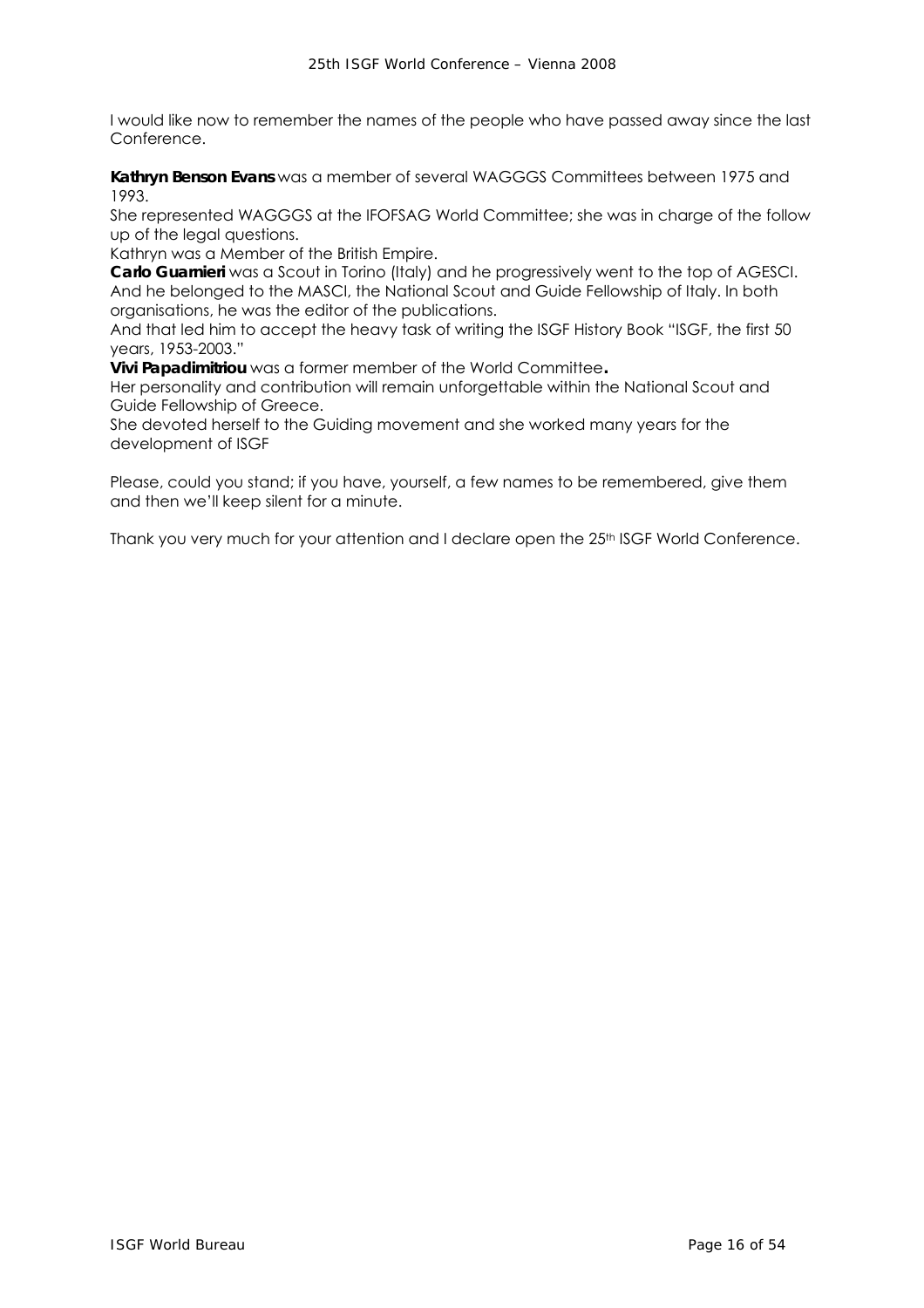I would like now to remember the names of the people who have passed away since the last Conference.

**Kathryn Benson Evans** was a member of several WAGGGS Committees between 1975 and 1993.
She represented WAGGGS at the IFOFSAG World Committee; she was in charge of the follow up of the legal questions.
Kathryn was a Member of the British Empire.
**Carlo Guarnieri** was a Scout in Torino (Italy) and he progressively went to the top of AGESCI. And he belonged to the MASCI, the National Scout and Guide Fellowship of Italy. In both organisations, he was the editor of the publications.
And that led him to accept the heavy task of writing the ISGF History Book "ISGF, the first 50 years, 1953-2003."
**Vivi Papadimitriou** was a former member of the World Committee**.**
Her personality and contribution will remain unforgettable within the National Scout and Guide Fellowship of Greece.
She devoted herself to the Guiding movement and she worked many years for the development of ISGF

Please, could you stand; if you have, yourself, a few names to be remembered, give them and then we'll keep silent for a minute.

Thank you very much for your attention and I declare open the 25th ISGF World Conference.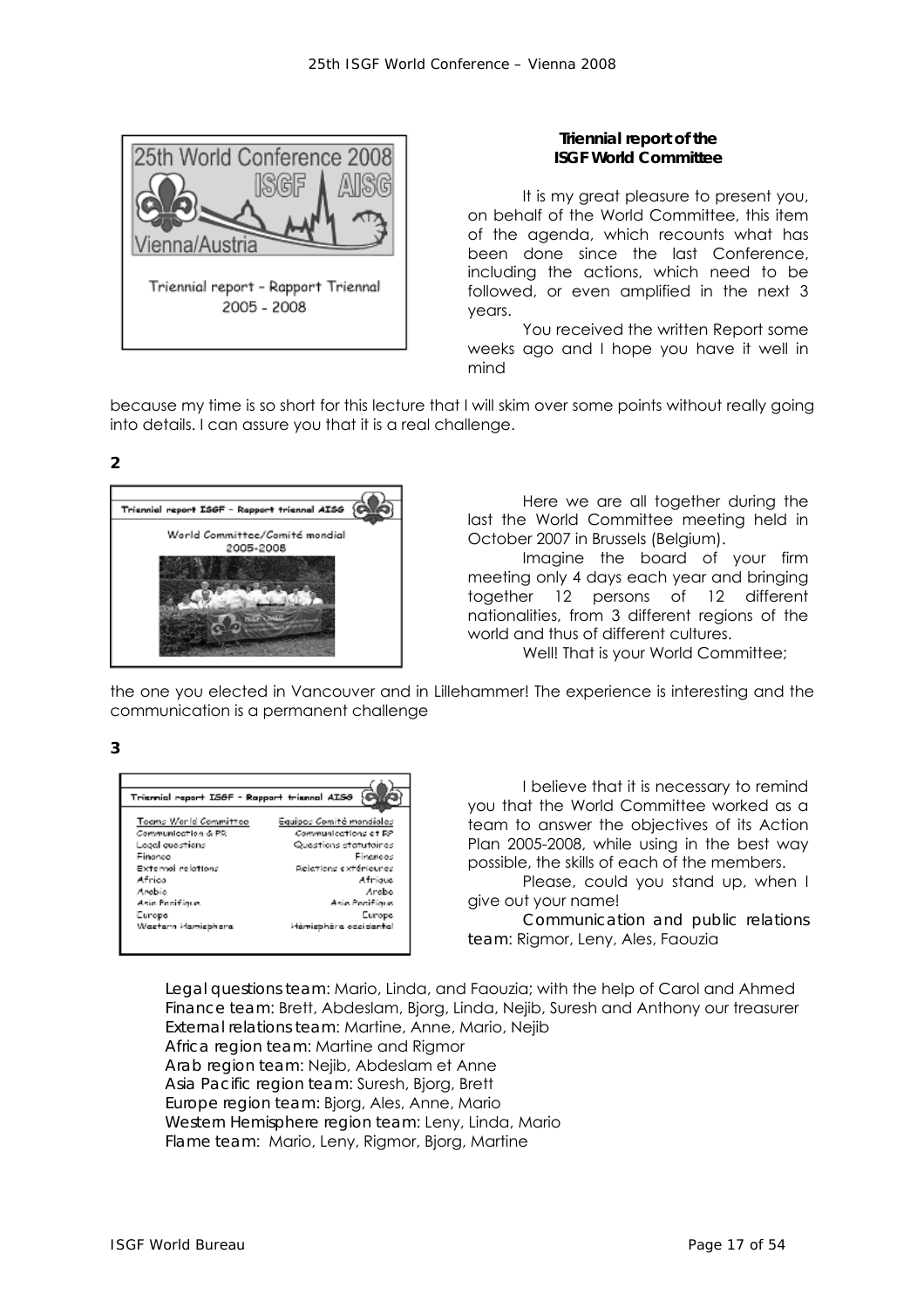### Triennial report of the ISGF World Committee

It is my great pleasure to present you, on behalf of the World Committee, this item of the agenda, which recounts what has been done since the last Conference, including the actions, which need to be followed, or even amplified in the next 3 years.

You received the written Report some weeks ago and I hope you have it well in mind because my time is so short for this lecture that I will skim over some points without really going into details. I can assure you that it is a real challenge.

**2**

Here we are all together during the last the World Committee meeting held in October 2007 in Brussels (Belgium).

Imagine the board of your firm meeting only 4 days each year and bringing together 12 persons of 12 different nationalities, from 3 different regions of the world and thus of different cultures.

Well! That is your World Committee; the one you elected in Vancouver and in Lillehammer! The experience is interesting and the communication is a permanent challenge

**3**

I believe that it is necessary to remind you that the World Committee worked as a team to answer the objectives of its Action Plan 2005-2008, while using in the best way possible, the skills of each of the members.

Please, could you stand up, when I give out your name!

Communication and public relations team: Rigmor, Leny, Ales, Faouzia

Legal questions team: Mario, Linda, and Faouzia; with the help of Carol and Ahmed
Finance team: Brett, Abdeslam, Bjorg, Linda, Nejib, Suresh and Anthony our treasurer
External relations team: Martine, Anne, Mario, Nejib
Africa region team: Martine and Rigmor
Arab region team: Nejib, Abdeslam et Anne
Asia Pacific region team: Suresh, Bjorg, Brett
Europe region team: Bjorg, Ales, Anne, Mario
Western Hemisphere region team: Leny, Linda, Mario
Flame team: Mario, Leny, Rigmor, Bjorg, Martine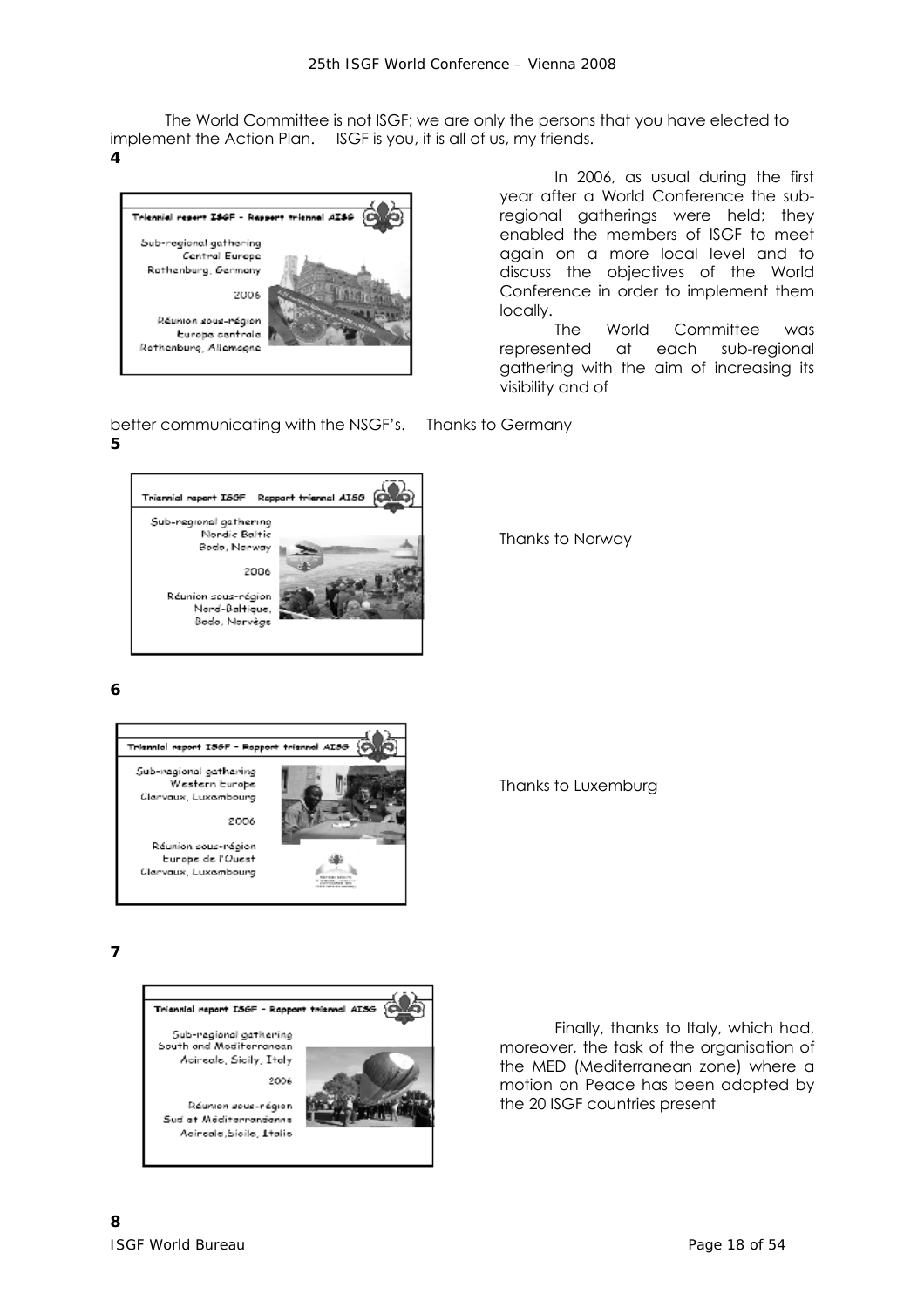The World Committee is not ISGF; we are only the persons that you have elected to implement the Action Plan. ISGF is you, it is all of us, my friends.

**4**

Triennial report ISGF - Rapport triennal AISG

Sub-regional gathering
Central Europe
Rothenburg, Germany

2006

Réunion sous-région
Europe centrale
Rothenburg, Allemagne

In 2006, as usual during the first year after a World Conference the sub-regional gatherings were held; they enabled the members of ISGF to meet again on a more local level and to discuss the objectives of the World Conference in order to implement them locally.

The World Committee was represented at each sub-regional gathering with the aim of increasing its visibility and of better communicating with the NSGF's. Thanks to Germany

**5**

Triennial report ISGF Rapport triennal AISG

Sub-regional gathering
Nordic Baltic
Bodo, Norway

2006

Réunion sous-région
Nord-Baltique,
Bodo, Norvège

Thanks to Norway

**6**

Triennial report ISGF - Rapport triennal AISG

Sub-regional gathering
Western Europe
Clervaux, Luxembourg

2006

Réunion sous-région
Europe de l'Ouest
Clervaux, Luxembourg

Thanks to Luxemburg

**7**

Triennial report ISGF - Rapport triennal AISG

Sub-regional gathering
South and Mediterranean
Acireale, Sicily, Italy

2006

Réunion sous-région
Sud et Méditerranéenne
Acireale, Sicile, Italie

Finally, thanks to Italy, which had, moreover, the task of the organisation of the MED (Mediterranean zone) where a motion on Peace has been adopted by the 20 ISGF countries present

**8**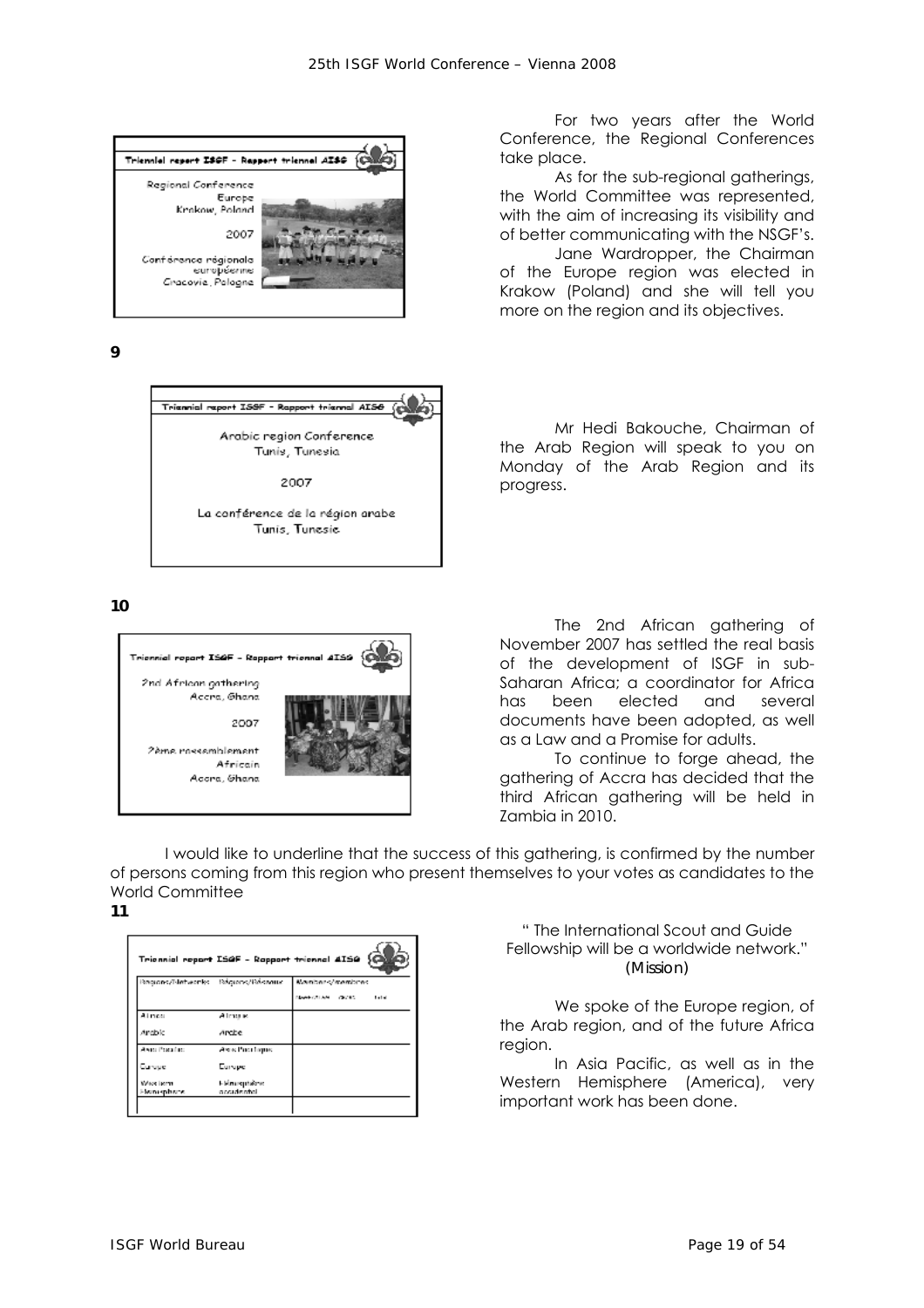Triennial report ISGF - Rapport triennal AISG

Regional Conference
Europe
Krakow, Poland

2007

Conférence régionale européenne
Cracovie, Pologne

For two years after the World Conference, the Regional Conferences take place.

As for the sub-regional gatherings, the World Committee was represented, with the aim of increasing its visibility and of better communicating with the NSGF's.

Jane Wardropper, the Chairman of the Europe region was elected in Krakow (Poland) and she will tell you more on the region and its objectives.

**9**

Triennial report ISGF - Rapport triennal AISG

Arabic region Conference
Tunis, Tunesia

2007

La conférence de la région arabe
Tunis, Tunesie

Mr Hedi Bakouche, Chairman of the Arab Region will speak to you on Monday of the Arab Region and its progress.

**10**

Triennial report ISGF - Rapport triennal AISG

2nd African gathering
Accra, Ghana

2007

2ème rassemblement Africain
Accra, Ghana

The 2nd African gathering of November 2007 has settled the real basis of the development of ISGF in sub-Saharan Africa; a coordinator for Africa has been elected and several documents have been adopted, as well as a Law and a Promise for adults.

To continue to forge ahead, the gathering of Accra has decided that the third African gathering will be held in Zambia in 2010.

I would like to underline that the success of this gathering, is confirmed by the number of persons coming from this region who present themselves to your votes as candidates to the World Committee

**11**

Triennial report ISGF - Rapport triennal AISG

| Regions/Networks | Régions/Réseaux | Members/membres |
|---|---|---|
| Africa | Afrique | |
| Arabic | Arabe | |
| Asia Pacific | Asie Pacifique | |
| Europe | Europe | |
| Western Hemisphere | Hémisphère occidental | |

" The International Scout and Guide Fellowship will be a worldwide network."
*(Mission)*

We spoke of the Europe region, of the Arab region, and of the future Africa region.

In Asia Pacific, as well as in the Western Hemisphere (America), very important work has been done.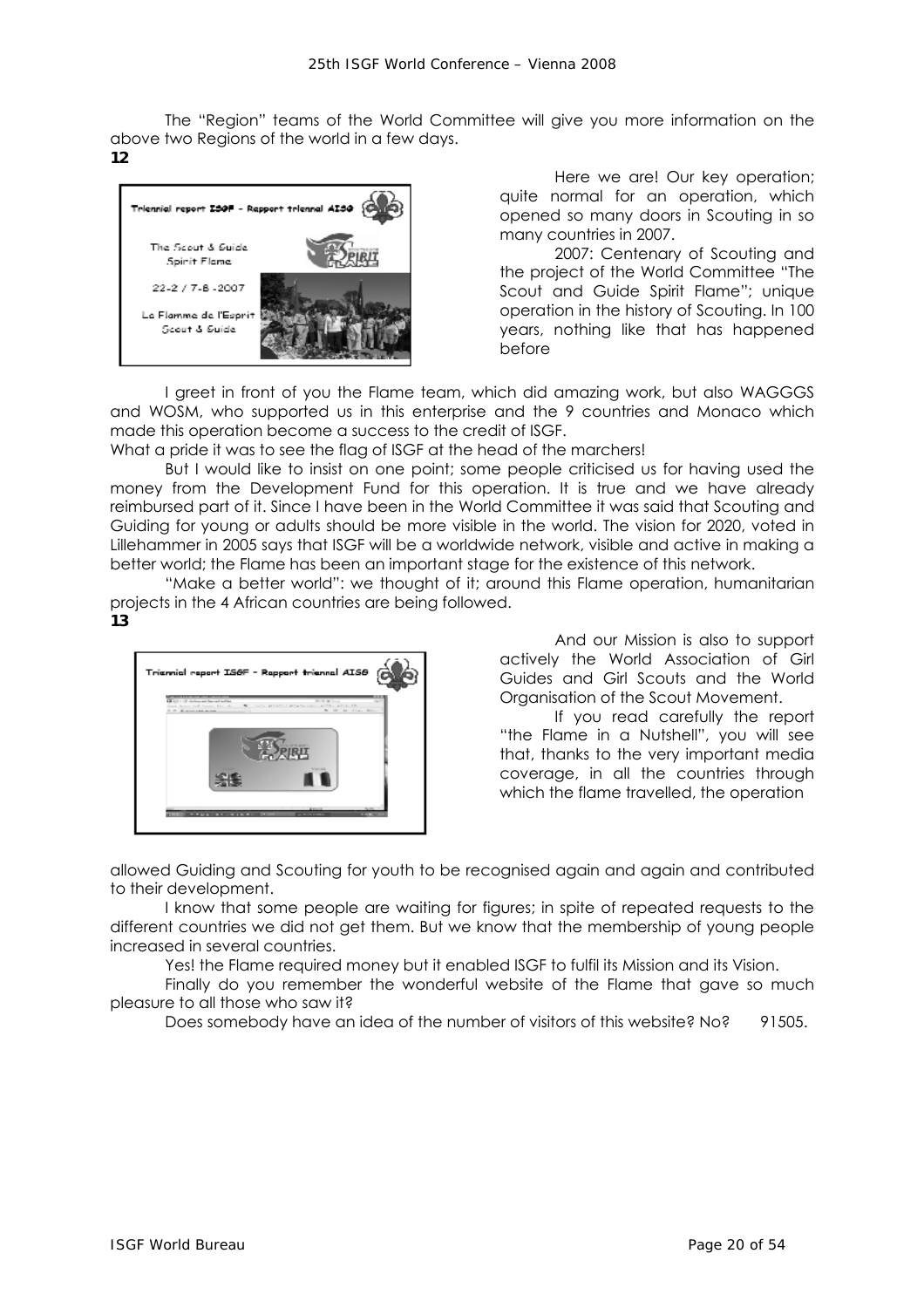The "Region" teams of the World Committee will give you more information on the above two Regions of the world in a few days.

**12**

Here we are! Our key operation; quite normal for an operation, which opened so many doors in Scouting in so many countries in 2007.

2007: Centenary of Scouting and the project of the World Committee "The Scout and Guide Spirit Flame"; unique operation in the history of Scouting. In 100 years, nothing like that has happened before

I greet in front of you the Flame team, which did amazing work, but also WAGGGS and WOSM, who supported us in this enterprise and the 9 countries and Monaco which made this operation become a success to the credit of ISGF.

What a pride it was to see the flag of ISGF at the head of the marchers!

But I would like to insist on one point; some people criticised us for having used the money from the Development Fund for this operation. It is true and we have already reimbursed part of it. Since I have been in the World Committee it was said that Scouting and Guiding for young or adults should be more visible in the world. The vision for 2020, voted in Lillehammer in 2005 says that ISGF will be a worldwide network, visible and active in making a better world; the Flame has been an important stage for the existence of this network.

"Make a better world": we thought of it; around this Flame operation, humanitarian projects in the 4 African countries are being followed.

**13**

And our Mission is also to support actively the World Association of Girl Guides and Girl Scouts and the World Organisation of the Scout Movement.

If you read carefully the report "the Flame in a Nutshell", you will see that, thanks to the very important media coverage, in all the countries through which the flame travelled, the operation allowed Guiding and Scouting for youth to be recognised again and again and contributed to their development.

I know that some people are waiting for figures; in spite of repeated requests to the different countries we did not get them. But we know that the membership of young people increased in several countries.

Yes! the Flame required money but it enabled ISGF to fulfil its Mission and its Vision.

Finally do you remember the wonderful website of the Flame that gave so much pleasure to all those who saw it?

Does somebody have an idea of the number of visitors of this website? No? 91505.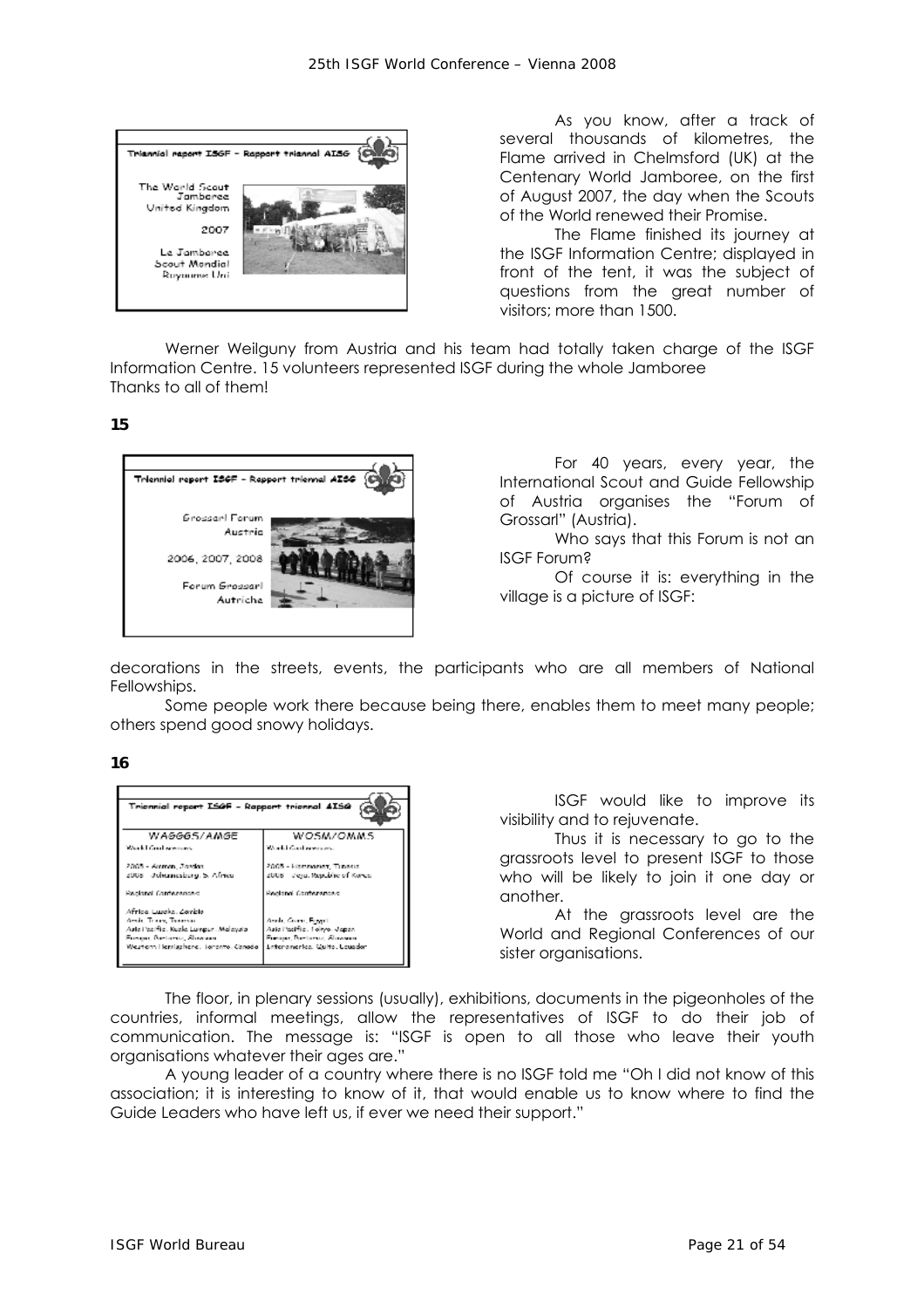As you know, after a track of several thousands of kilometres, the Flame arrived in Chelmsford (UK) at the Centenary World Jamboree, on the first of August 2007, the day when the Scouts of the World renewed their Promise.

The Flame finished its journey at the ISGF Information Centre; displayed in front of the tent, it was the subject of questions from the great number of visitors; more than 1500.

Werner Weilguny from Austria and his team had totally taken charge of the ISGF Information Centre. 15 volunteers represented ISGF during the whole Jamboree
Thanks to all of them!

**15**

For 40 years, every year, the International Scout and Guide Fellowship of Austria organises the "Forum of Grossarl" (Austria).

Who says that this Forum is not an ISGF Forum?

Of course it is: everything in the village is a picture of ISGF: decorations in the streets, events, the participants who are all members of National Fellowships.

Some people work there because being there, enables them to meet many people; others spend good snowy holidays.

**16**

ISGF would like to improve its visibility and to rejuvenate.

Thus it is necessary to go to the grassroots level to present ISGF to those who will be likely to join it one day or another.

At the grassroots level are the World and Regional Conferences of our sister organisations.

The floor, in plenary sessions (usually), exhibitions, documents in the pigeonholes of the countries, informal meetings, allow the representatives of ISGF to do their job of communication. The message is: "ISGF is open to all those who leave their youth organisations whatever their ages are."

A young leader of a country where there is no ISGF told me "Oh I did not know of this association; it is interesting to know of it, that would enable us to know where to find the Guide Leaders who have left us, if ever we need their support."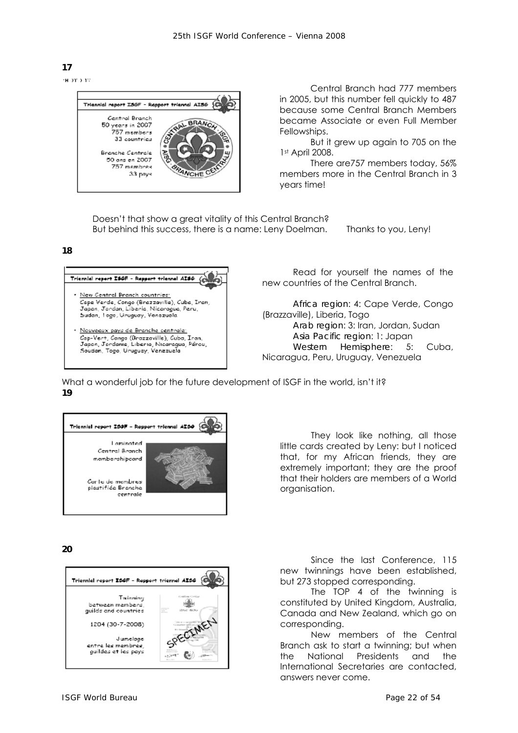**17**

Triennial report ISGF – Rapport triennal AISG

Central Branch
50 years in 2007
757 members
33 countries

Branche Centrale
50 ans en 2007
757 membres
33 pays

Central Branch had 777 members in 2005, but this number fell quickly to 487 because some Central Branch Members became Associate or even Full Member Fellowships.

But it grew up again to 705 on the 1st April 2008.

There are757 members today, 56% members more in the Central Branch in 3 years time!

Doesn't that show a great vitality of this Central Branch?
But behind this success, there is a name: Leny Doelman. Thanks to you, Leny!

**18**

Triennial report ISGF – Rapport triennal AISG

- New Central Branch countries:
  Cape Verde, Congo (Brazzaville), Cuba, Iran, Japan, Jordan, Liberia, Nicaragua, Peru, Sudan, Togo, Uruguay, Venezuela
- Nouveaux pays de Branche centrale:
  Cap-Vert, Congo (Brazzaville), Cuba, Iran, Japon, Jordanie, Liberia, Nicaragua, Pérou, Soudan, Togo, Uruguay, Venezuela

Read for yourself the names of the new countries of the Central Branch.

*Africa region*: 4: Cape Verde, Congo (Brazzaville), Liberia, Togo
*Arab region*: 3: Iran, Jordan, Sudan
*Asia Pacific region*: 1: Japan
*Western Hemisphere*: 5: Cuba, Nicaragua, Peru, Uruguay, Venezuela

What a wonderful job for the future development of ISGF in the world, isn't it?

**19**

Triennial report ISGF – Rapport triennal AISG

Laminated Central Branch membershipcard

Carte de membres plastifiée Branche centrale

They look like nothing, all those little cards created by Leny: but I noticed that, for my African friends, they are extremely important; they are the proof that their holders are members of a World organisation.

**20**

Triennial report ISGF – Rapport triennal AISG

Twinning between members, guilds and countries

1204 (30-7-2008)

Jumelage entre les membres, guildes et les pays

Since the last Conference, 115 new twinnings have been established, but 273 stopped corresponding.

The TOP 4 of the twinning is constituted by United Kingdom, Australia, Canada and New Zealand, which go on corresponding.

New members of the Central Branch ask to start a twinning; but when the National Presidents and the International Secretaries are contacted, answers never come.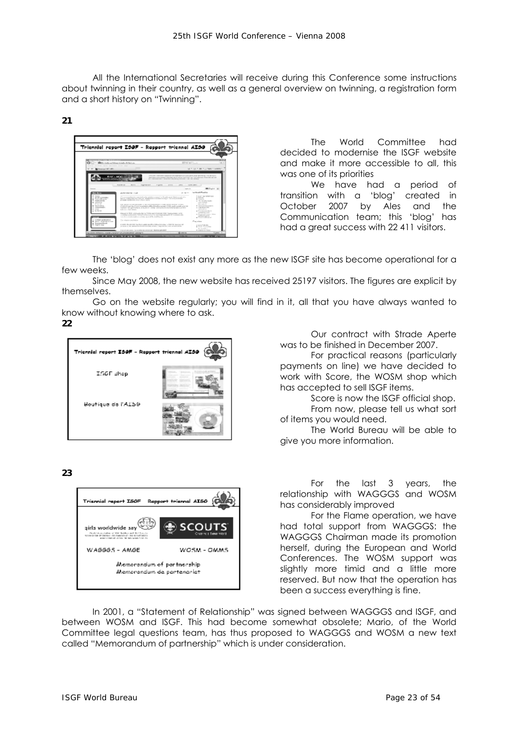All the International Secretaries will receive during this Conference some instructions about twinning in their country, as well as a general overview on twinning, a registration form and a short history on "Twinning".

**21**

The World Committee had decided to modernise the ISGF website and make it more accessible to all, this was one of its priorities

We have had a period of transition with a 'blog' created in October 2007 by Ales and the Communication team; this 'blog' has had a great success with 22 411 visitors.

The 'blog' does not exist any more as the new ISGF site has become operational for a few weeks.

Since May 2008, the new website has received 25197 visitors. The figures are explicit by themselves.

Go on the website regularly; you will find in it, all that you have always wanted to know without knowing where to ask.

**22**

Our contract with Strade Aperte was to be finished in December 2007.

For practical reasons (particularly payments on line) we have decided to work with Score, the WOSM shop which has accepted to sell ISGF items.

Score is now the ISGF official shop.

From now, please tell us what sort of items you would need.

The World Bureau will be able to give you more information.

**23**

For the last 3 years, the relationship with WAGGGS and WOSM has considerably improved

For the Flame operation, we have had total support from WAGGGS: the WAGGGS Chairman made its promotion herself, during the European and World Conferences. The WOSM support was slightly more timid and a little more reserved. But now that the operation has been a success everything is fine.

In 2001, a "Statement of Relationship" was signed between WAGGGS and ISGF, and between WOSM and ISGF. This had become somewhat obsolete; Mario, of the World Committee legal questions team, has thus proposed to WAGGGS and WOSM a new text called "Memorandum of partnership" which is under consideration.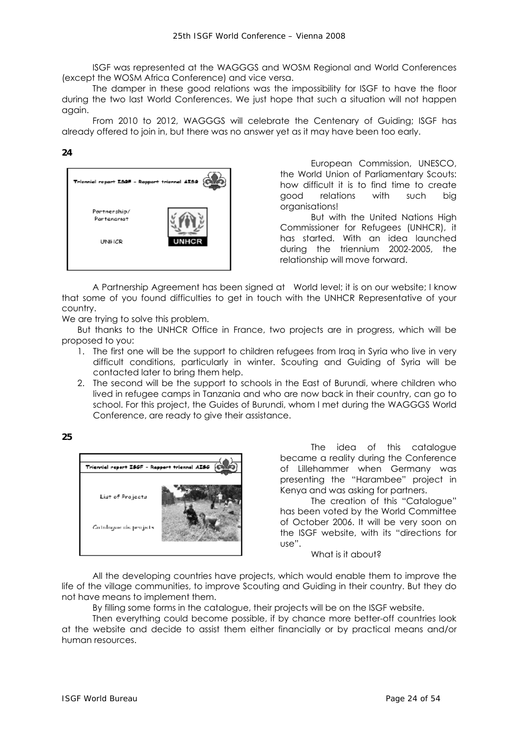ISGF was represented at the WAGGGS and WOSM Regional and World Conferences (except the WOSM Africa Conference) and vice versa.

The damper in these good relations was the impossibility for ISGF to have the floor during the two last World Conferences. We just hope that such a situation will not happen again.

From 2010 to 2012, WAGGGS will celebrate the Centenary of Guiding; ISGF has already offered to join in, but there was no answer yet as it may have been too early.

**24**

Triennial report ISGF – Rapport triennal AISG

Partnership/ Partenariat

UNHCR

European Commission, UNESCO, the World Union of Parliamentary Scouts: how difficult it is to find time to create good relations with such big organisations!

But with the United Nations High Commissioner for Refugees (UNHCR), it has started. With an idea launched during the triennium 2002-2005, the relationship will move forward.

A Partnership Agreement has been signed at World level; it is on our website; I know that some of you found difficulties to get in touch with the UNHCR Representative of your country.

We are trying to solve this problem.

But thanks to the UNHCR Office in France, two projects are in progress, which will be proposed to you:

1. The first one will be the support to children refugees from Iraq in Syria who live in very difficult conditions, particularly in winter. Scouting and Guiding of Syria will be contacted later to bring them help.
2. The second will be the support to schools in the East of Burundi, where children who lived in refugee camps in Tanzania and who are now back in their country, can go to school. For this project, the Guides of Burundi, whom I met during the WAGGGS World Conference, are ready to give their assistance.

**25**

Triennial report ISGF – Rapport triennal AISG

List of Projects

Catalogue des projets

The idea of this catalogue became a reality during the Conference of Lillehammer when Germany was presenting the "Harambee" project in Kenya and was asking for partners.

The creation of this "Catalogue" has been voted by the World Committee of October 2006. It will be very soon on the ISGF website, with its "directions for use".

What is it about?

All the developing countries have projects, which would enable them to improve the life of the village communities, to improve Scouting and Guiding in their country. But they do not have means to implement them.

By filling some forms in the catalogue, their projects will be on the ISGF website.

Then everything could become possible, if by chance more better-off countries look at the website and decide to assist them either financially or by practical means and/or human resources.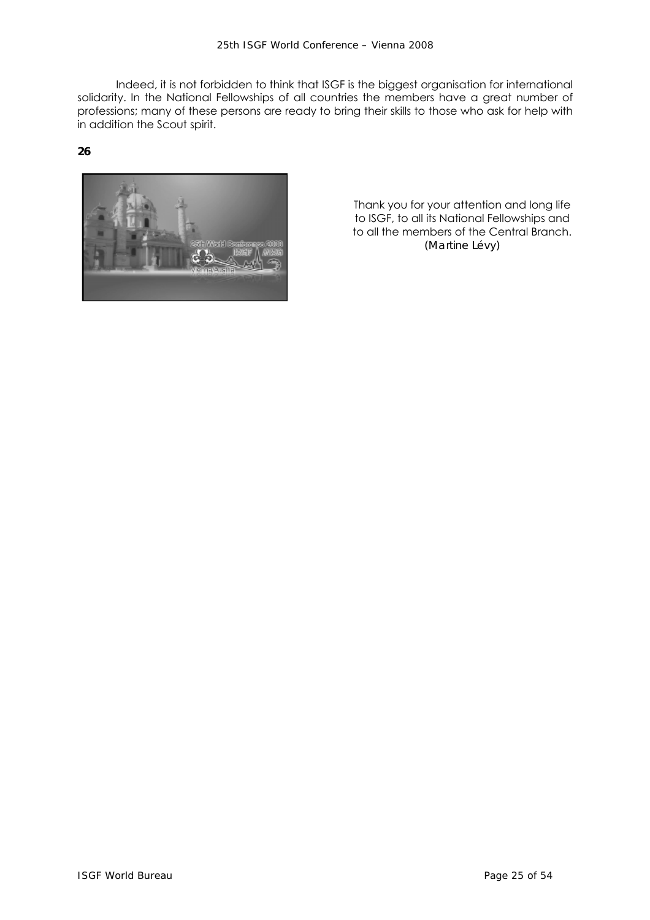Indeed, it is not forbidden to think that ISGF is the biggest organisation for international solidarity. In the National Fellowships of all countries the members have a great number of professions; many of these persons are ready to bring their skills to those who ask for help with in addition the Scout spirit.

**26**

Thank you for your attention and long life to ISGF, to all its National Fellowships and to all the members of the Central Branch.
(Martine Lévy)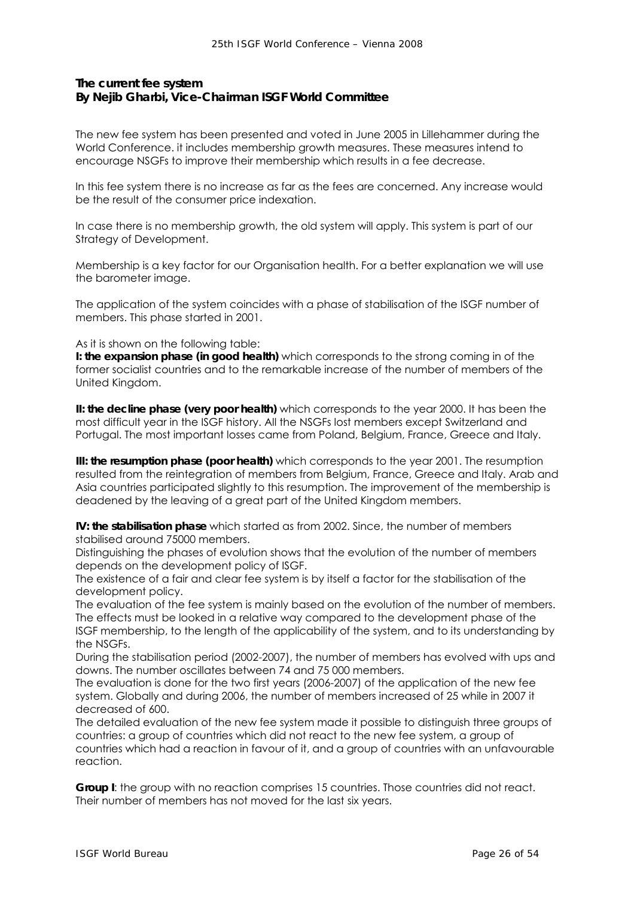**The current fee system**
**By Nejib Gharbi, Vice-Chairman ISGF World Committee**

The new fee system has been presented and voted in June 2005 in Lillehammer during the World Conference. it includes membership growth measures. These measures intend to encourage NSGFs to improve their membership which results in a fee decrease.

In this fee system there is no increase as far as the fees are concerned. Any increase would be the result of the consumer price indexation.

In case there is no membership growth, the old system will apply. This system is part of our Strategy of Development.

Membership is a key factor for our Organisation health. For a better explanation we will use the barometer image.

The application of the system coincides with a phase of stabilisation of the ISGF number of members. This phase started in 2001.

As it is shown on the following table:

**I: the expansion phase (in good health)** which corresponds to the strong coming in of the former socialist countries and to the remarkable increase of the number of members of the United Kingdom.

**II: the decline phase (very poor health)** which corresponds to the year 2000. It has been the most difficult year in the ISGF history. All the NSGFs lost members except Switzerland and Portugal. The most important losses came from Poland, Belgium, France, Greece and Italy.

**III: the resumption phase (poor health)** which corresponds to the year 2001. The resumption resulted from the reintegration of members from Belgium, France, Greece and Italy. Arab and Asia countries participated slightly to this resumption. The improvement of the membership is deadened by the leaving of a great part of the United Kingdom members.

**IV: the stabilisation phase** which started as from 2002. Since, the number of members stabilised around 75000 members.
Distinguishing the phases of evolution shows that the evolution of the number of members depends on the development policy of ISGF.
The existence of a fair and clear fee system is by itself a factor for the stabilisation of the development policy.
The evaluation of the fee system is mainly based on the evolution of the number of members. The effects must be looked in a relative way compared to the development phase of the ISGF membership, to the length of the applicability of the system, and to its understanding by the NSGFs.
During the stabilisation period (2002-2007), the number of members has evolved with ups and downs. The number oscillates between 74 and 75 000 members.
The evaluation is done for the two first years (2006-2007) of the application of the new fee system. Globally and during 2006, the number of members increased of 25 while in 2007 it decreased of 600.
The detailed evaluation of the new fee system made it possible to distinguish three groups of countries: a group of countries which did not react to the new fee system, a group of countries which had a reaction in favour of it, and a group of countries with an unfavourable reaction.

**Group I**: the group with no reaction comprises 15 countries. Those countries did not react. Their number of members has not moved for the last six years.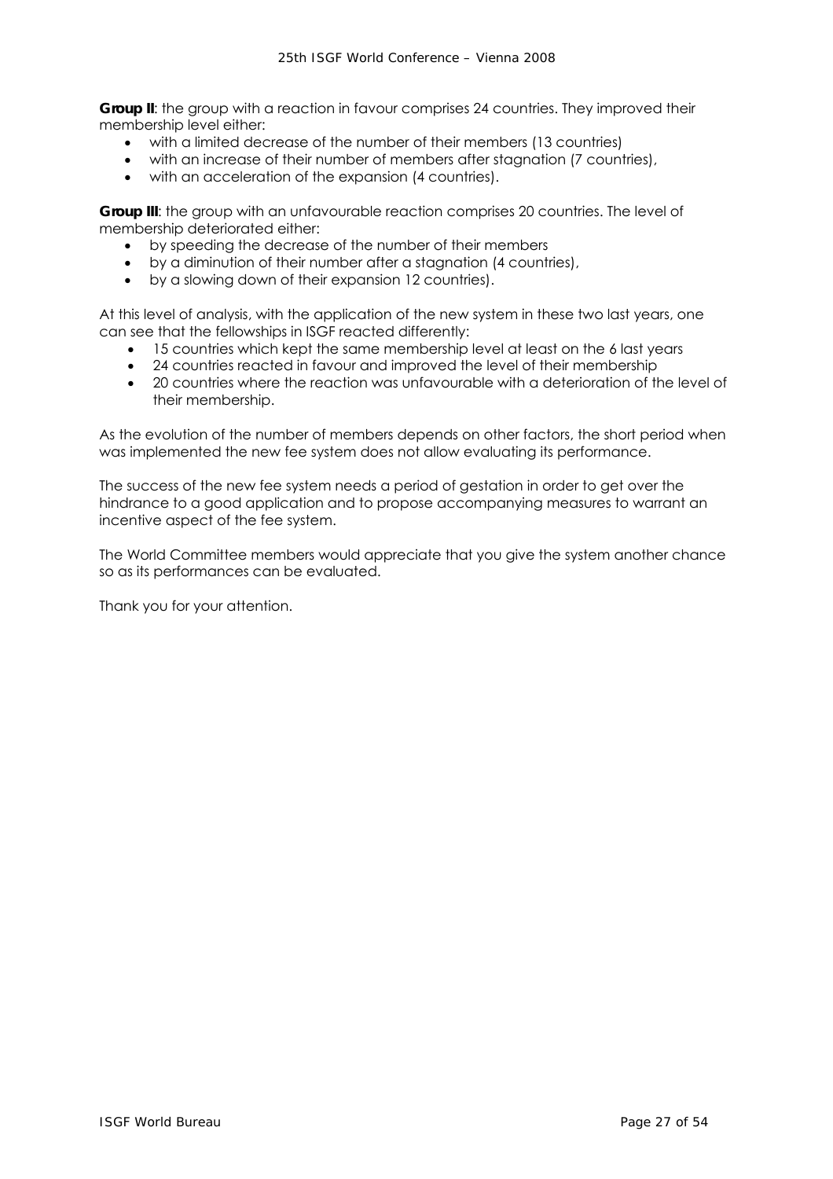**Group II**: the group with a reaction in favour comprises 24 countries. They improved their membership level either:

- with a limited decrease of the number of their members (13 countries)
- with an increase of their number of members after stagnation (7 countries),
- with an acceleration of the expansion (4 countries).

**Group III**: the group with an unfavourable reaction comprises 20 countries. The level of membership deteriorated either:

- by speeding the decrease of the number of their members
- by a diminution of their number after a stagnation (4 countries),
- by a slowing down of their expansion 12 countries).

At this level of analysis, with the application of the new system in these two last years, one can see that the fellowships in ISGF reacted differently:

- 15 countries which kept the same membership level at least on the 6 last years
- 24 countries reacted in favour and improved the level of their membership
- 20 countries where the reaction was unfavourable with a deterioration of the level of their membership.

As the evolution of the number of members depends on other factors, the short period when was implemented the new fee system does not allow evaluating its performance.

The success of the new fee system needs a period of gestation in order to get over the hindrance to a good application and to propose accompanying measures to warrant an incentive aspect of the fee system.

The World Committee members would appreciate that you give the system another chance so as its performances can be evaluated.

Thank you for your attention.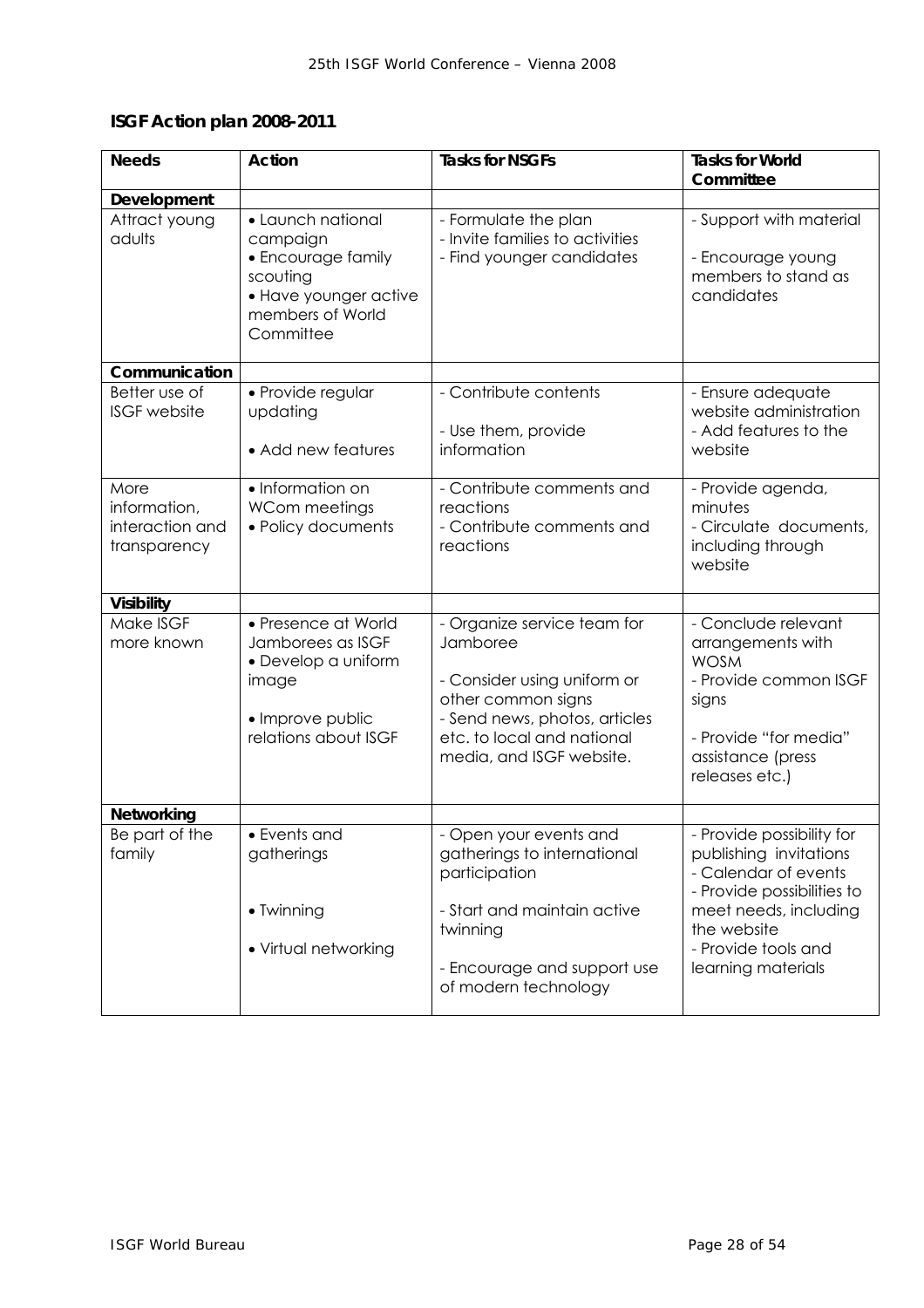**ISGF Action plan 2008-2011**

| Needs | Action | Tasks for NSGFs | Tasks for World Committee |
|---|---|---|---|
| **Development** | | | |
| Attract young adults | • Launch national campaign<br>• Encourage family scouting<br>• Have younger active members of World Committee | - Formulate the plan<br>- Invite families to activities<br>- Find younger candidates | - Support with material<br><br>- Encourage young members to stand as candidates |
| **Communication** | | | |
| Better use of ISGF website | • Provide regular updating<br><br>• Add new features | - Contribute contents<br><br>- Use them, provide information | - Ensure adequate website administration<br>- Add features to the website |
| More information, interaction and transparency | • Information on WCom meetings<br>• Policy documents | - Contribute comments and reactions<br>- Contribute comments and reactions | - Provide agenda, minutes<br>- Circulate documents, including through website |
| **Visibility** | | | |
| Make ISGF more known | • Presence at World Jamborees as ISGF<br>• Develop a uniform image<br><br>• Improve public relations about ISGF | - Organize service team for Jamboree<br><br>- Consider using uniform or other common signs<br>- Send news, photos, articles etc. to local and national media, and ISGF website. | - Conclude relevant arrangements with WOSM<br>- Provide common ISGF signs<br><br>- Provide "for media" assistance (press releases etc.) |
| **Networking** | | | |
| Be part of the family | • Events and gatherings<br><br><br>• Twinning<br><br>• Virtual networking | - Open your events and gatherings to international participation<br><br>- Start and maintain active twinning<br><br>- Encourage and support use of modern technology | - Provide possibility for publishing invitations<br>- Calendar of events<br>- Provide possibilities to meet needs, including the website<br>- Provide tools and learning materials |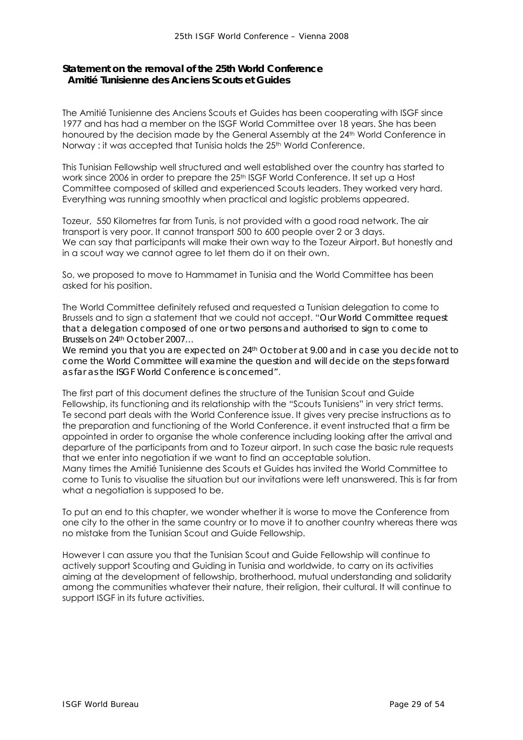**Statement on the removal of the 25th World Conference**
**Amitié Tunisienne des Anciens Scouts et Guides**

The Amitié Tunisienne des Anciens Scouts et Guides has been cooperating with ISGF since 1977 and has had a member on the ISGF World Committee over 18 years. She has been honoured by the decision made by the General Assembly at the 24th World Conference in Norway : it was accepted that Tunisia holds the 25th World Conference.

This Tunisian Fellowship well structured and well established over the country has started to work since 2006 in order to prepare the 25th ISGF World Conference. It set up a Host Committee composed of skilled and experienced Scouts leaders. They worked very hard. Everything was running smoothly when practical and logistic problems appeared.

Tozeur, 550 Kilometres far from Tunis, is not provided with a good road network. The air transport is very poor. It cannot transport 500 to 600 people over 2 or 3 days.
We can say that participants will make their own way to the Tozeur Airport. But honestly and in a scout way we cannot agree to let them do it on their own.

So, we proposed to move to Hammamet in Tunisia and the World Committee has been asked for his position.

The World Committee definitely refused and requested a Tunisian delegation to come to Brussels and to sign a statement that we could not accept. "*Our World Committee request that a delegation composed of one or two persons and authorised to sign to come to Brussels on 24th October 2007…*
*We remind you that you are expected on 24th October at 9.00 and in case you decide not to come the World Committee will examine the question and will decide on the steps forward as far as the ISGF World Conference is concerned*".

The first part of this document defines the structure of the Tunisian Scout and Guide Fellowship, its functioning and its relationship with the "Scouts Tunisiens" in very strict terms. Te second part deals with the World Conference issue. It gives very precise instructions as to the preparation and functioning of the World Conference. it event instructed that a firm be appointed in order to organise the whole conference including looking after the arrival and departure of the participants from and to Tozeur airport. In such case the basic rule requests that we enter into negotiation if we want to find an acceptable solution.
Many times the Amitié Tunisienne des Scouts et Guides has invited the World Committee to come to Tunis to visualise the situation but our invitations were left unanswered. This is far from what a negotiation is supposed to be.

To put an end to this chapter, we wonder whether it is worse to move the Conference from one city to the other in the same country or to move it to another country whereas there was no mistake from the Tunisian Scout and Guide Fellowship.

However I can assure you that the Tunisian Scout and Guide Fellowship will continue to actively support Scouting and Guiding in Tunisia and worldwide, to carry on its activities aiming at the development of fellowship, brotherhood, mutual understanding and solidarity among the communities whatever their nature, their religion, their cultural. It will continue to support ISGF in its future activities.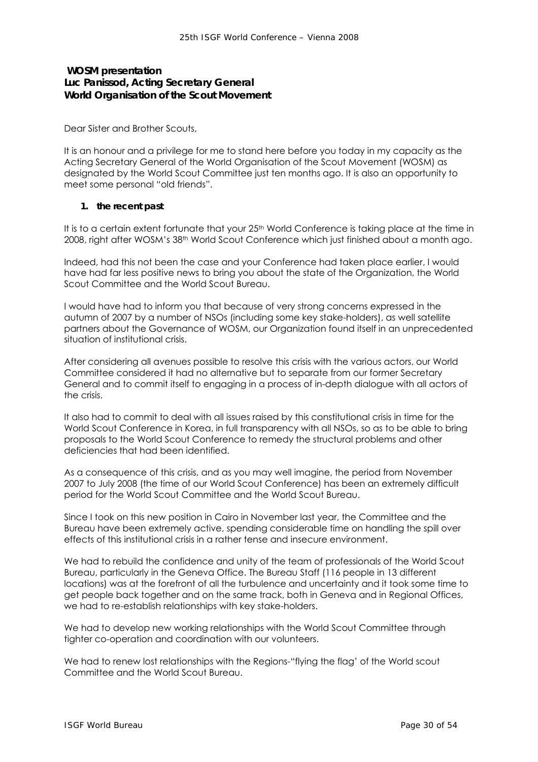**WOSM presentation**
**Luc Panissod, Acting Secretary General**
**World Organisation of the Scout Movement**

Dear Sister and Brother Scouts,

It is an honour and a privilege for me to stand here before you today in my capacity as the Acting Secretary General of the World Organisation of the Scout Movement (WOSM) as designated by the World Scout Committee just ten months ago. It is also an opportunity to meet some personal "old friends".

1. **the recent past**

It is to a certain extent fortunate that your 25th World Conference is taking place at the time in 2008, right after WOSM's 38th World Scout Conference which just finished about a month ago.

Indeed, had this not been the case and your Conference had taken place earlier, I would have had far less positive news to bring you about the state of the Organization, the World Scout Committee and the World Scout Bureau.

I would have had to inform you that because of very strong concerns expressed in the autumn of 2007 by a number of NSOs (including some key stake-holders), as well satellite partners about the Governance of WOSM, our Organization found itself in an unprecedented situation of institutional crisis.

After considering all avenues possible to resolve this crisis with the various actors, our World Committee considered it had no alternative but to separate from our former Secretary General and to commit itself to engaging in a process of in-depth dialogue with all actors of the crisis.

It also had to commit to deal with all issues raised by this constitutional crisis in time for the World Scout Conference in Korea, in full transparency with all NSOs, so as to be able to bring proposals to the World Scout Conference to remedy the structural problems and other deficiencies that had been identified.

As a consequence of this crisis, and as you may well imagine, the period from November 2007 to July 2008 (the time of our World Scout Conference) has been an extremely difficult period for the World Scout Committee and the World Scout Bureau.

Since I took on this new position in Cairo in November last year, the Committee and the Bureau have been extremely active, spending considerable time on handling the spill over effects of this institutional crisis in a rather tense and insecure environment.

We had to rebuild the confidence and unity of the team of professionals of the World Scout Bureau, particularly in the Geneva Office. The Bureau Staff (116 people in 13 different locations) was at the forefront of all the turbulence and uncertainty and it took some time to get people back together and on the same track, both in Geneva and in Regional Offices, we had to re-establish relationships with key stake-holders.

We had to develop new working relationships with the World Scout Committee through tighter co-operation and coordination with our volunteers.

We had to renew lost relationships with the Regions-"flying the flag' of the World scout Committee and the World Scout Bureau.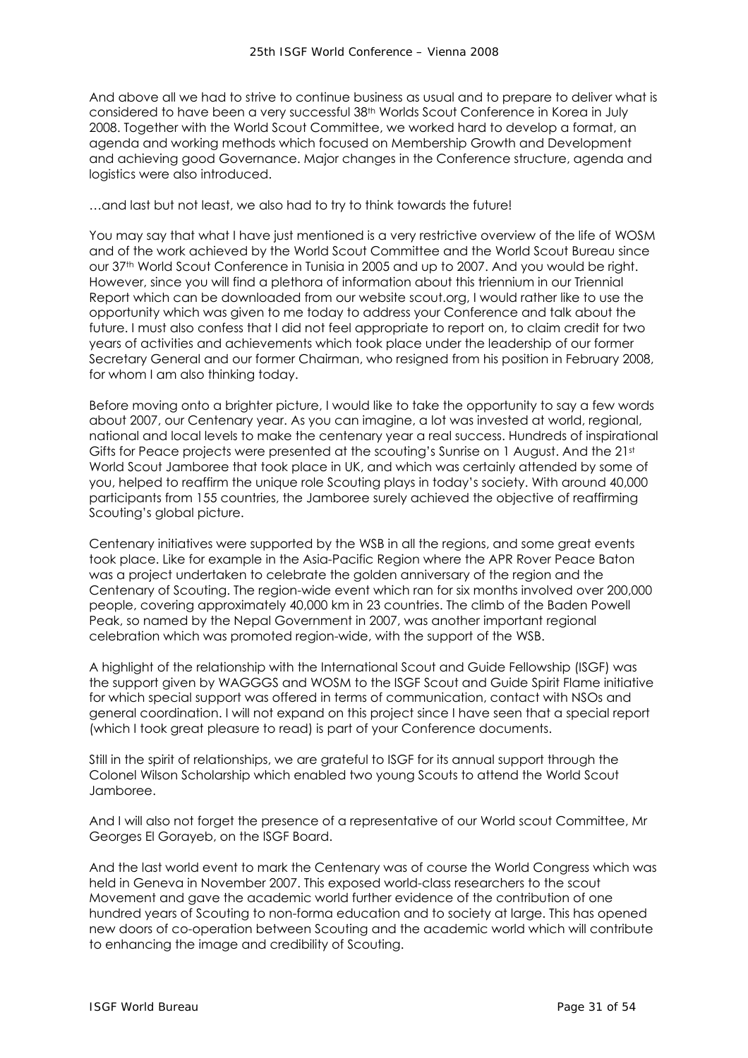And above all we had to strive to continue business as usual and to prepare to deliver what is considered to have been a very successful 38th Worlds Scout Conference in Korea in July 2008. Together with the World Scout Committee, we worked hard to develop a format, an agenda and working methods which focused on Membership Growth and Development and achieving good Governance. Major changes in the Conference structure, agenda and logistics were also introduced.

…and last but not least, we also had to try to think towards the future!

You may say that what I have just mentioned is a very restrictive overview of the life of WOSM and of the work achieved by the World Scout Committee and the World Scout Bureau since our 37th World Scout Conference in Tunisia in 2005 and up to 2007. And you would be right. However, since you will find a plethora of information about this triennium in our Triennial Report which can be downloaded from our website scout.org, I would rather like to use the opportunity which was given to me today to address your Conference and talk about the future. I must also confess that I did not feel appropriate to report on, to claim credit for two years of activities and achievements which took place under the leadership of our former Secretary General and our former Chairman, who resigned from his position in February 2008, for whom I am also thinking today.

Before moving onto a brighter picture, I would like to take the opportunity to say a few words about 2007, our Centenary year. As you can imagine, a lot was invested at world, regional, national and local levels to make the centenary year a real success. Hundreds of inspirational Gifts for Peace projects were presented at the scouting's Sunrise on 1 August. And the 21st World Scout Jamboree that took place in UK, and which was certainly attended by some of you, helped to reaffirm the unique role Scouting plays in today's society. With around 40,000 participants from 155 countries, the Jamboree surely achieved the objective of reaffirming Scouting's global picture.

Centenary initiatives were supported by the WSB in all the regions, and some great events took place. Like for example in the Asia-Pacific Region where the APR Rover Peace Baton was a project undertaken to celebrate the golden anniversary of the region and the Centenary of Scouting. The region-wide event which ran for six months involved over 200,000 people, covering approximately 40,000 km in 23 countries. The climb of the Baden Powell Peak, so named by the Nepal Government in 2007, was another important regional celebration which was promoted region-wide, with the support of the WSB.

A highlight of the relationship with the International Scout and Guide Fellowship (ISGF) was the support given by WAGGGS and WOSM to the ISGF Scout and Guide Spirit Flame initiative for which special support was offered in terms of communication, contact with NSOs and general coordination. I will not expand on this project since I have seen that a special report (which I took great pleasure to read) is part of your Conference documents.

Still in the spirit of relationships, we are grateful to ISGF for its annual support through the Colonel Wilson Scholarship which enabled two young Scouts to attend the World Scout Jamboree.

And I will also not forget the presence of a representative of our World scout Committee, Mr Georges El Gorayeb, on the ISGF Board.

And the last world event to mark the Centenary was of course the World Congress which was held in Geneva in November 2007. This exposed world-class researchers to the scout Movement and gave the academic world further evidence of the contribution of one hundred years of Scouting to non-forma education and to society at large. This has opened new doors of co-operation between Scouting and the academic world which will contribute to enhancing the image and credibility of Scouting.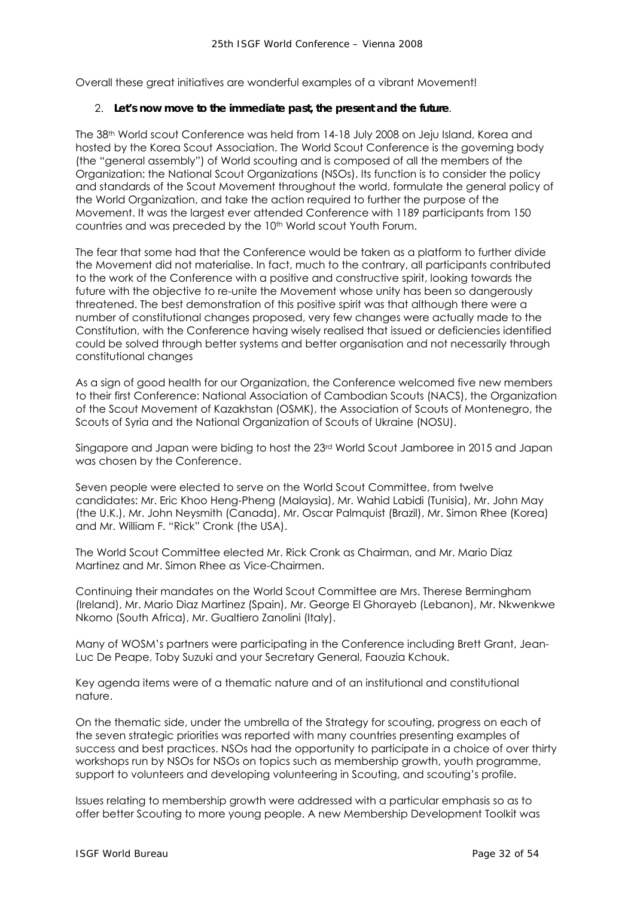Overall these great initiatives are wonderful examples of a vibrant Movement!

2. **Let's now move to the immediate past, the present and the future**.

The 38th World scout Conference was held from 14-18 July 2008 on Jeju Island, Korea and hosted by the Korea Scout Association. The World Scout Conference is the governing body (the "general assembly") of World scouting and is composed of all the members of the Organization: the National Scout Organizations (NSOs). Its function is to consider the policy and standards of the Scout Movement throughout the world, formulate the general policy of the World Organization, and take the action required to further the purpose of the Movement. It was the largest ever attended Conference with 1189 participants from 150 countries and was preceded by the 10th World scout Youth Forum.

The fear that some had that the Conference would be taken as a platform to further divide the Movement did not materialise. In fact, much to the contrary, all participants contributed to the work of the Conference with a positive and constructive spirit, looking towards the future with the objective to re-unite the Movement whose unity has been so dangerously threatened. The best demonstration of this positive spirit was that although there were a number of constitutional changes proposed, very few changes were actually made to the Constitution, with the Conference having wisely realised that issued or deficiencies identified could be solved through better systems and better organisation and not necessarily through constitutional changes

As a sign of good health for our Organization, the Conference welcomed five new members to their first Conference: National Association of Cambodian Scouts (NACS), the Organization of the Scout Movement of Kazakhstan (OSMK), the Association of Scouts of Montenegro, the Scouts of Syria and the National Organization of Scouts of Ukraine (NOSU).

Singapore and Japan were biding to host the 23rd World Scout Jamboree in 2015 and Japan was chosen by the Conference.

Seven people were elected to serve on the World Scout Committee, from twelve candidates: Mr. Eric Khoo Heng-Pheng (Malaysia), Mr. Wahid Labidi (Tunisia), Mr. John May (the U.K.), Mr. John Neysmith (Canada), Mr. Oscar Palmquist (Brazil), Mr. Simon Rhee (Korea) and Mr. William F. "Rick" Cronk (the USA).

The World Scout Committee elected Mr. Rick Cronk as Chairman, and Mr. Mario Diaz Martinez and Mr. Simon Rhee as Vice-Chairmen.

Continuing their mandates on the World Scout Committee are Mrs. Therese Bermingham (Ireland), Mr. Mario Diaz Martinez (Spain), Mr. George El Ghorayeb (Lebanon), Mr. Nkwenkwe Nkomo (South Africa), Mr. Gualtiero Zanolini (Italy).

Many of WOSM's partners were participating in the Conference including Brett Grant, Jean-Luc De Peape, Toby Suzuki and your Secretary General, Faouzia Kchouk.

Key agenda items were of a thematic nature and of an institutional and constitutional nature.

On the thematic side, under the umbrella of the Strategy for scouting, progress on each of the seven strategic priorities was reported with many countries presenting examples of success and best practices. NSOs had the opportunity to participate in a choice of over thirty workshops run by NSOs for NSOs on topics such as membership growth, youth programme, support to volunteers and developing volunteering in Scouting, and scouting's profile.

Issues relating to membership growth were addressed with a particular emphasis so as to offer better Scouting to more young people. A new Membership Development Toolkit was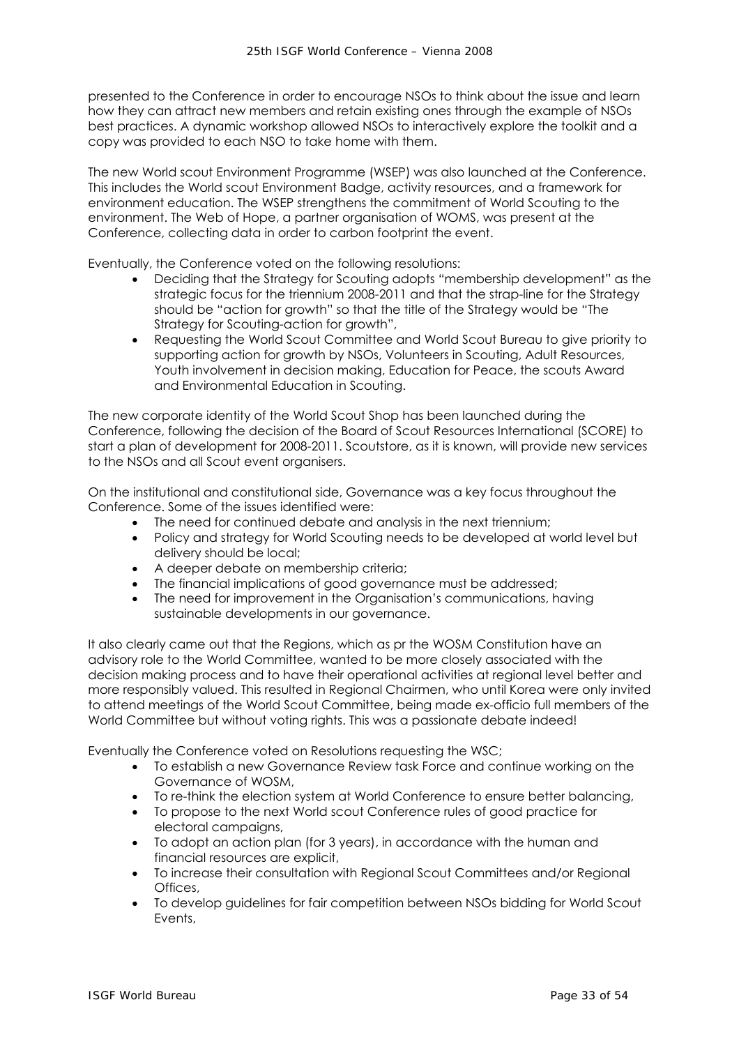presented to the Conference in order to encourage NSOs to think about the issue and learn how they can attract new members and retain existing ones through the example of NSOs best practices. A dynamic workshop allowed NSOs to interactively explore the toolkit and a copy was provided to each NSO to take home with them.

The new World scout Environment Programme (WSEP) was also launched at the Conference. This includes the World scout Environment Badge, activity resources, and a framework for environment education. The WSEP strengthens the commitment of World Scouting to the environment. The Web of Hope, a partner organisation of WOMS, was present at the Conference, collecting data in order to carbon footprint the event.

Eventually, the Conference voted on the following resolutions:

- Deciding that the Strategy for Scouting adopts "membership development" as the strategic focus for the triennium 2008-2011 and that the strap-line for the Strategy should be "action for growth" so that the title of the Strategy would be "The Strategy for Scouting-action for growth",
- Requesting the World Scout Committee and World Scout Bureau to give priority to supporting action for growth by NSOs, Volunteers in Scouting, Adult Resources, Youth involvement in decision making, Education for Peace, the scouts Award and Environmental Education in Scouting.

The new corporate identity of the World Scout Shop has been launched during the Conference, following the decision of the Board of Scout Resources International (SCORE) to start a plan of development for 2008-2011. Scoutstore, as it is known, will provide new services to the NSOs and all Scout event organisers.

On the institutional and constitutional side, Governance was a key focus throughout the Conference. Some of the issues identified were:

- The need for continued debate and analysis in the next triennium;
- Policy and strategy for World Scouting needs to be developed at world level but delivery should be local;
- A deeper debate on membership criteria;
- The financial implications of good governance must be addressed;
- The need for improvement in the Organisation's communications, having sustainable developments in our governance.

It also clearly came out that the Regions, which as pr the WOSM Constitution have an advisory role to the World Committee, wanted to be more closely associated with the decision making process and to have their operational activities at regional level better and more responsibly valued. This resulted in Regional Chairmen, who until Korea were only invited to attend meetings of the World Scout Committee, being made ex-officio full members of the World Committee but without voting rights. This was a passionate debate indeed!

Eventually the Conference voted on Resolutions requesting the WSC;

- To establish a new Governance Review task Force and continue working on the Governance of WOSM,
- To re-think the election system at World Conference to ensure better balancing,
- To propose to the next World scout Conference rules of good practice for electoral campaigns,
- To adopt an action plan (for 3 years), in accordance with the human and financial resources are explicit,
- To increase their consultation with Regional Scout Committees and/or Regional Offices,
- To develop guidelines for fair competition between NSOs bidding for World Scout Events,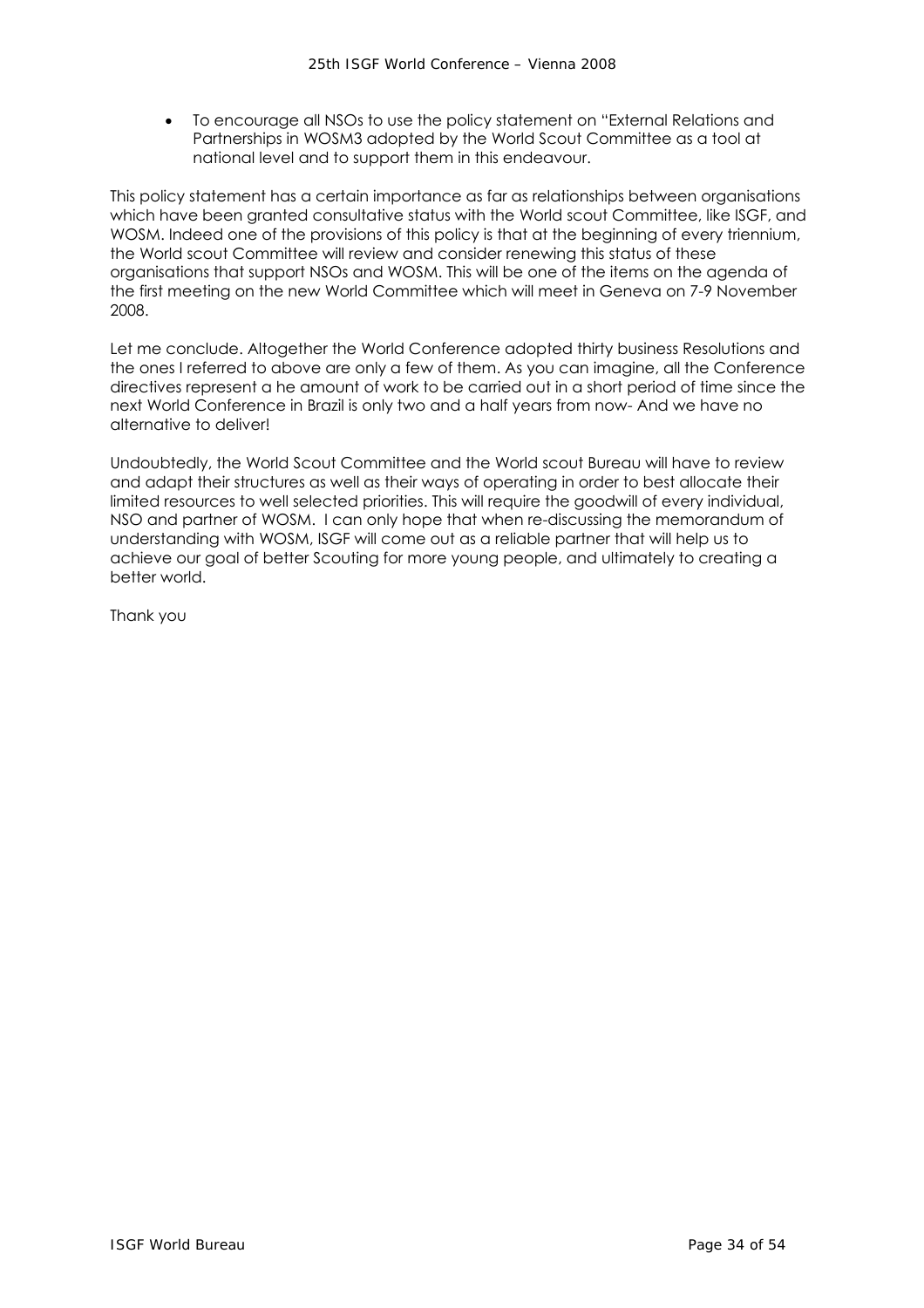- To encourage all NSOs to use the policy statement on "External Relations and Partnerships in WOSM3 adopted by the World Scout Committee as a tool at national level and to support them in this endeavour.

This policy statement has a certain importance as far as relationships between organisations which have been granted consultative status with the World scout Committee, like ISGF, and WOSM. Indeed one of the provisions of this policy is that at the beginning of every triennium, the World scout Committee will review and consider renewing this status of these organisations that support NSOs and WOSM. This will be one of the items on the agenda of the first meeting on the new World Committee which will meet in Geneva on 7-9 November 2008.

Let me conclude. Altogether the World Conference adopted thirty business Resolutions and the ones I referred to above are only a few of them. As you can imagine, all the Conference directives represent a he amount of work to be carried out in a short period of time since the next World Conference in Brazil is only two and a half years from now- And we have no alternative to deliver!

Undoubtedly, the World Scout Committee and the World scout Bureau will have to review and adapt their structures as well as their ways of operating in order to best allocate their limited resources to well selected priorities. This will require the goodwill of every individual, NSO and partner of WOSM. I can only hope that when re-discussing the memorandum of understanding with WOSM, ISGF will come out as a reliable partner that will help us to achieve our goal of better Scouting for more young people, and ultimately to creating a better world.

Thank you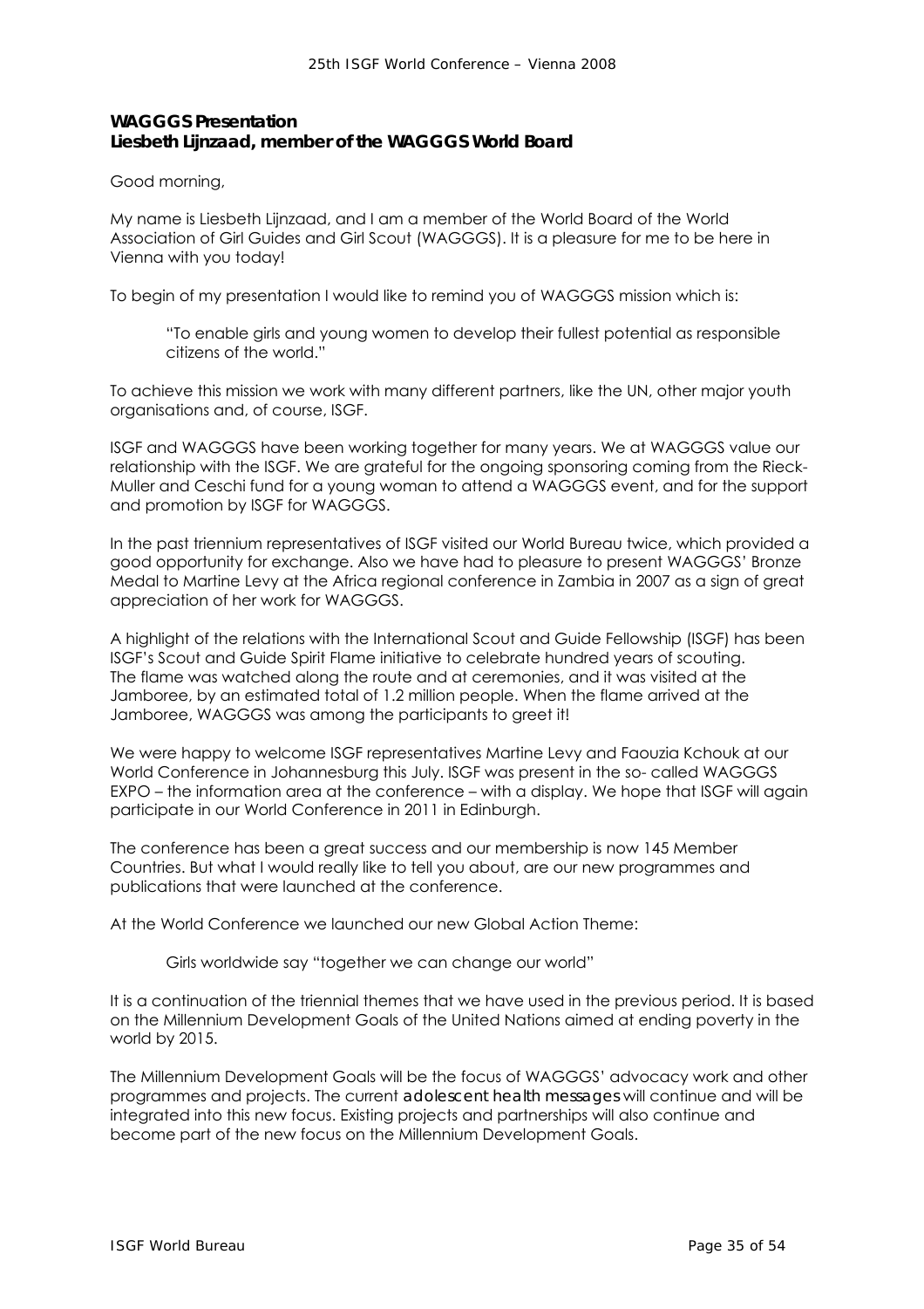**WAGGGS Presentation**
**Liesbeth Lijnzaad, member of the WAGGGS World Board**

Good morning,

My name is Liesbeth Lijnzaad, and I am a member of the World Board of the World Association of Girl Guides and Girl Scout (WAGGGS). It is a pleasure for me to be here in Vienna with you today!

To begin of my presentation I would like to remind you of WAGGGS mission which is:

> "To enable girls and young women to develop their fullest potential as responsible citizens of the world."

To achieve this mission we work with many different partners, like the UN, other major youth organisations and, of course, ISGF.

ISGF and WAGGGS have been working together for many years. We at WAGGGS value our relationship with the ISGF. We are grateful for the ongoing sponsoring coming from the Rieck-Muller and Ceschi fund for a young woman to attend a WAGGGS event, and for the support and promotion by ISGF for WAGGGS.

In the past triennium representatives of ISGF visited our World Bureau twice, which provided a good opportunity for exchange. Also we have had to pleasure to present WAGGGS' Bronze Medal to Martine Levy at the Africa regional conference in Zambia in 2007 as a sign of great appreciation of her work for WAGGGS.

A highlight of the relations with the International Scout and Guide Fellowship (ISGF) has been ISGF's Scout and Guide Spirit Flame initiative to celebrate hundred years of scouting. The flame was watched along the route and at ceremonies, and it was visited at the Jamboree, by an estimated total of 1.2 million people. When the flame arrived at the Jamboree, WAGGGS was among the participants to greet it!

We were happy to welcome ISGF representatives Martine Levy and Faouzia Kchouk at our World Conference in Johannesburg this July. ISGF was present in the so- called WAGGGS EXPO – the information area at the conference – with a display. We hope that ISGF will again participate in our World Conference in 2011 in Edinburgh.

The conference has been a great success and our membership is now 145 Member Countries. But what I would really like to tell you about, are our new programmes and publications that were launched at the conference.

At the World Conference we launched our new Global Action Theme:

> Girls worldwide say "together we can change our world"

It is a continuation of the triennial themes that we have used in the previous period. It is based on the Millennium Development Goals of the United Nations aimed at ending poverty in the world by 2015.

The Millennium Development Goals will be the focus of WAGGGS' advocacy work and other programmes and projects. The current adolescent health messages will continue and will be integrated into this new focus. Existing projects and partnerships will also continue and become part of the new focus on the Millennium Development Goals.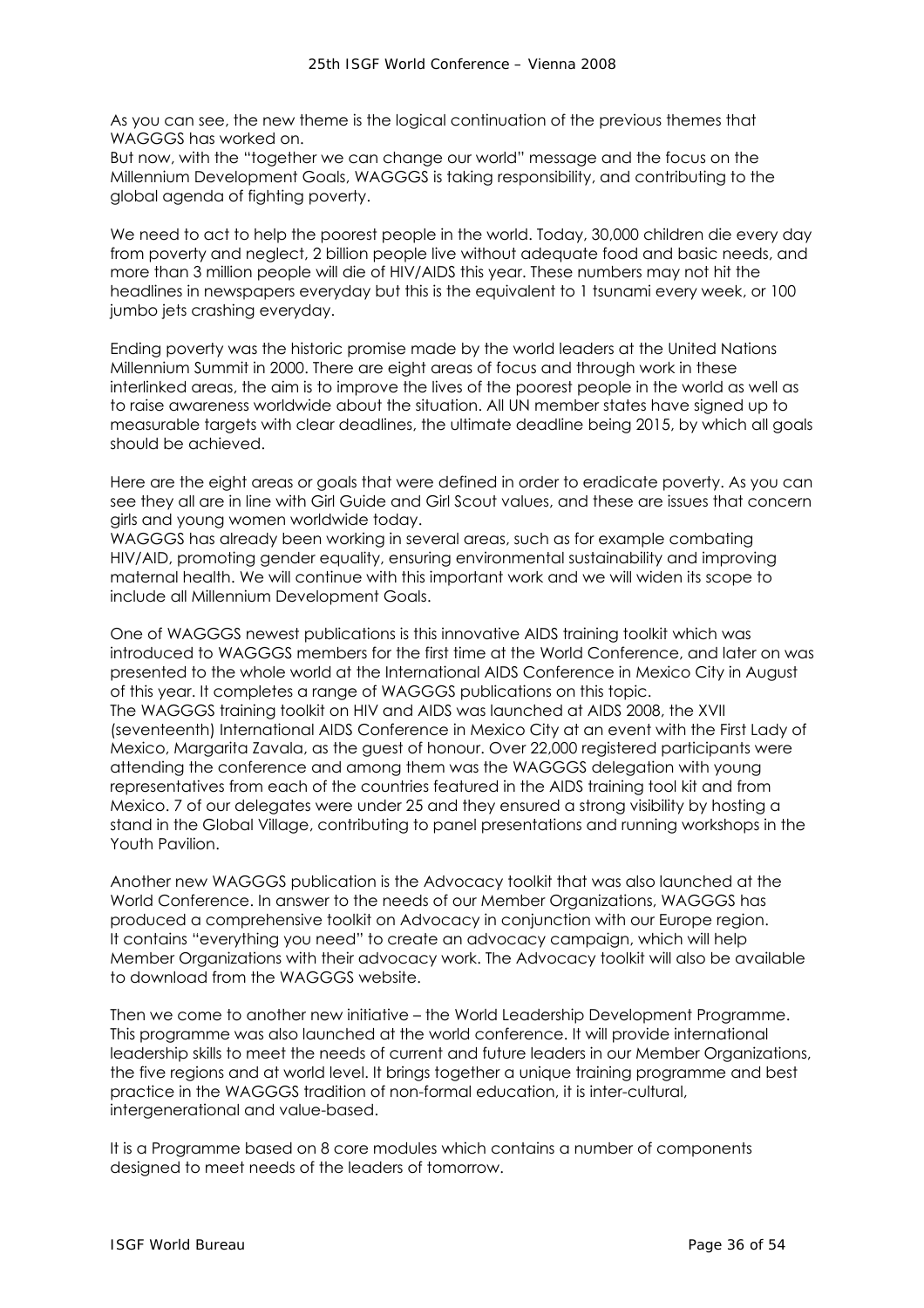As you can see, the new theme is the logical continuation of the previous themes that WAGGGS has worked on.
But now, with the "together we can change our world" message and the focus on the Millennium Development Goals, WAGGGS is taking responsibility, and contributing to the global agenda of fighting poverty.

We need to act to help the poorest people in the world. Today, 30,000 children die every day from poverty and neglect, 2 billion people live without adequate food and basic needs, and more than 3 million people will die of HIV/AIDS this year. These numbers may not hit the headlines in newspapers everyday but this is the equivalent to 1 tsunami every week, or 100 jumbo jets crashing everyday.

Ending poverty was the historic promise made by the world leaders at the United Nations Millennium Summit in 2000. There are eight areas of focus and through work in these interlinked areas, the aim is to improve the lives of the poorest people in the world as well as to raise awareness worldwide about the situation. All UN member states have signed up to measurable targets with clear deadlines, the ultimate deadline being 2015, by which all goals should be achieved.

Here are the eight areas or goals that were defined in order to eradicate poverty. As you can see they all are in line with Girl Guide and Girl Scout values, and these are issues that concern girls and young women worldwide today.
WAGGGS has already been working in several areas, such as for example combating HIV/AID, promoting gender equality, ensuring environmental sustainability and improving maternal health. We will continue with this important work and we will widen its scope to include all Millennium Development Goals.

One of WAGGGS newest publications is this innovative AIDS training toolkit which was introduced to WAGGGS members for the first time at the World Conference, and later on was presented to the whole world at the International AIDS Conference in Mexico City in August of this year. It completes a range of WAGGGS publications on this topic.
The WAGGGS training toolkit on HIV and AIDS was launched at AIDS 2008, the XVII (seventeenth) International AIDS Conference in Mexico City at an event with the First Lady of Mexico, Margarita Zavala, as the guest of honour. Over 22,000 registered participants were attending the conference and among them was the WAGGGS delegation with young representatives from each of the countries featured in the AIDS training tool kit and from Mexico. 7 of our delegates were under 25 and they ensured a strong visibility by hosting a stand in the Global Village, contributing to panel presentations and running workshops in the Youth Pavilion.

Another new WAGGGS publication is the Advocacy toolkit that was also launched at the World Conference. In answer to the needs of our Member Organizations, WAGGGS has produced a comprehensive toolkit on Advocacy in conjunction with our Europe region.
It contains "everything you need" to create an advocacy campaign, which will help Member Organizations with their advocacy work. The Advocacy toolkit will also be available to download from the WAGGGS website.

Then we come to another new initiative – the World Leadership Development Programme. This programme was also launched at the world conference. It will provide international leadership skills to meet the needs of current and future leaders in our Member Organizations, the five regions and at world level. It brings together a unique training programme and best practice in the WAGGGS tradition of non-formal education, it is inter-cultural, intergenerational and value-based.

It is a Programme based on 8 core modules which contains a number of components designed to meet needs of the leaders of tomorrow.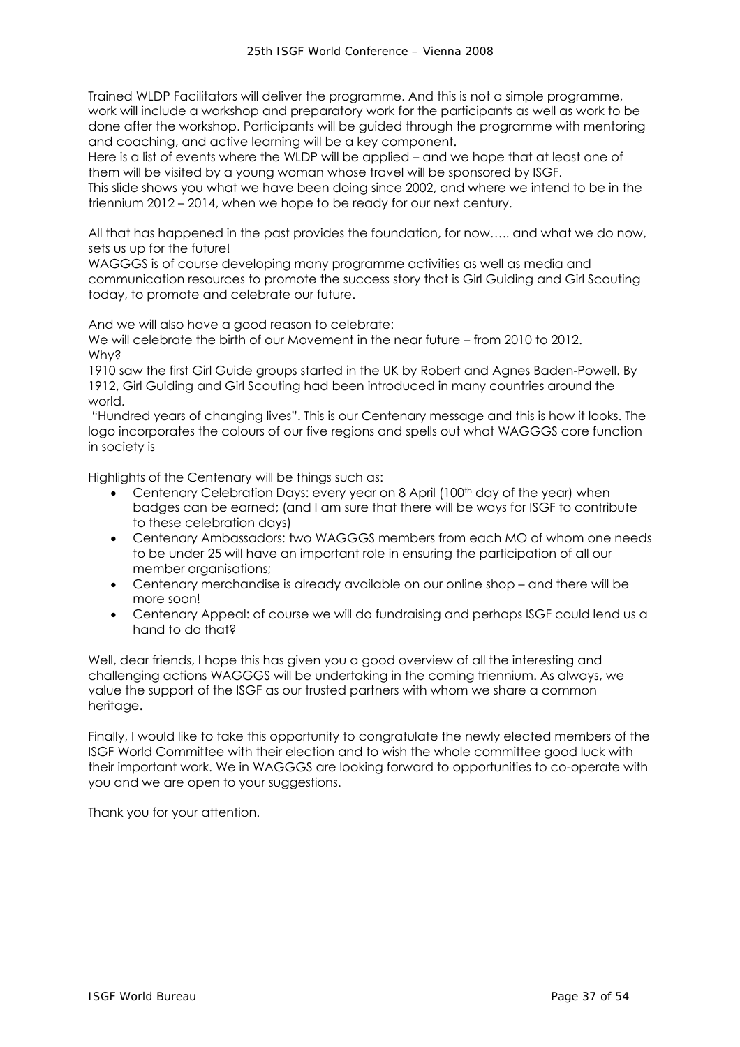Trained WLDP Facilitators will deliver the programme. And this is not a simple programme, work will include a workshop and preparatory work for the participants as well as work to be done after the workshop. Participants will be guided through the programme with mentoring and coaching, and active learning will be a key component.
Here is a list of events where the WLDP will be applied – and we hope that at least one of them will be visited by a young woman whose travel will be sponsored by ISGF.
This slide shows you what we have been doing since 2002, and where we intend to be in the triennium 2012 – 2014, when we hope to be ready for our next century.

All that has happened in the past provides the foundation, for now….. and what we do now, sets us up for the future!
WAGGGS is of course developing many programme activities as well as media and communication resources to promote the success story that is Girl Guiding and Girl Scouting today, to promote and celebrate our future.

And we will also have a good reason to celebrate:
We will celebrate the birth of our Movement in the near future – from 2010 to 2012.
Why?
1910 saw the first Girl Guide groups started in the UK by Robert and Agnes Baden-Powell. By 1912, Girl Guiding and Girl Scouting had been introduced in many countries around the world.
"Hundred years of changing lives". This is our Centenary message and this is how it looks. The logo incorporates the colours of our five regions and spells out what WAGGGS core function in society is

Highlights of the Centenary will be things such as:

- Centenary Celebration Days: every year on 8 April (100th day of the year) when badges can be earned; (and I am sure that there will be ways for ISGF to contribute to these celebration days)
- Centenary Ambassadors: two WAGGGS members from each MO of whom one needs to be under 25 will have an important role in ensuring the participation of all our member organisations;
- Centenary merchandise is already available on our online shop – and there will be more soon!
- Centenary Appeal: of course we will do fundraising and perhaps ISGF could lend us a hand to do that?

Well, dear friends, I hope this has given you a good overview of all the interesting and challenging actions WAGGGS will be undertaking in the coming triennium. As always, we value the support of the ISGF as our trusted partners with whom we share a common heritage.

Finally, I would like to take this opportunity to congratulate the newly elected members of the ISGF World Committee with their election and to wish the whole committee good luck with their important work. We in WAGGGS are looking forward to opportunities to co-operate with you and we are open to your suggestions.

Thank you for your attention.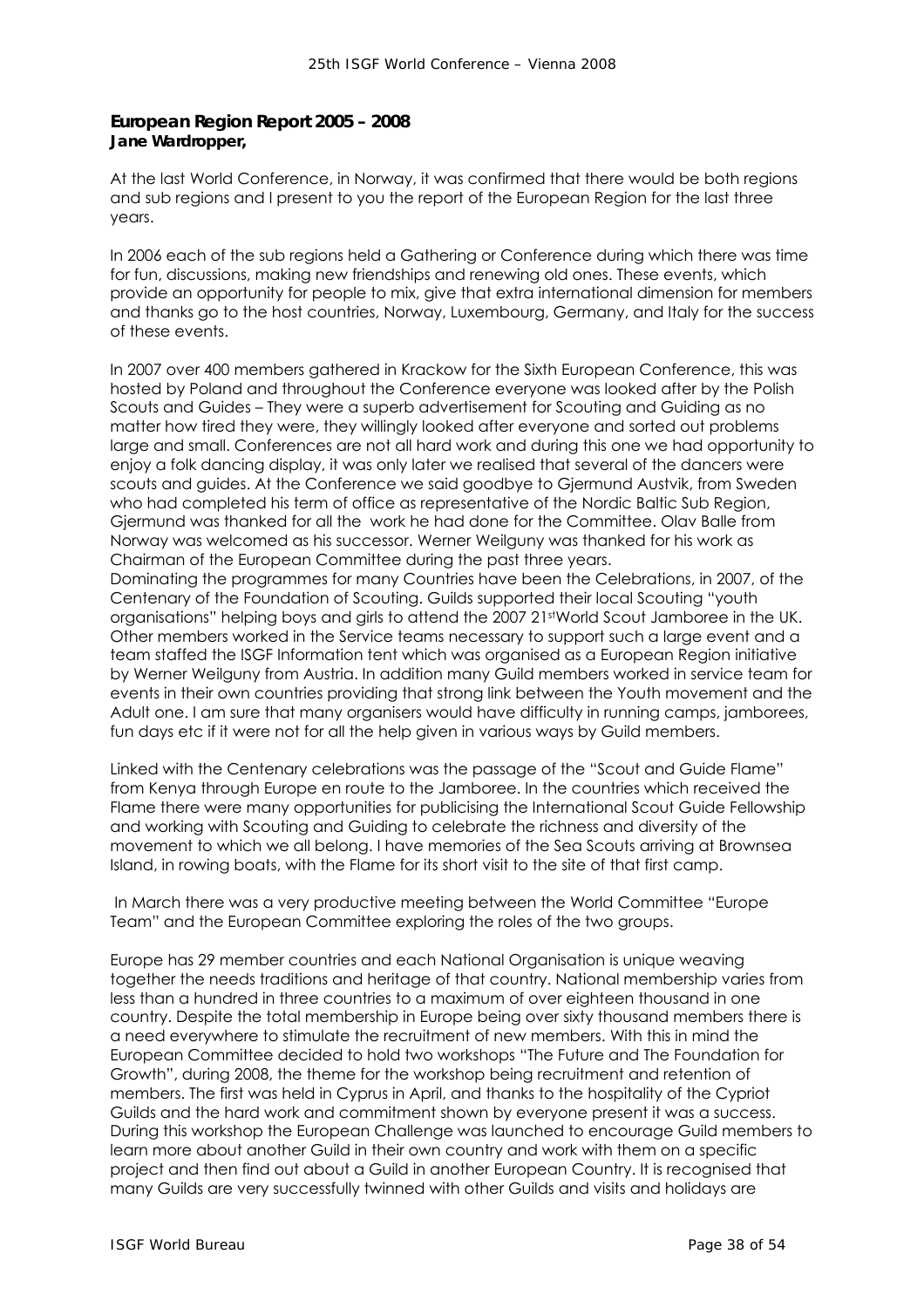**European Region Report 2005 – 2008**
**Jane Wardropper,**

At the last World Conference, in Norway, it was confirmed that there would be both regions and sub regions and I present to you the report of the European Region for the last three years.

In 2006 each of the sub regions held a Gathering or Conference during which there was time for fun, discussions, making new friendships and renewing old ones. These events, which provide an opportunity for people to mix, give that extra international dimension for members and thanks go to the host countries, Norway, Luxembourg, Germany, and Italy for the success of these events.

In 2007 over 400 members gathered in Krackow for the Sixth European Conference, this was hosted by Poland and throughout the Conference everyone was looked after by the Polish Scouts and Guides – They were a superb advertisement for Scouting and Guiding as no matter how tired they were, they willingly looked after everyone and sorted out problems large and small. Conferences are not all hard work and during this one we had opportunity to enjoy a folk dancing display, it was only later we realised that several of the dancers were scouts and guides. At the Conference we said goodbye to Gjermund Austvik, from Sweden who had completed his term of office as representative of the Nordic Baltic Sub Region, Gjermund was thanked for all the work he had done for the Committee. Olav Balle from Norway was welcomed as his successor. Werner Weilguny was thanked for his work as Chairman of the European Committee during the past three years.
Dominating the programmes for many Countries have been the Celebrations, in 2007, of the Centenary of the Foundation of Scouting. Guilds supported their local Scouting "youth organisations" helping boys and girls to attend the 2007 21st World Scout Jamboree in the UK. Other members worked in the Service teams necessary to support such a large event and a team staffed the ISGF Information tent which was organised as a European Region initiative by Werner Weilguny from Austria. In addition many Guild members worked in service team for events in their own countries providing that strong link between the Youth movement and the Adult one. I am sure that many organisers would have difficulty in running camps, jamborees, fun days etc if it were not for all the help given in various ways by Guild members.

Linked with the Centenary celebrations was the passage of the "Scout and Guide Flame" from Kenya through Europe en route to the Jamboree. In the countries which received the Flame there were many opportunities for publicising the International Scout Guide Fellowship and working with Scouting and Guiding to celebrate the richness and diversity of the movement to which we all belong. I have memories of the Sea Scouts arriving at Brownsea Island, in rowing boats, with the Flame for its short visit to the site of that first camp.

In March there was a very productive meeting between the World Committee "Europe Team" and the European Committee exploring the roles of the two groups.

Europe has 29 member countries and each National Organisation is unique weaving together the needs traditions and heritage of that country. National membership varies from less than a hundred in three countries to a maximum of over eighteen thousand in one country. Despite the total membership in Europe being over sixty thousand members there is a need everywhere to stimulate the recruitment of new members. With this in mind the European Committee decided to hold two workshops "The Future and The Foundation for Growth", during 2008, the theme for the workshop being recruitment and retention of members. The first was held in Cyprus in April, and thanks to the hospitality of the Cypriot Guilds and the hard work and commitment shown by everyone present it was a success. During this workshop the European Challenge was launched to encourage Guild members to learn more about another Guild in their own country and work with them on a specific project and then find out about a Guild in another European Country. It is recognised that many Guilds are very successfully twinned with other Guilds and visits and holidays are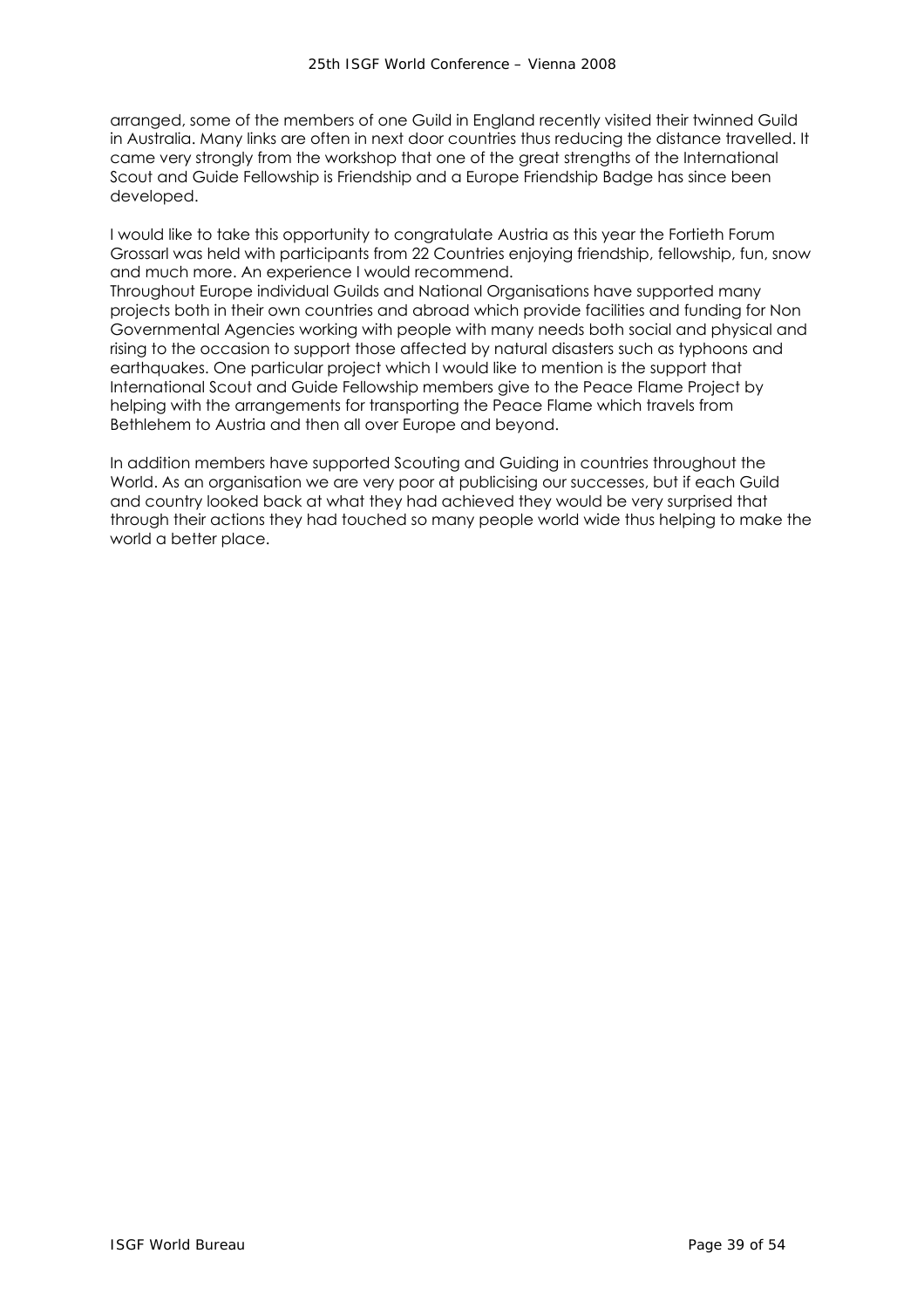arranged, some of the members of one Guild in England recently visited their twinned Guild in Australia. Many links are often in next door countries thus reducing the distance travelled. It came very strongly from the workshop that one of the great strengths of the International Scout and Guide Fellowship is Friendship and a Europe Friendship Badge has since been developed.

I would like to take this opportunity to congratulate Austria as this year the Fortieth Forum Grossarl was held with participants from 22 Countries enjoying friendship, fellowship, fun, snow and much more. An experience I would recommend.
Throughout Europe individual Guilds and National Organisations have supported many projects both in their own countries and abroad which provide facilities and funding for Non Governmental Agencies working with people with many needs both social and physical and rising to the occasion to support those affected by natural disasters such as typhoons and earthquakes. One particular project which I would like to mention is the support that International Scout and Guide Fellowship members give to the Peace Flame Project by helping with the arrangements for transporting the Peace Flame which travels from Bethlehem to Austria and then all over Europe and beyond.

In addition members have supported Scouting and Guiding in countries throughout the World. As an organisation we are very poor at publicising our successes, but if each Guild and country looked back at what they had achieved they would be very surprised that through their actions they had touched so many people world wide thus helping to make the world a better place.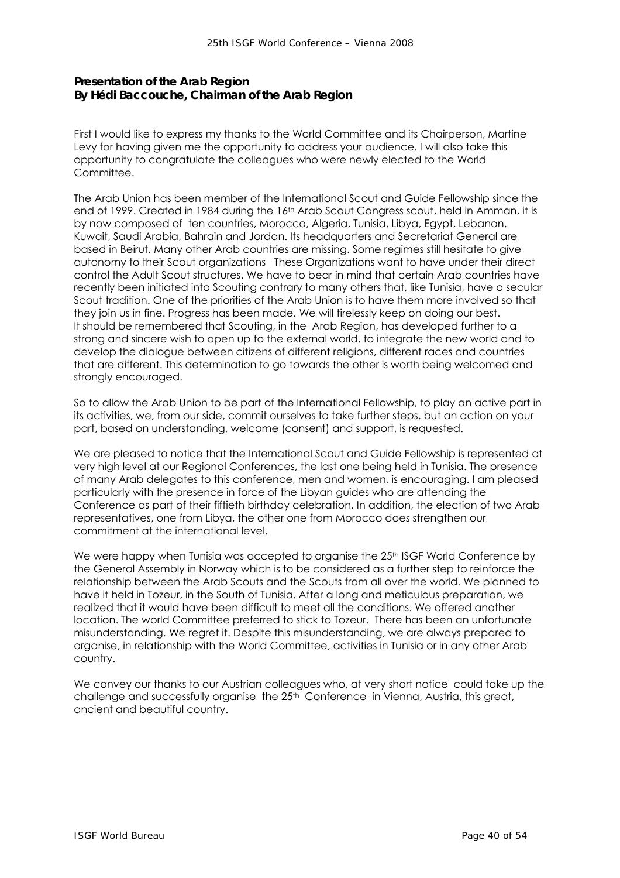**Presentation of the Arab Region**
**By Hédi Baccouche, Chairman of the Arab Region**

First I would like to express my thanks to the World Committee and its Chairperson, Martine Levy for having given me the opportunity to address your audience. I will also take this opportunity to congratulate the colleagues who were newly elected to the World Committee.

The Arab Union has been member of the International Scout and Guide Fellowship since the end of 1999. Created in 1984 during the 16th Arab Scout Congress scout, held in Amman, it is by now composed of ten countries, Morocco, Algeria, Tunisia, Libya, Egypt, Lebanon, Kuwait, Saudi Arabia, Bahrain and Jordan. Its headquarters and Secretariat General are based in Beirut. Many other Arab countries are missing. Some regimes still hesitate to give autonomy to their Scout organizations These Organizations want to have under their direct control the Adult Scout structures. We have to bear in mind that certain Arab countries have recently been initiated into Scouting contrary to many others that, like Tunisia, have a secular Scout tradition. One of the priorities of the Arab Union is to have them more involved so that they join us in fine. Progress has been made. We will tirelessly keep on doing our best.
It should be remembered that Scouting, in the Arab Region, has developed further to a strong and sincere wish to open up to the external world, to integrate the new world and to develop the dialogue between citizens of different religions, different races and countries that are different. This determination to go towards the other is worth being welcomed and strongly encouraged.

So to allow the Arab Union to be part of the International Fellowship, to play an active part in its activities, we, from our side, commit ourselves to take further steps, but an action on your part, based on understanding, welcome (consent) and support, is requested.

We are pleased to notice that the International Scout and Guide Fellowship is represented at very high level at our Regional Conferences, the last one being held in Tunisia. The presence of many Arab delegates to this conference, men and women, is encouraging. I am pleased particularly with the presence in force of the Libyan guides who are attending the Conference as part of their fiftieth birthday celebration. In addition, the election of two Arab representatives, one from Libya, the other one from Morocco does strengthen our commitment at the international level.

We were happy when Tunisia was accepted to organise the 25th ISGF World Conference by the General Assembly in Norway which is to be considered as a further step to reinforce the relationship between the Arab Scouts and the Scouts from all over the world. We planned to have it held in Tozeur, in the South of Tunisia. After a long and meticulous preparation, we realized that it would have been difficult to meet all the conditions. We offered another location. The world Committee preferred to stick to Tozeur. There has been an unfortunate misunderstanding. We regret it. Despite this misunderstanding, we are always prepared to organise, in relationship with the World Committee, activities in Tunisia or in any other Arab country.

We convey our thanks to our Austrian colleagues who, at very short notice could take up the challenge and successfully organise the 25th Conference in Vienna, Austria, this great, ancient and beautiful country.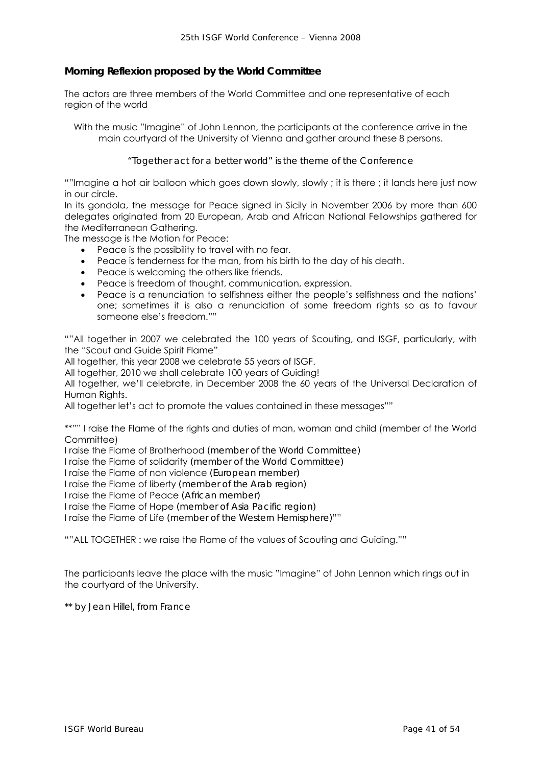## Morning Reflexion proposed by the World Committee

The actors are three members of the World Committee and one representative of each region of the world

With the music "Imagine" of John Lennon, the participants at the conference arrive in the main courtyard of the University of Vienna and gather around these 8 persons.

*"Together act for a better world" is the theme of the Conference*

""Imagine a hot air balloon which goes down slowly, slowly ; it is there ; it lands here just now in our circle.

In its gondola, the message for Peace signed in Sicily in November 2006 by more than 600 delegates originated from 20 European, Arab and African National Fellowships gathered for the Mediterranean Gathering.

The message is the Motion for Peace:

- Peace is the possibility to travel with no fear.
- Peace is tenderness for the man, from his birth to the day of his death.
- Peace is welcoming the others like friends.
- Peace is freedom of thought, communication, expression.
- Peace is a renunciation to selfishness either the people's selfishness and the nations' one; sometimes it is also a renunciation of some freedom rights so as to favour someone else's freedom.""

""All together in 2007 we celebrated the 100 years of Scouting, and ISGF, particularly, with the "Scout and Guide Spirit Flame"

All together, this year 2008 we celebrate 55 years of ISGF.

All together, 2010 we shall celebrate 100 years of Guiding!

All together, we'll celebrate, in December 2008 the 60 years of the Universal Declaration of Human Rights.

All together let's act to promote the values contained in these messages""

**"" I raise the Flame of the rights and duties of man, woman and child (member of the World Committee)

I raise the Flame of Brotherhood *(member of the World Committee)*

I raise the Flame of solidarity *(member of the World Committee)*

I raise the Flame of non violence *(European member)*

I raise the Flame of liberty *(member of the Arab region)*

I raise the Flame of Peace *(African member)*

I raise the Flame of Hope *(member of Asia Pacific region)*

I raise the Flame of Life *(member of the Western Hemisphere)*""

""ALL TOGETHER : we raise the Flame of the values of Scouting and Guiding.""

The participants leave the place with the music "Imagine" of John Lennon which rings out in the courtyard of the University.

*** by Jean Hillel, from France*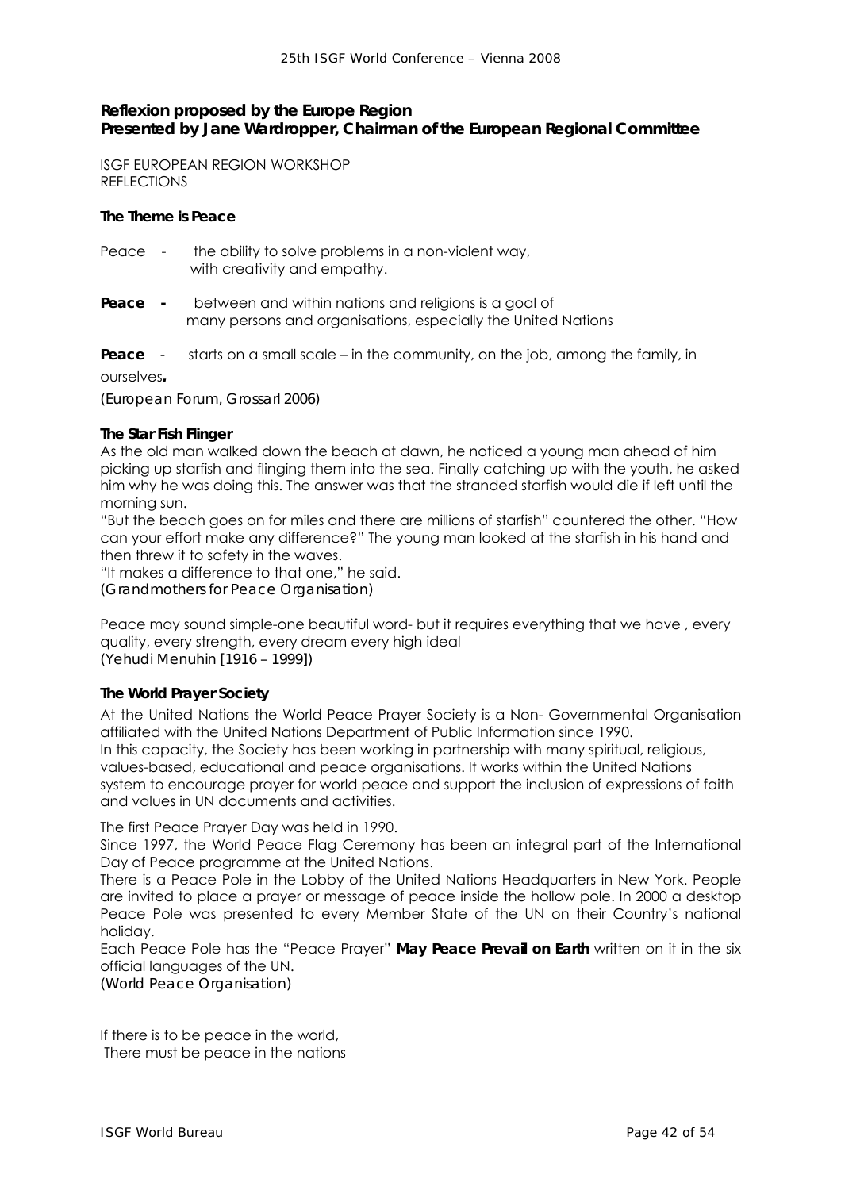**Reflexion proposed by the Europe Region**
**Presented by Jane Wardropper, Chairman of the European Regional Committee**

ISGF EUROPEAN REGION WORKSHOP
REFLECTIONS

**The Theme is Peace**

Peace - the ability to solve problems in a non-violent way, with creativity and empathy.

**Peace -** between and within nations and religions is a goal of many persons and organisations, especially the United Nations

**Peace** - starts on a small scale – in the community, on the job, among the family, in ourselves**.**

*(European Forum, Grossarl 2006)*

**The Star Fish Flinger**

As the old man walked down the beach at dawn, he noticed a young man ahead of him picking up starfish and flinging them into the sea. Finally catching up with the youth, he asked him why he was doing this. The answer was that the stranded starfish would die if left until the morning sun.

"But the beach goes on for miles and there are millions of starfish" countered the other. "How can your effort make any difference?" The young man looked at the starfish in his hand and then threw it to safety in the waves.

"It makes a difference to that one," he said.

*(Grandmothers for Peace Organisation)*

Peace may sound simple-one beautiful word- but it requires everything that we have , every quality, every strength, every dream every high ideal

*(Yehudi Menuhin [1916 – 1999])*

**The World Prayer Society**

At the United Nations the World Peace Prayer Society is a Non- Governmental Organisation affiliated with the United Nations Department of Public Information since 1990.

In this capacity, the Society has been working in partnership with many spiritual, religious, values-based, educational and peace organisations. It works within the United Nations system to encourage prayer for world peace and support the inclusion of expressions of faith and values in UN documents and activities.

The first Peace Prayer Day was held in 1990.

Since 1997, the World Peace Flag Ceremony has been an integral part of the International Day of Peace programme at the United Nations.

There is a Peace Pole in the Lobby of the United Nations Headquarters in New York. People are invited to place a prayer or message of peace inside the hollow pole. In 2000 a desktop Peace Pole was presented to every Member State of the UN on their Country's national holiday.

Each Peace Pole has the "Peace Prayer" **May Peace Prevail on Earth** written on it in the six official languages of the UN.

*(World Peace Organisation)*

If there is to be peace in the world,
There must be peace in the nations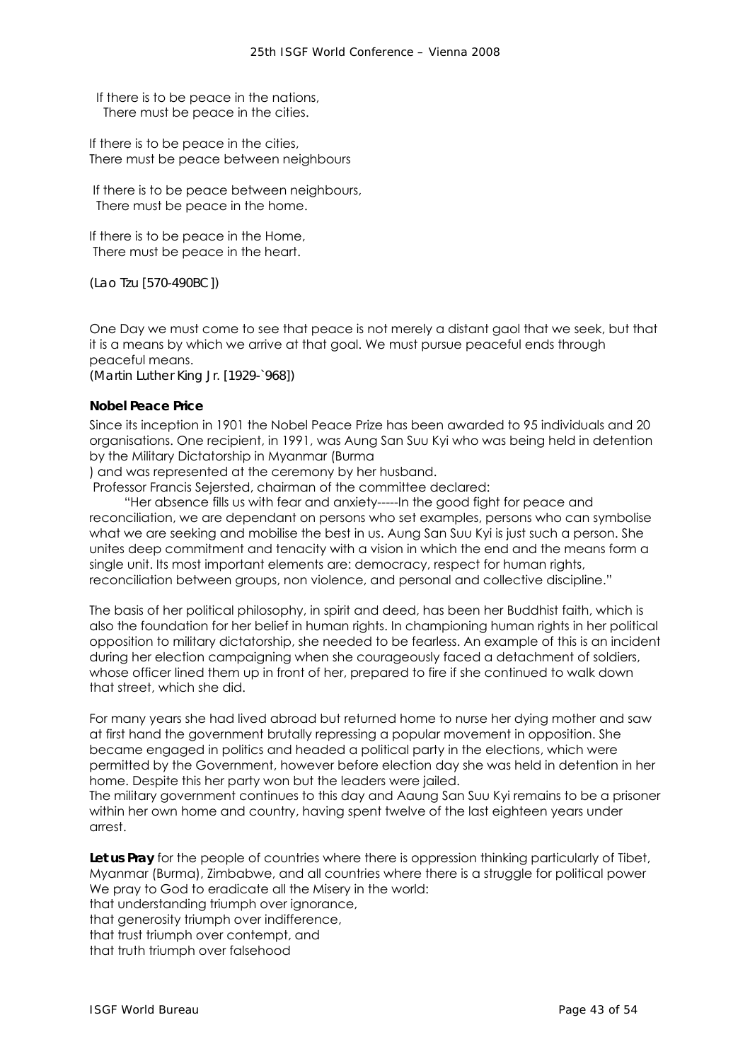If there is to be peace in the nations,
There must be peace in the cities.

If there is to be peace in the cities,
There must be peace between neighbours

If there is to be peace between neighbours,
There must be peace in the home.

If there is to be peace in the Home,
There must be peace in the heart.

(Lao Tzu [570-490BC])

One Day we must come to see that peace is not merely a distant gaol that we seek, but that it is a means by which we arrive at that goal. We must pursue peaceful ends through peaceful means.
(Martin Luther King Jr. [1929-`968])

**Nobel Peace Price**

Since its inception in 1901 the Nobel Peace Prize has been awarded to 95 individuals and 20 organisations. One recipient, in 1991, was Aung San Suu Kyi who was being held in detention by the Military Dictatorship in Myanmar (Burma
) and was represented at the ceremony by her husband.
Professor Francis Sejersted, chairman of the committee declared:

"Her absence fills us with fear and anxiety-----In the good fight for peace and reconciliation, we are dependant on persons who set examples, persons who can symbolise what we are seeking and mobilise the best in us. Aung San Suu Kyi is just such a person. She unites deep commitment and tenacity with a vision in which the end and the means form a single unit. Its most important elements are: democracy, respect for human rights, reconciliation between groups, non violence, and personal and collective discipline."

The basis of her political philosophy, in spirit and deed, has been her Buddhist faith, which is also the foundation for her belief in human rights. In championing human rights in her political opposition to military dictatorship, she needed to be fearless. An example of this is an incident during her election campaigning when she courageously faced a detachment of soldiers, whose officer lined them up in front of her, prepared to fire if she continued to walk down that street, which she did.

For many years she had lived abroad but returned home to nurse her dying mother and saw at first hand the government brutally repressing a popular movement in opposition. She became engaged in politics and headed a political party in the elections, which were permitted by the Government, however before election day she was held in detention in her home. Despite this her party won but the leaders were jailed.
The military government continues to this day and Aaung San Suu Kyi remains to be a prisoner within her own home and country, having spent twelve of the last eighteen years under arrest.

**Let us Pray** for the people of countries where there is oppression thinking particularly of Tibet, Myanmar (Burma), Zimbabwe, and all countries where there is a struggle for political power
We pray to God to eradicate all the Misery in the world:
that understanding triumph over ignorance,
that generosity triumph over indifference,
that trust triumph over contempt, and
that truth triumph over falsehood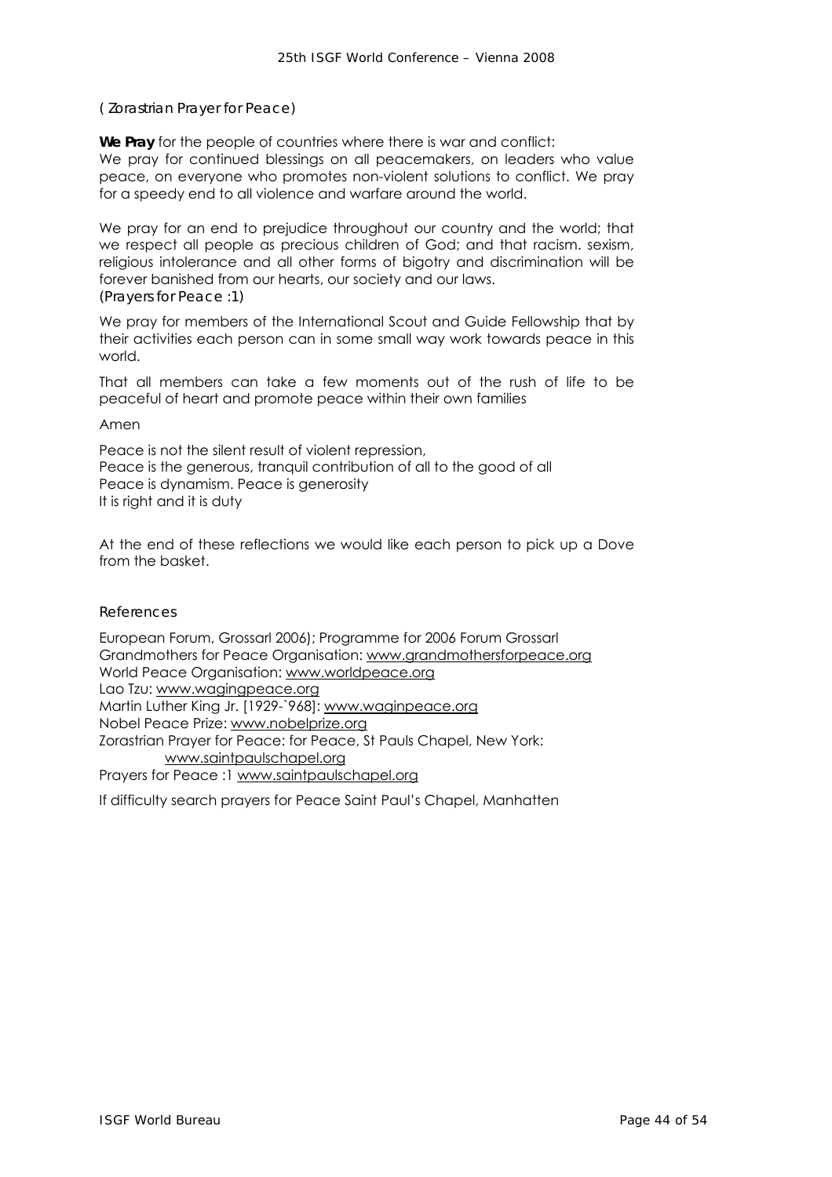( Zorastrian Prayer for Peace)

**We Pray** for the people of countries where there is war and conflict:
We pray for continued blessings on all peacemakers, on leaders who value peace, on everyone who promotes non-violent solutions to conflict. We pray for a speedy end to all violence and warfare around the world.

We pray for an end to prejudice throughout our country and the world; that we respect all people as precious children of God; and that racism. sexism, religious intolerance and all other forms of bigotry and discrimination will be forever banished from our hearts, our society and our laws.
(Prayers for Peace :1)

We pray for members of the International Scout and Guide Fellowship that by their activities each person can in some small way work towards peace in this world.

That all members can take a few moments out of the rush of life to be peaceful of heart and promote peace within their own families

Amen

Peace is not the silent result of violent repression,
Peace is the generous, tranquil contribution of all to the good of all
Peace is dynamism. Peace is generosity
It is right and it is duty

At the end of these reflections we would like each person to pick up a Dove from the basket.

References

European Forum, Grossarl 2006); Programme for 2006 Forum Grossarl
Grandmothers for Peace Organisation: www.grandmothersforpeace.org
World Peace Organisation: www.worldpeace.org
Lao Tzu: www.wagingpeace.org
Martin Luther King Jr. [1929-`968]: www.waginpeace.org
Nobel Peace Prize: www.nobelprize.org
Zorastrian Prayer for Peace: for Peace, St Pauls Chapel, New York:
www.saintpaulschapel.org
Prayers for Peace :1 www.saintpaulschapel.org

If difficulty search prayers for Peace Saint Paul's Chapel, Manhatten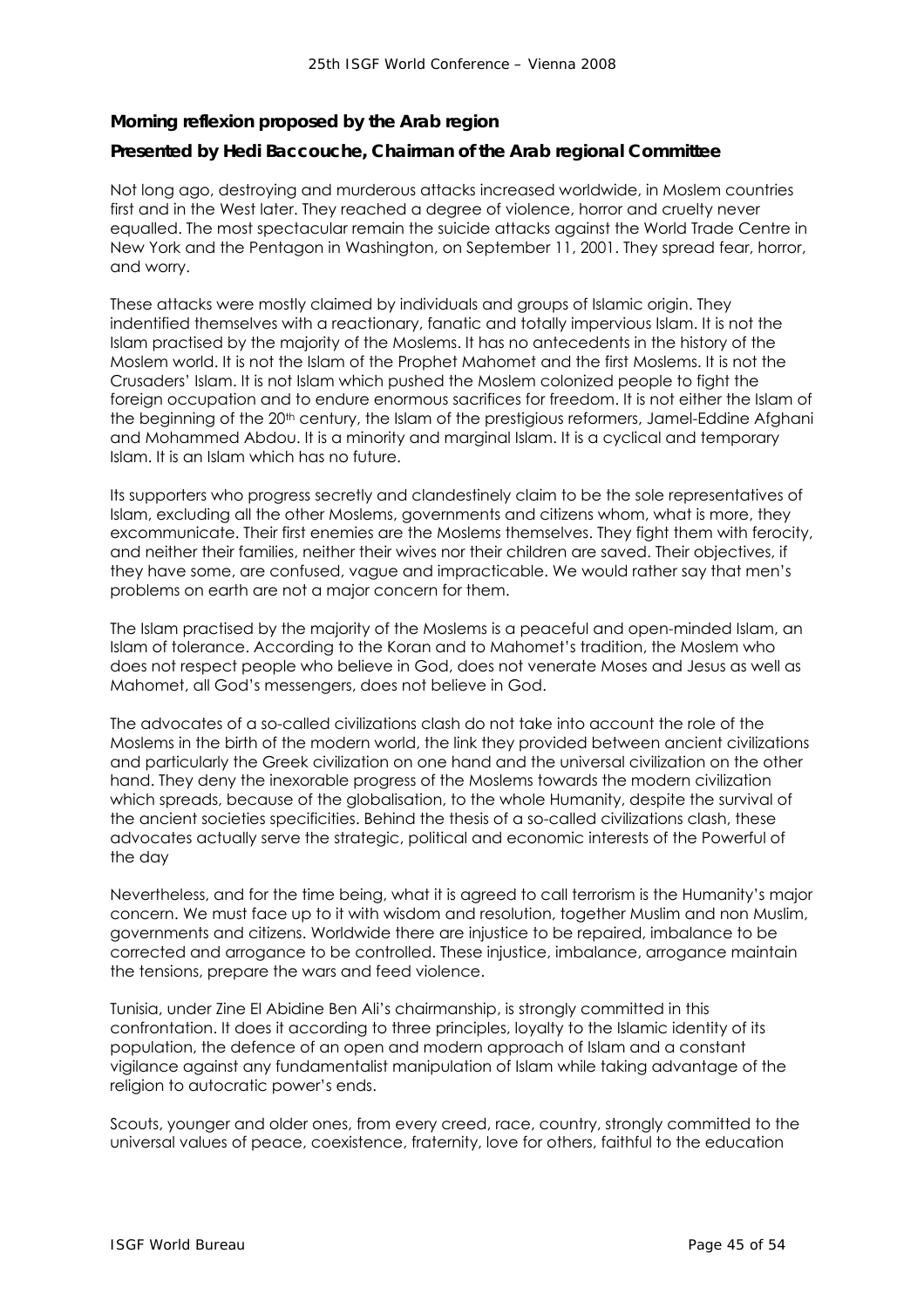**Morning reflexion proposed by the Arab region**

**Presented by Hedi Baccouche, Chairman of the Arab regional Committee**

Not long ago, destroying and murderous attacks increased worldwide, in Moslem countries first and in the West later. They reached a degree of violence, horror and cruelty never equalled. The most spectacular remain the suicide attacks against the World Trade Centre in New York and the Pentagon in Washington, on September 11, 2001. They spread fear, horror, and worry.

These attacks were mostly claimed by individuals and groups of Islamic origin. They indentified themselves with a reactionary, fanatic and totally impervious Islam. It is not the Islam practised by the majority of the Moslems. It has no antecedents in the history of the Moslem world. It is not the Islam of the Prophet Mahomet and the first Moslems. It is not the Crusaders' Islam. It is not Islam which pushed the Moslem colonized people to fight the foreign occupation and to endure enormous sacrifices for freedom. It is not either the Islam of the beginning of the 20th century, the Islam of the prestigious reformers, Jamel-Eddine Afghani and Mohammed Abdou. It is a minority and marginal Islam. It is a cyclical and temporary Islam. It is an Islam which has no future.

Its supporters who progress secretly and clandestinely claim to be the sole representatives of Islam, excluding all the other Moslems, governments and citizens whom, what is more, they excommunicate. Their first enemies are the Moslems themselves. They fight them with ferocity, and neither their families, neither their wives nor their children are saved. Their objectives, if they have some, are confused, vague and impracticable. We would rather say that men's problems on earth are not a major concern for them.

The Islam practised by the majority of the Moslems is a peaceful and open-minded Islam, an Islam of tolerance. According to the Koran and to Mahomet's tradition, the Moslem who does not respect people who believe in God, does not venerate Moses and Jesus as well as Mahomet, all God's messengers, does not believe in God.

The advocates of a so-called civilizations clash do not take into account the role of the Moslems in the birth of the modern world, the link they provided between ancient civilizations and particularly the Greek civilization on one hand and the universal civilization on the other hand. They deny the inexorable progress of the Moslems towards the modern civilization which spreads, because of the globalisation, to the whole Humanity, despite the survival of the ancient societies specificities. Behind the thesis of a so-called civilizations clash, these advocates actually serve the strategic, political and economic interests of the Powerful of the day

Nevertheless, and for the time being, what it is agreed to call terrorism is the Humanity's major concern. We must face up to it with wisdom and resolution, together Muslim and non Muslim, governments and citizens. Worldwide there are injustice to be repaired, imbalance to be corrected and arrogance to be controlled. These injustice, imbalance, arrogance maintain the tensions, prepare the wars and feed violence.

Tunisia, under Zine El Abidine Ben Ali's chairmanship, is strongly committed in this confrontation. It does it according to three principles, loyalty to the Islamic identity of its population, the defence of an open and modern approach of Islam and a constant vigilance against any fundamentalist manipulation of Islam while taking advantage of the religion to autocratic power's ends.

Scouts, younger and older ones, from every creed, race, country, strongly committed to the universal values of peace, coexistence, fraternity, love for others, faithful to the education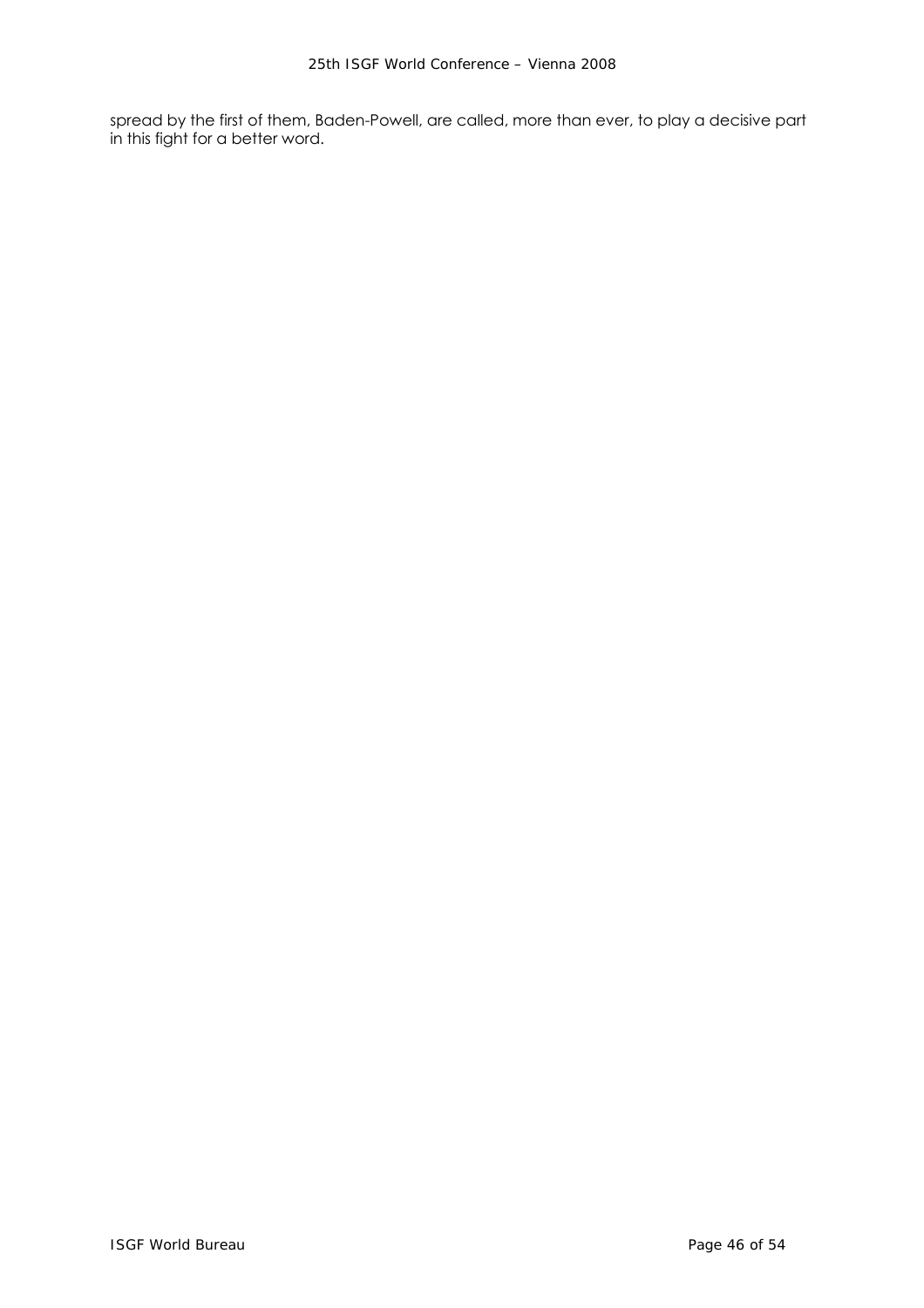spread by the first of them, Baden-Powell, are called, more than ever, to play a decisive part in this fight for a better word.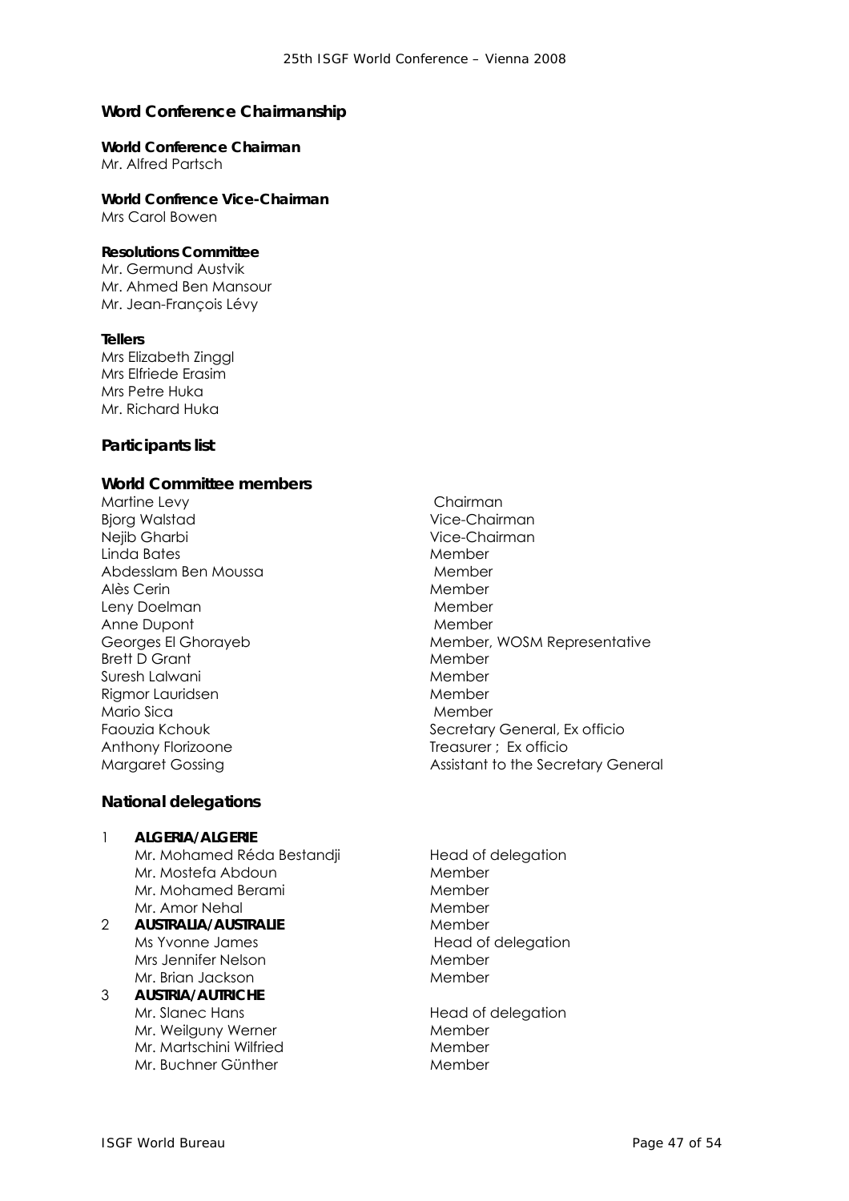## Word Conference Chairmanship

**World Conference Chairman**
Mr. Alfred Partsch

**World Confrence Vice-Chairman**
Mrs Carol Bowen

**Resolutions Committee**
Mr. Germund Austvik
Mr. Ahmed Ben Mansour
Mr. Jean-François Lévy

**Tellers**
Mrs Elizabeth Zinggl
Mrs Elfriede Erasim
Mrs Petre Huka
Mr. Richard Huka

## Participants list

### World Committee members

| | |
|---|---|
| Martine Levy | Chairman |
| Bjorg Walstad | Vice-Chairman |
| Nejib Gharbi | Vice-Chairman |
| Linda Bates | Member |
| Abdesslam Ben Moussa | Member |
| Alès Cerin | Member |
| Leny Doelman | Member |
| Anne Dupont | Member |
| Georges El Ghorayeb | Member, WOSM Representative |
| Brett D Grant | Member |
| Suresh Lalwani | Member |
| Rigmor Lauridsen | Member |
| Mario Sica | Member |
| Faouzia Kchouk | Secretary General, Ex officio |
| Anthony Florizoone | Treasurer ; Ex officio |
| Margaret Gossing | Assistant to the Secretary General |

### National delegations

| | | |
|---|---|---|
| 1 | **ALGERIA/ALGERIE** | |
| | Mr. Mohamed Réda Bestandji | Head of delegation |
| | Mr. Mostefa Abdoun | Member |
| | Mr. Mohamed Berami | Member |
| | Mr. Amor Nehal | Member |
| 2 | **AUSTRALIA/AUSTRALIE** | Member |
| | Ms Yvonne James | Head of delegation |
| | Mrs Jennifer Nelson | Member |
| | Mr. Brian Jackson | Member |
| 3 | **AUSTRIA/AUTRICHE** | |
| | Mr. Slanec Hans | Head of delegation |
| | Mr. Weilguny Werner | Member |
| | Mr. Martschini Wilfried | Member |
| | Mr. Buchner Günther | Member |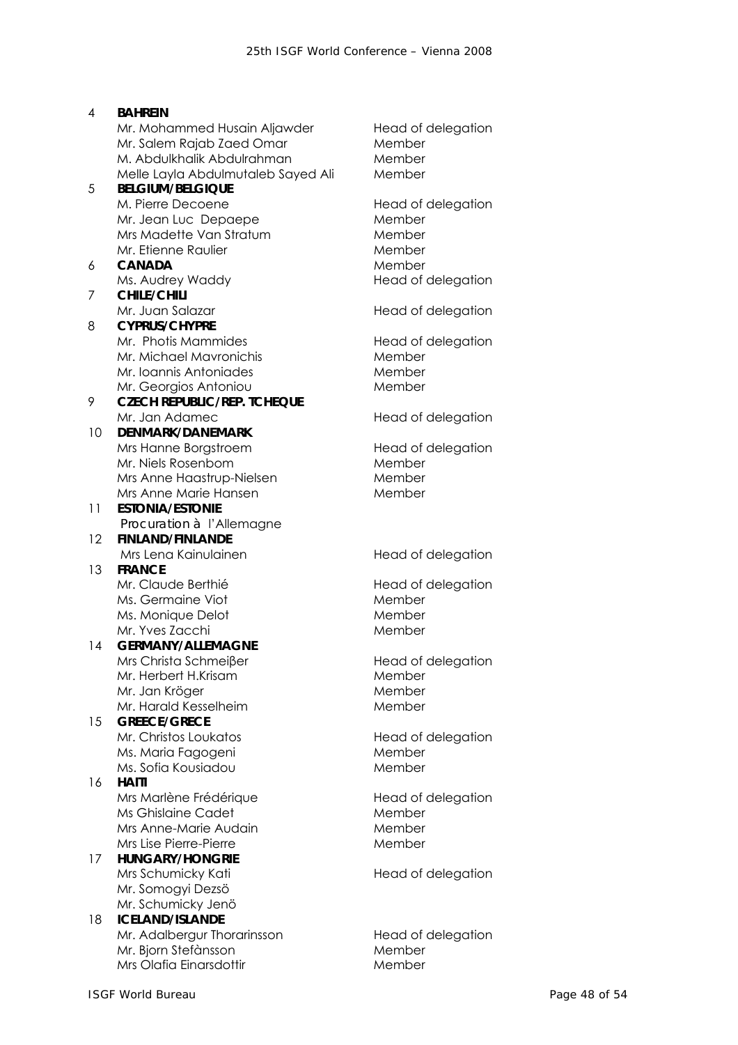| | | |
|---|---|---|
| 4 | **BAHREIN** | |
| | Mr. Mohammed Husain Aljawder | Head of delegation |
| | Mr. Salem Rajab Zaed Omar | Member |
| | M. Abdulkhalik Abdulrahman | Member |
| | Melle Layla Abdulmutaleb Sayed Ali | Member |
| 5 | **BELGIUM/BELGIQUE** | |
| | M. Pierre Decoene | Head of delegation |
| | Mr. Jean Luc Depaepe | Member |
| | Mrs Madette Van Stratum | Member |
| | Mr. Etienne Raulier | Member |
| 6 | **CANADA** | Member |
| | Ms. Audrey Waddy | Head of delegation |
| 7 | **CHILE/CHILI** | |
| | Mr. Juan Salazar | Head of delegation |
| 8 | **CYPRUS/CHYPRE** | |
| | Mr. Photis Mammides | Head of delegation |
| | Mr. Michael Mavronichis | Member |
| | Mr. Ioannis Antoniades | Member |
| | Mr. Georgios Antoniou | Member |
| 9 | **CZECH REPUBLIC/REP. TCHEQUE** | |
| | Mr. Jan Adamec | Head of delegation |
| 10 | **DENMARK/DANEMARK** | |
| | Mrs Hanne Borgstroem | Head of delegation |
| | Mr. Niels Rosenbom | Member |
| | Mrs Anne Haastrup-Nielsen | Member |
| | Mrs Anne Marie Hansen | Member |
| 11 | **ESTONIA/ESTONIE** | |
| | Procuration à l'Allemagne | |
| 12 | **FINLAND/FINLANDE** | |
| | Mrs Lena Kainulainen | Head of delegation |
| 13 | **FRANCE** | |
| | Mr. Claude Berthié | Head of delegation |
| | Ms. Germaine Viot | Member |
| | Ms. Monique Delot | Member |
| | Mr. Yves Zacchi | Member |
| 14 | **GERMANY/ALLEMAGNE** | |
| | Mrs Christa Schmeiβer | Head of delegation |
| | Mr. Herbert H.Krisam | Member |
| | Mr. Jan Kröger | Member |
| | Mr. Harald Kesselheim | Member |
| 15 | **GREECE/GRECE** | |
| | Mr. Christos Loukatos | Head of delegation |
| | Ms. Maria Fagogeni | Member |
| | Ms. Sofia Kousiadou | Member |
| 16 | **HAITI** | |
| | Mrs Marlène Frédérique | Head of delegation |
| | Ms Ghislaine Cadet | Member |
| | Mrs Anne-Marie Audain | Member |
| | Mrs Lise Pierre-Pierre | Member |
| 17 | **HUNGARY/HONGRIE** | |
| | Mrs Schumicky Kati | Head of delegation |
| | Mr. Somogyi Dezsö | |
| | Mr. Schumicky Jenö | |
| 18 | **ICELAND/ISLANDE** | |
| | Mr. Adalbergur Thorarinsson | Head of delegation |
| | Mr. Bjorn Stefànsson | Member |
| | Mrs Olafia Einarsdottir | Member |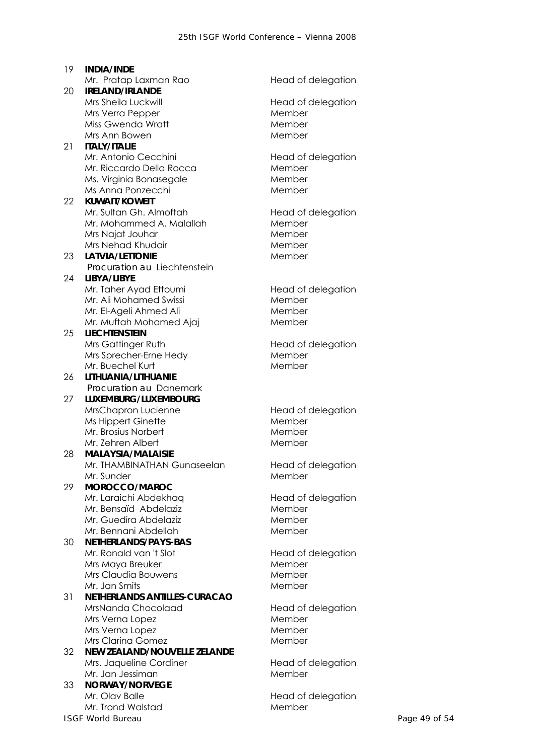| | | |
|---|---|---|
| 19 | **INDIA/INDE** | |
| | Mr. Pratap Laxman Rao | Head of delegation |
| 20 | **IRELAND/IRLANDE** | |
| | Mrs Sheila Luckwill | Head of delegation |
| | Mrs Verra Pepper | Member |
| | Miss Gwenda Wratt | Member |
| | Mrs Ann Bowen | Member |
| 21 | **ITALY/ITALIE** | |
| | Mr. Antonio Cecchini | Head of delegation |
| | Mr. Riccardo Della Rocca | Member |
| | Ms. Virginia Bonasegale | Member |
| | Ms Anna Ponzecchi | Member |
| 22 | **KUWAIT/KOWEIT** | |
| | Mr. Sultan Gh. Almoftah | Head of delegation |
| | Mr. Mohammed A. Malallah | Member |
| | Mrs Najat Jouhar | Member |
| | Mrs Nehad Khudair | Member |
| 23 | **LATVIA/LETTONIE** | Member |
| | *Procuration au* Liechtenstein | |
| 24 | **LIBYA/LIBYE** | |
| | Mr. Taher Ayad Ettoumi | Head of delegation |
| | Mr. Ali Mohamed Swissi | Member |
| | Mr. El-Ageli Ahmed Ali | Member |
| | Mr. Muftah Mohamed Ajaj | Member |
| 25 | **LIECHTENSTEIN** | |
| | Mrs Gattinger Ruth | Head of delegation |
| | Mrs Sprecher-Erne Hedy | Member |
| | Mr. Buechel Kurt | Member |
| 26 | **LITHUANIA/LITHUANIE** | |
| | *Procuration au* Danemark | |
| 27 | **LUXEMBURG/LUXEMBOURG** | |
| | MrsChapron Lucienne | Head of delegation |
| | Ms Hippert Ginette | Member |
| | Mr. Brosius Norbert | Member |
| | Mr. Zehren Albert | Member |
| 28 | **MALAYSIA/MALAISIE** | |
| | Mr. THAMBINATHAN Gunaseelan | Head of delegation |
| | Mr. Sunder | Member |
| 29 | **MOROCCO/MAROC** | |
| | Mr. Laraichi Abdekhaq | Head of delegation |
| | Mr. Bensaïd Abdelaziz | Member |
| | Mr. Guedira Abdelaziz | Member |
| | Mr. Bennani Abdellah | Member |
| 30 | **NETHERLANDS/PAYS-BAS** | |
| | Mr. Ronald van 't Slot | Head of delegation |
| | Mrs Maya Breuker | Member |
| | Mrs Claudia Bouwens | Member |
| | Mr. Jan Smits | Member |
| 31 | **NETHERLANDS ANTILLES-CURACAO** | |
| | MrsNanda Chocolaad | Head of delegation |
| | Mrs Verna Lopez | Member |
| | Mrs Verna Lopez | Member |
| | Mrs Clarina Gomez | Member |
| 32 | **NEW ZEALAND/NOUVELLE ZELANDE** | |
| | Mrs. Jaqueline Cordiner | Head of delegation |
| | Mr. Jan Jessiman | Member |
| 33 | **NORWAY/NORVEGE** | |
| | Mr. Olav Balle | Head of delegation |
| | Mr. Trond Walstad | Member |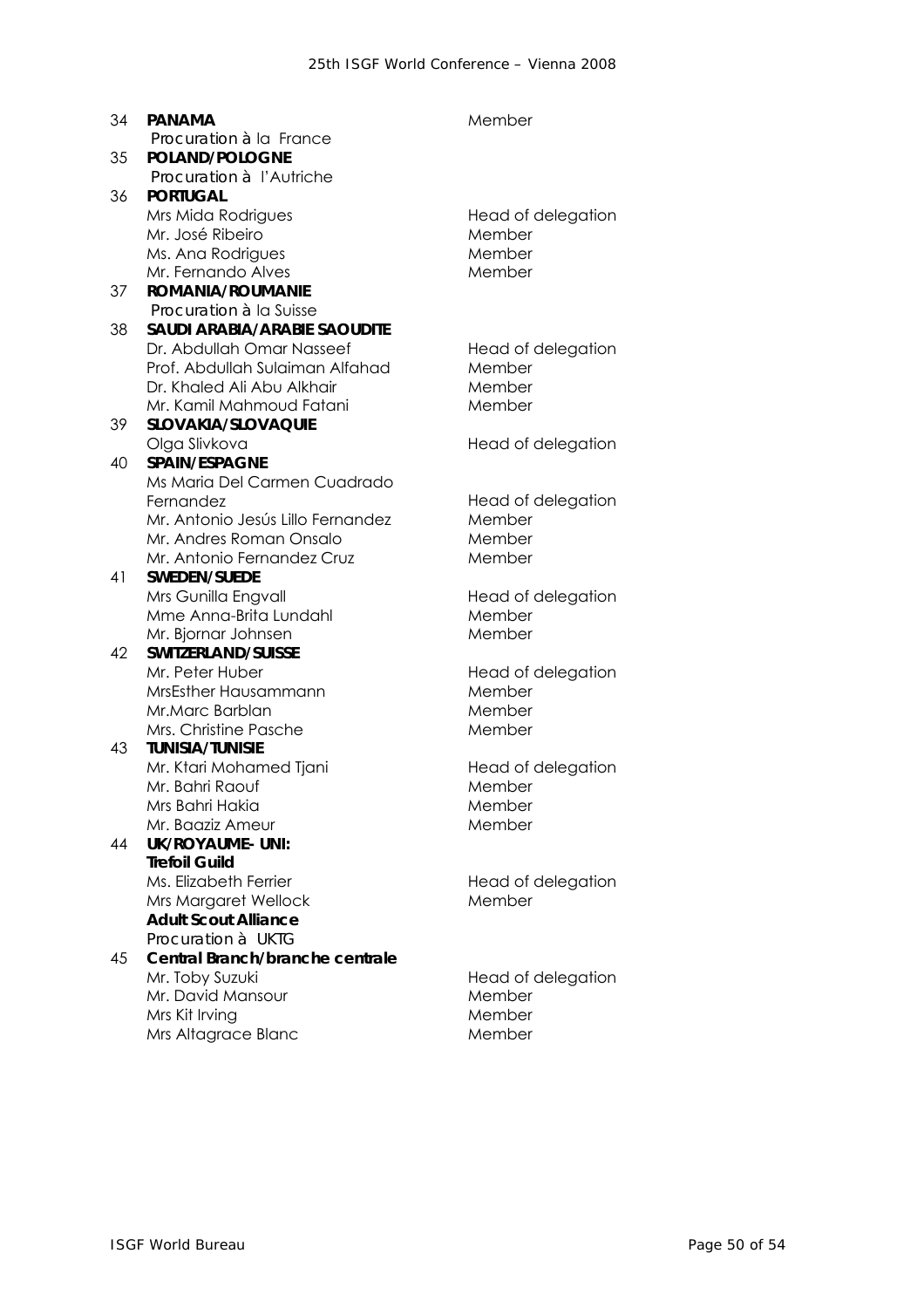| | | |
|---|---|---|
| 34 | **PANAMA** | Member |
| | *Procuration à* la France | |
| 35 | **POLAND/POLOGNE** | |
| | *Procuration à* l'Autriche | |
| 36 | **PORTUGAL** | |
| | Mrs Mida Rodrigues | Head of delegation |
| | Mr. José Ribeiro | Member |
| | Ms. Ana Rodrigues | Member |
| | Mr. Fernando Alves | Member |
| 37 | **ROMANIA/ROUMANIE** | |
| | *Procuration à* la Suisse | |
| 38 | **SAUDI ARABIA/ARABIE SAOUDITE** | |
| | Dr. Abdullah Omar Nasseef | Head of delegation |
| | Prof. Abdullah Sulaiman Alfahad | Member |
| | Dr. Khaled Ali Abu Alkhair | Member |
| | Mr. Kamil Mahmoud Fatani | Member |
| 39 | **SLOVAKIA/SLOVAQUIE** | |
| | Olga Slivkova | Head of delegation |
| 40 | **SPAIN/ESPAGNE** | |
| | Ms Maria Del Carmen Cuadrado Fernandez | Head of delegation |
| | Mr. Antonio Jesús Lillo Fernandez | Member |
| | Mr. Andres Roman Onsalo | Member |
| | Mr. Antonio Fernandez Cruz | Member |
| 41 | **SWEDEN/SUEDE** | |
| | Mrs Gunilla Engvall | Head of delegation |
| | Mme Anna-Brita Lundahl | Member |
| | Mr. Bjornar Johnsen | Member |
| 42 | **SWITZERLAND/SUISSE** | |
| | Mr. Peter Huber | Head of delegation |
| | MrsEsther Hausammann | Member |
| | Mr.Marc Barblan | Member |
| | Mrs. Christine Pasche | Member |
| 43 | **TUNISIA/TUNISIE** | |
| | Mr. Ktari Mohamed Tjani | Head of delegation |
| | Mr. Bahri Raouf | Member |
| | Mrs Bahri Hakia | Member |
| | Mr. Baaziz Ameur | Member |
| 44 | **UK/ROYAUME- UNI:** | |
| | **Trefoil Guild** | |
| | Ms. Elizabeth Ferrier | Head of delegation |
| | Mrs Margaret Wellock | Member |
| | **Adult Scout Alliance** | |
| | *Procuration à* UKTG | |
| 45 | **Central Branch/branche centrale** | |
| | Mr. Toby Suzuki | Head of delegation |
| | Mr. David Mansour | Member |
| | Mrs Kit Irving | Member |
| | Mrs Altagrace Blanc | Member |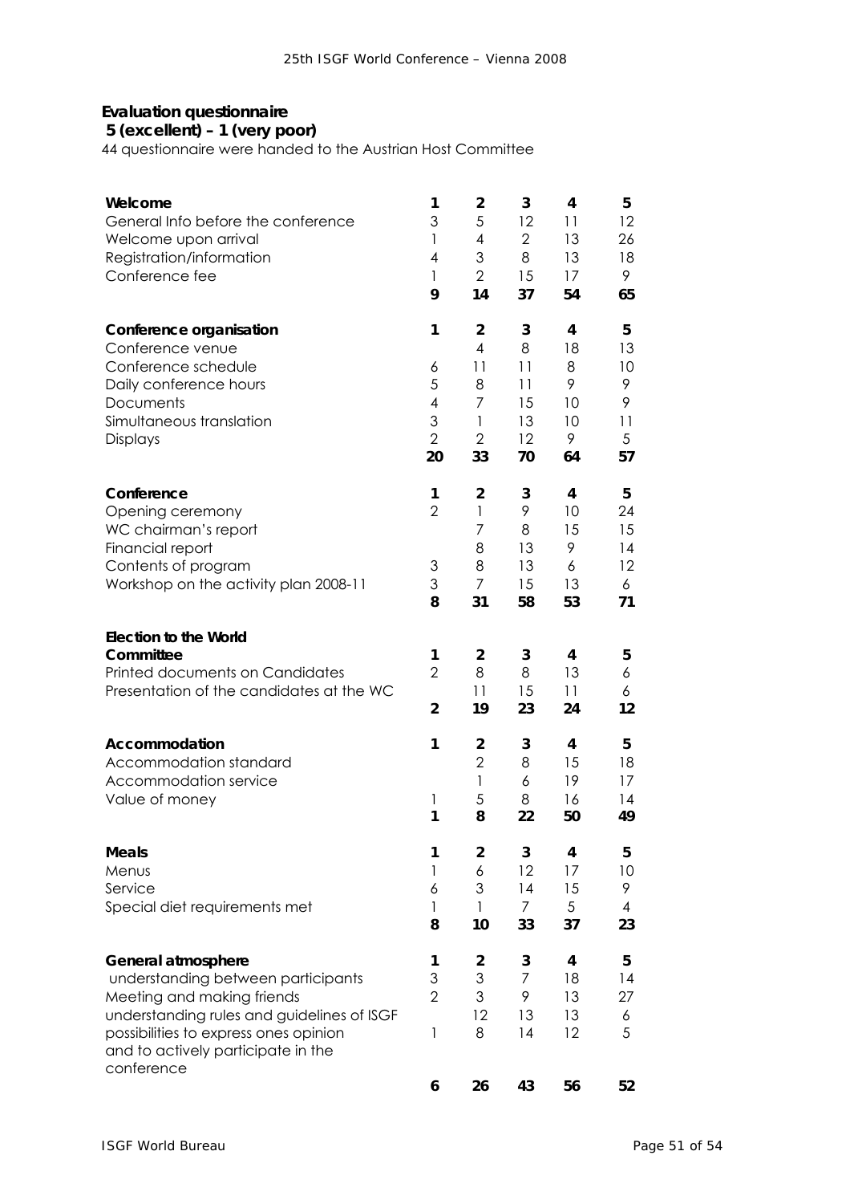**Evaluation questionnaire**

**5 (excellent) – 1 (very poor)**

44 questionnaire were handed to the Austrian Host Committee

| **Welcome** | **1** | **2** | **3** | **4** | **5** |
|---|---|---|---|---|---|
| General Info before the conference | 3 | 5 | 12 | 11 | 12 |
| Welcome upon arrival | 1 | 4 | 2 | 13 | 26 |
| Registration/information | 4 | 3 | 8 | 13 | 18 |
| Conference fee | 1 | 2 | 15 | 17 | 9 |
| | **9** | **14** | **37** | **54** | **65** |

| **Conference organisation** | **1** | **2** | **3** | **4** | **5** |
|---|---|---|---|---|---|
| Conference venue | | 4 | 8 | 18 | 13 |
| Conference schedule | 6 | 11 | 11 | 8 | 10 |
| Daily conference hours | 5 | 8 | 11 | 9 | 9 |
| Documents | 4 | 7 | 15 | 10 | 9 |
| Simultaneous translation | 3 | 1 | 13 | 10 | 11 |
| Displays | 2 | 2 | 12 | 9 | 5 |
| | **20** | **33** | **70** | **64** | **57** |

| **Conference** | **1** | **2** | **3** | **4** | **5** |
|---|---|---|---|---|---|
| Opening ceremony | 2 | 1 | 9 | 10 | 24 |
| WC chairman's report | | 7 | 8 | 15 | 15 |
| Financial report | | 8 | 13 | 9 | 14 |
| Contents of program | 3 | 8 | 13 | 6 | 12 |
| Workshop on the activity plan 2008-11 | 3 | 7 | 15 | 13 | 6 |
| | **8** | **31** | **58** | **53** | **71** |

| **Election to the World Committee** | **1** | **2** | **3** | **4** | **5** |
|---|---|---|---|---|---|
| Printed documents on Candidates | 2 | 8 | 8 | 13 | 6 |
| Presentation of the candidates at the WC | | 11 | 15 | 11 | 6 |
| | **2** | **19** | **23** | **24** | **12** |

| **Accommodation** | **1** | **2** | **3** | **4** | **5** |
|---|---|---|---|---|---|
| Accommodation standard | | 2 | 8 | 15 | 18 |
| Accommodation service | | 1 | 6 | 19 | 17 |
| Value of money | 1 | 5 | 8 | 16 | 14 |
| | **1** | **8** | **22** | **50** | **49** |

| **Meals** | **1** | **2** | **3** | **4** | **5** |
|---|---|---|---|---|---|
| Menus | 1 | 6 | 12 | 17 | 10 |
| Service | 6 | 3 | 14 | 15 | 9 |
| Special diet requirements met | 1 | 1 | 7 | 5 | 4 |
| | **8** | **10** | **33** | **37** | **23** |

| **General atmosphere** | **1** | **2** | **3** | **4** | **5** |
|---|---|---|---|---|---|
| understanding between participants | 3 | 3 | 7 | 18 | 14 |
| Meeting and making friends | 2 | 3 | 9 | 13 | 27 |
| understanding rules and guidelines of ISGF | | 12 | 13 | 13 | 6 |
| possibilities to express ones opinion and to actively participate in the conference | 1 | 8 | 14 | 12 | 5 |
| | **6** | **26** | **43** | **56** | **52** |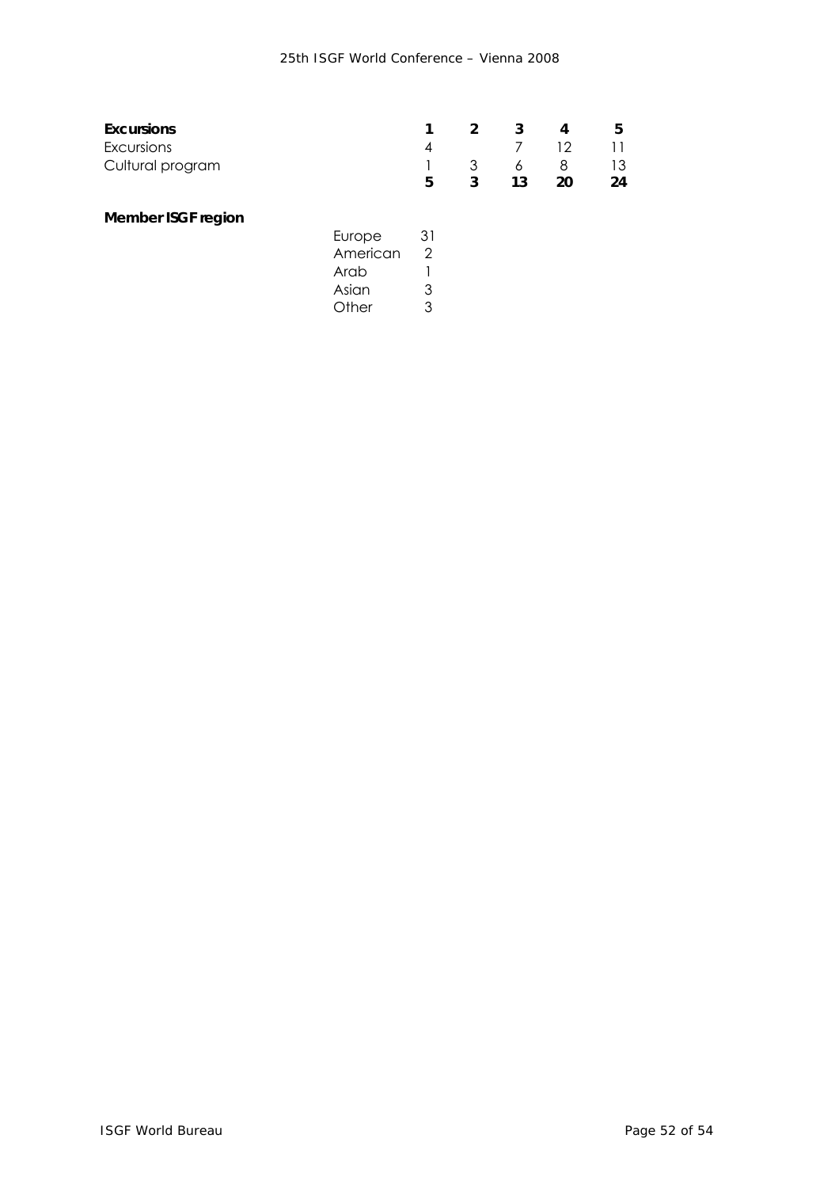| Excursions | 1 | 2 | 3 | 4 | 5 |
|---|---|---|---|---|---|
| Excursions | 4 | | 7 | 12 | 11 |
| Cultural program | 1 | 3 | 6 | 8 | 13 |
| | **5** | **3** | **13** | **20** | **24** |

**Member ISGF region**

| Region | Count |
|---|---|
| Europe | 31 |
| American | 2 |
| Arab | 1 |
| Asian | 3 |
| Other | 3 |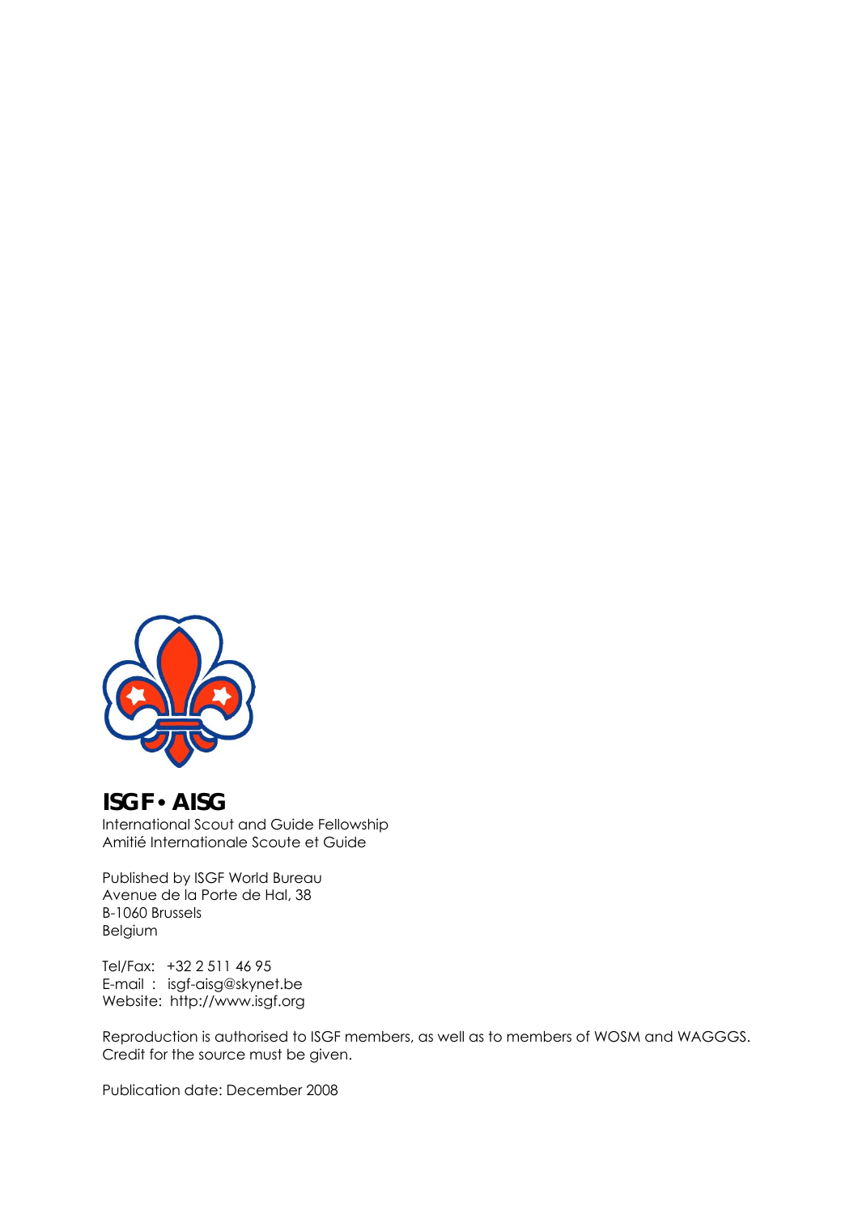**ISGF • AISG**

International Scout and Guide Fellowship
Amitié Internationale Scoute et Guide

Published by ISGF World Bureau
Avenue de la Porte de Hal, 38
B-1060 Brussels
Belgium

Tel/Fax: +32 2 511 46 95
E-mail : isgf-aisg@skynet.be
Website: http://www.isgf.org

Reproduction is authorised to ISGF members, as well as to members of WOSM and WAGGGS.
Credit for the source must be given.

Publication date: December 2008